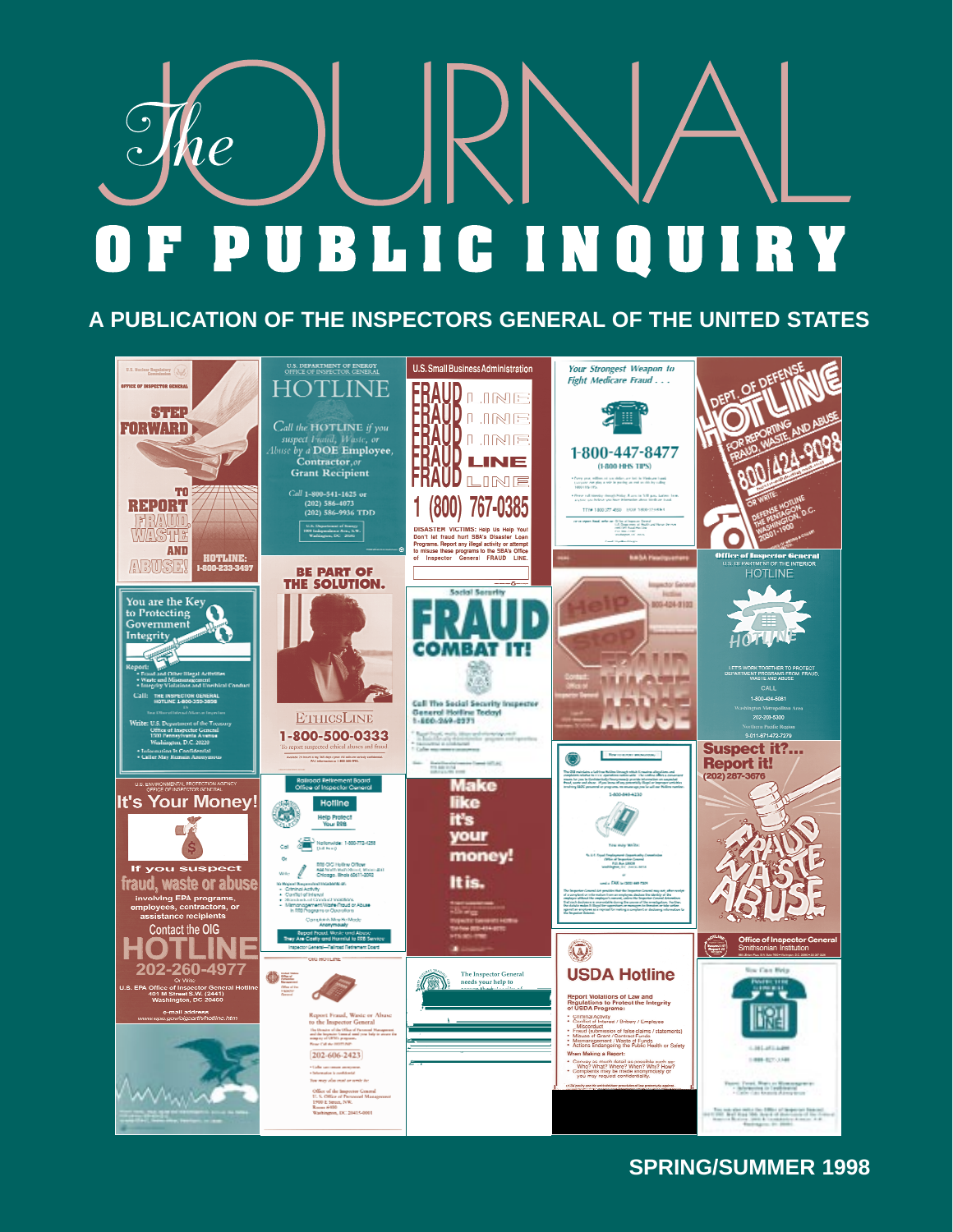# The JOURNAL OF PUBLIC INQUIRY

## A PUBLICATION OF THE INSPECTORS GENERAL OF THE UNITED STATES

SPRING/SUMMER 1998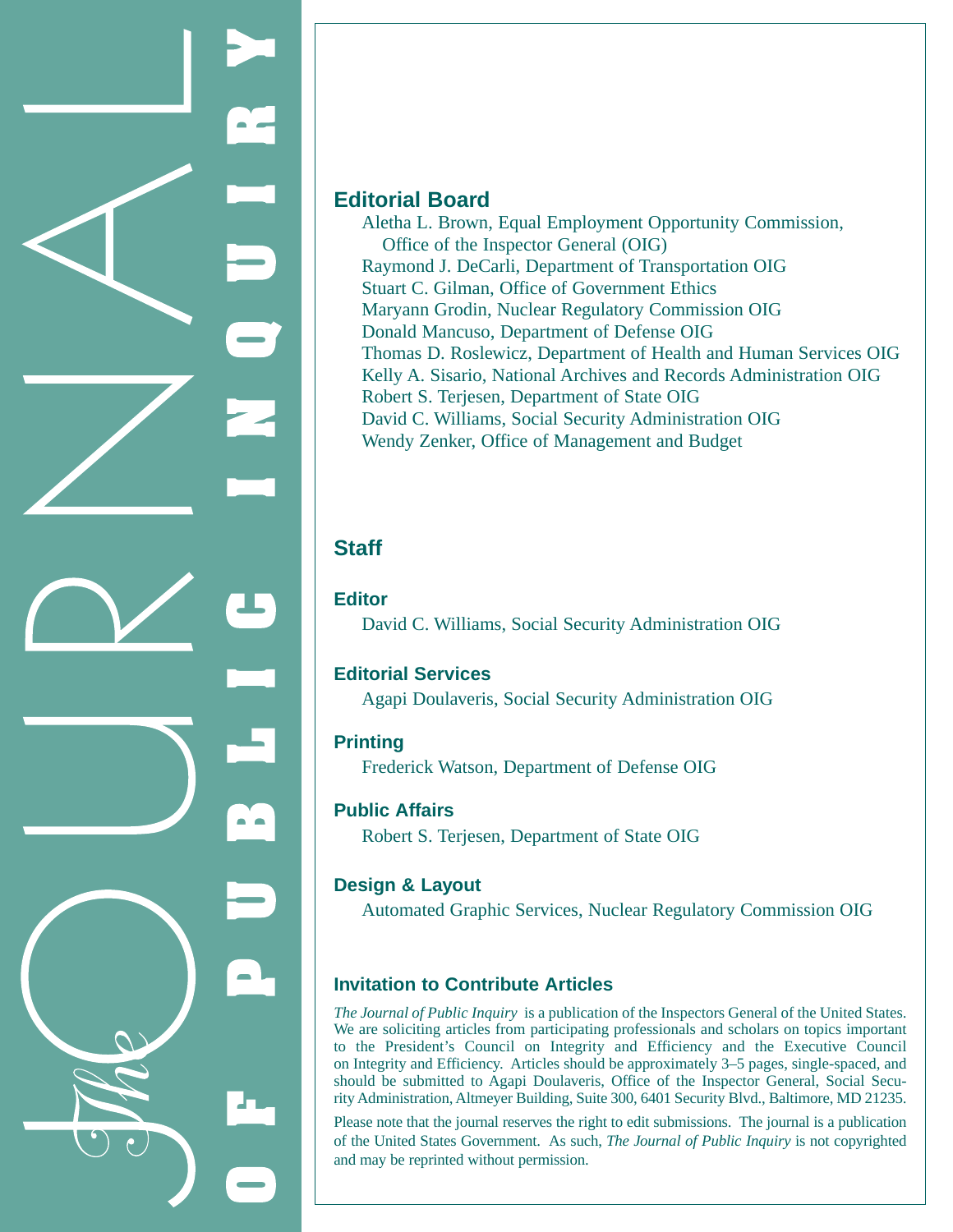## Editorial Board

Aletha L. Brown, Equal Employment Opportunity Commission, Office of the Inspector General (OIG)
Raymond J. DeCarli, Department of Transportation OIG
Stuart C. Gilman, Office of Government Ethics
Maryann Grodin, Nuclear Regulatory Commission OIG
Donald Mancuso, Department of Defense OIG
Thomas D. Roslewicz, Department of Health and Human Services OIG
Kelly A. Sisario, National Archives and Records Administration OIG
Robert S. Terjesen, Department of State OIG
David C. Williams, Social Security Administration OIG
Wendy Zenker, Office of Management and Budget

## Staff

### Editor

David C. Williams, Social Security Administration OIG

### Editorial Services

Agapi Doulaveris, Social Security Administration OIG

### Printing

Frederick Watson, Department of Defense OIG

### Public Affairs

Robert S. Terjesen, Department of State OIG

### Design & Layout

Automated Graphic Services, Nuclear Regulatory Commission OIG

## Invitation to Contribute Articles

*The Journal of Public Inquiry* is a publication of the Inspectors General of the United States. We are soliciting articles from participating professionals and scholars on topics important to the President's Council on Integrity and Efficiency and the Executive Council on Integrity and Efficiency. Articles should be approximately 3–5 pages, single-spaced, and should be submitted to Agapi Doulaveris, Office of the Inspector General, Social Security Administration, Altmeyer Building, Suite 300, 6401 Security Blvd., Baltimore, MD 21235.

Please note that the journal reserves the right to edit submissions. The journal is a publication of the United States Government. As such, *The Journal of Public Inquiry* is not copyrighted and may be reprinted without permission.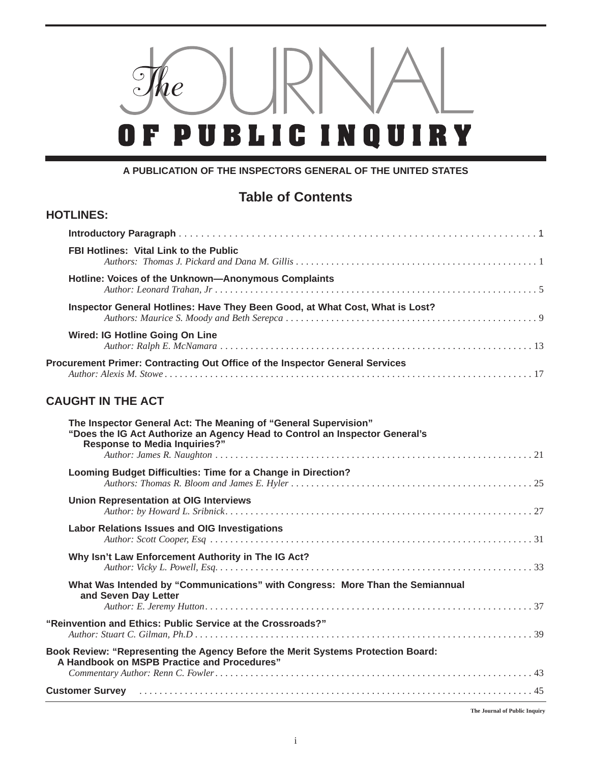# The JOURNAL OF PUBLIC INQUIRY

**A PUBLICATION OF THE INSPECTORS GENERAL OF THE UNITED STATES**

## Table of Contents

### HOTLINES:

**Introductory Paragraph** . . . . . 1

**FBI Hotlines: Vital Link to the Public**
*Authors: Thomas J. Pickard and Dana M. Gillis* . . . . . 1

**Hotline: Voices of the Unknown—Anonymous Complaints**
*Author: Leonard Trahan, Jr* . . . . . 5

**Inspector General Hotlines: Have They Been Good, at What Cost, What is Lost?**
*Authors: Maurice S. Moody and Beth Serepca* . . . . . 9

**Wired: IG Hotline Going On Line**
*Author: Ralph E. McNamara* . . . . . 13

**Procurement Primer: Contracting Out Office of the Inspector General Services**
*Author: Alexis M. Stowe* . . . . . 17

### CAUGHT IN THE ACT

**The Inspector General Act: The Meaning of "General Supervision"**
**"Does the IG Act Authorize an Agency Head to Control an Inspector General's Response to Media Inquiries?"**
*Author: James R. Naughton* . . . . . 21

**Looming Budget Difficulties: Time for a Change in Direction?**
*Authors: Thomas R. Bloom and James E. Hyler* . . . . . 25

**Union Representation at OIG Interviews**
*Author: by Howard L. Sribnick* . . . . . 27

**Labor Relations Issues and OIG Investigations**
*Author: Scott Cooper, Esq* . . . . . 31

**Why Isn't Law Enforcement Authority in The IG Act?**
*Author: Vicky L. Powell, Esq.* . . . . . 33

**What Was Intended by "Communications" with Congress: More Than the Semiannual and Seven Day Letter**
*Author: E. Jeremy Hutton* . . . . . 37

**"Reinvention and Ethics: Public Service at the Crossroads?"**
*Author: Stuart C. Gilman, Ph.D* . . . . . 39

**Book Review: "Representing the Agency Before the Merit Systems Protection Board: A Handbook on MSPB Practice and Procedures"**
*Commentary Author: Renn C. Fowler* . . . . . 43

**Customer Survey** . . . . . 45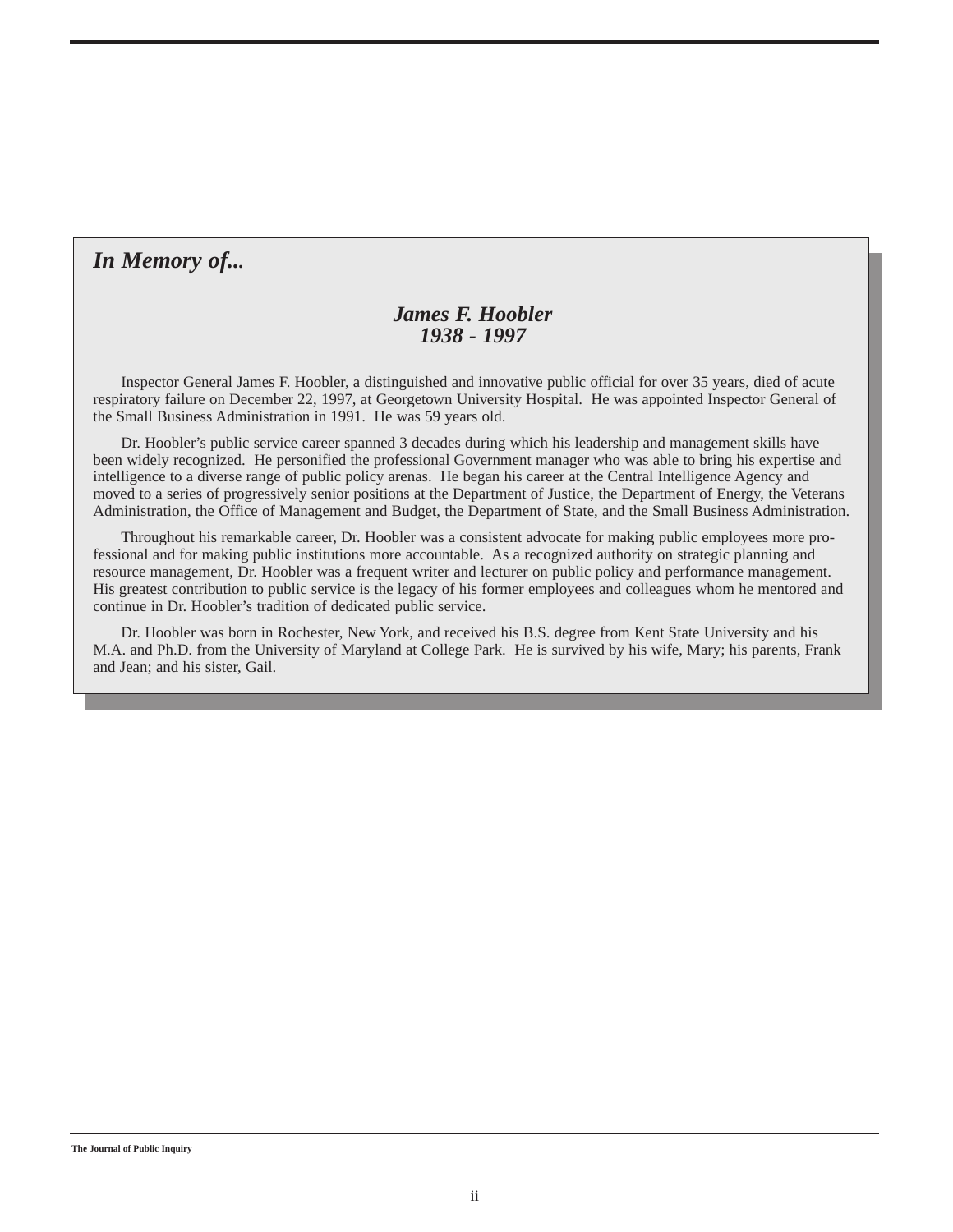## *In Memory of...*

### *James F. Hoobler*
### *1938 - 1997*

Inspector General James F. Hoobler, a distinguished and innovative public official for over 35 years, died of acute respiratory failure on December 22, 1997, at Georgetown University Hospital. He was appointed Inspector General of the Small Business Administration in 1991. He was 59 years old.

Dr. Hoobler's public service career spanned 3 decades during which his leadership and management skills have been widely recognized. He personified the professional Government manager who was able to bring his expertise and intelligence to a diverse range of public policy arenas. He began his career at the Central Intelligence Agency and moved to a series of progressively senior positions at the Department of Justice, the Department of Energy, the Veterans Administration, the Office of Management and Budget, the Department of State, and the Small Business Administration.

Throughout his remarkable career, Dr. Hoobler was a consistent advocate for making public employees more professional and for making public institutions more accountable. As a recognized authority on strategic planning and resource management, Dr. Hoobler was a frequent writer and lecturer on public policy and performance management. His greatest contribution to public service is the legacy of his former employees and colleagues whom he mentored and continue in Dr. Hoobler's tradition of dedicated public service.

Dr. Hoobler was born in Rochester, New York, and received his B.S. degree from Kent State University and his M.A. and Ph.D. from the University of Maryland at College Park. He is survived by his wife, Mary; his parents, Frank and Jean; and his sister, Gail.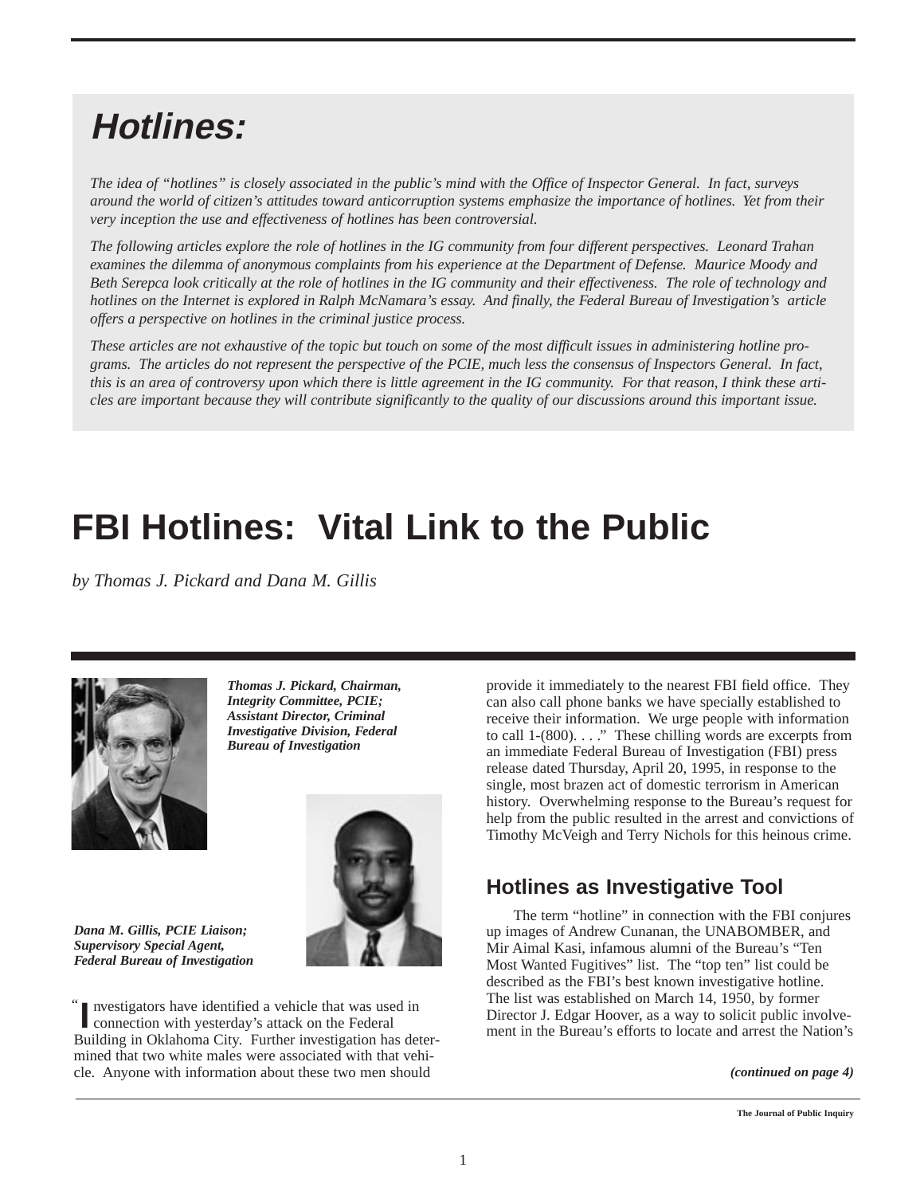# Hotlines:

*The idea of "hotlines" is closely associated in the public's mind with the Office of Inspector General. In fact, surveys around the world of citizen's attitudes toward anticorruption systems emphasize the importance of hotlines. Yet from their very inception the use and effectiveness of hotlines has been controversial.*

*The following articles explore the role of hotlines in the IG community from four different perspectives. Leonard Trahan examines the dilemma of anonymous complaints from his experience at the Department of Defense. Maurice Moody and Beth Serepca look critically at the role of hotlines in the IG community and their effectiveness. The role of technology and hotlines on the Internet is explored in Ralph McNamara's essay. And finally, the Federal Bureau of Investigation's article offers a perspective on hotlines in the criminal justice process.*

*These articles are not exhaustive of the topic but touch on some of the most difficult issues in administering hotline programs. The articles do not represent the perspective of the PCIE, much less the consensus of Inspectors General. In fact, this is an area of controversy upon which there is little agreement in the IG community. For that reason, I think these articles are important because they will contribute significantly to the quality of our discussions around this important issue.*

# FBI Hotlines: Vital Link to the Public

*by Thomas J. Pickard and Dana M. Gillis*

***Thomas J. Pickard, Chairman, Integrity Committee, PCIE; Assistant Director, Criminal Investigative Division, Federal Bureau of Investigation***

***Dana M. Gillis, PCIE Liaison; Supervisory Special Agent, Federal Bureau of Investigation***

"Investigators have identified a vehicle that was used in connection with yesterday's attack on the Federal Building in Oklahoma City. Further investigation has determined that two white males were associated with that vehicle. Anyone with information about these two men should provide it immediately to the nearest FBI field office. They can also call phone banks we have specially established to receive their information. We urge people with information to call 1-(800). . . ." These chilling words are excerpts from an immediate Federal Bureau of Investigation (FBI) press release dated Thursday, April 20, 1995, in response to the single, most brazen act of domestic terrorism in American history. Overwhelming response to the Bureau's request for help from the public resulted in the arrest and convictions of Timothy McVeigh and Terry Nichols for this heinous crime.

## Hotlines as Investigative Tool

The term "hotline" in connection with the FBI conjures up images of Andrew Cunanan, the UNABOMBER, and Mir Aimal Kasi, infamous alumni of the Bureau's "Ten Most Wanted Fugitives" list. The "top ten" list could be described as the FBI's best known investigative hotline. The list was established on March 14, 1950, by former Director J. Edgar Hoover, as a way to solicit public involvement in the Bureau's efforts to locate and arrest the Nation's

***(continued on page 4)***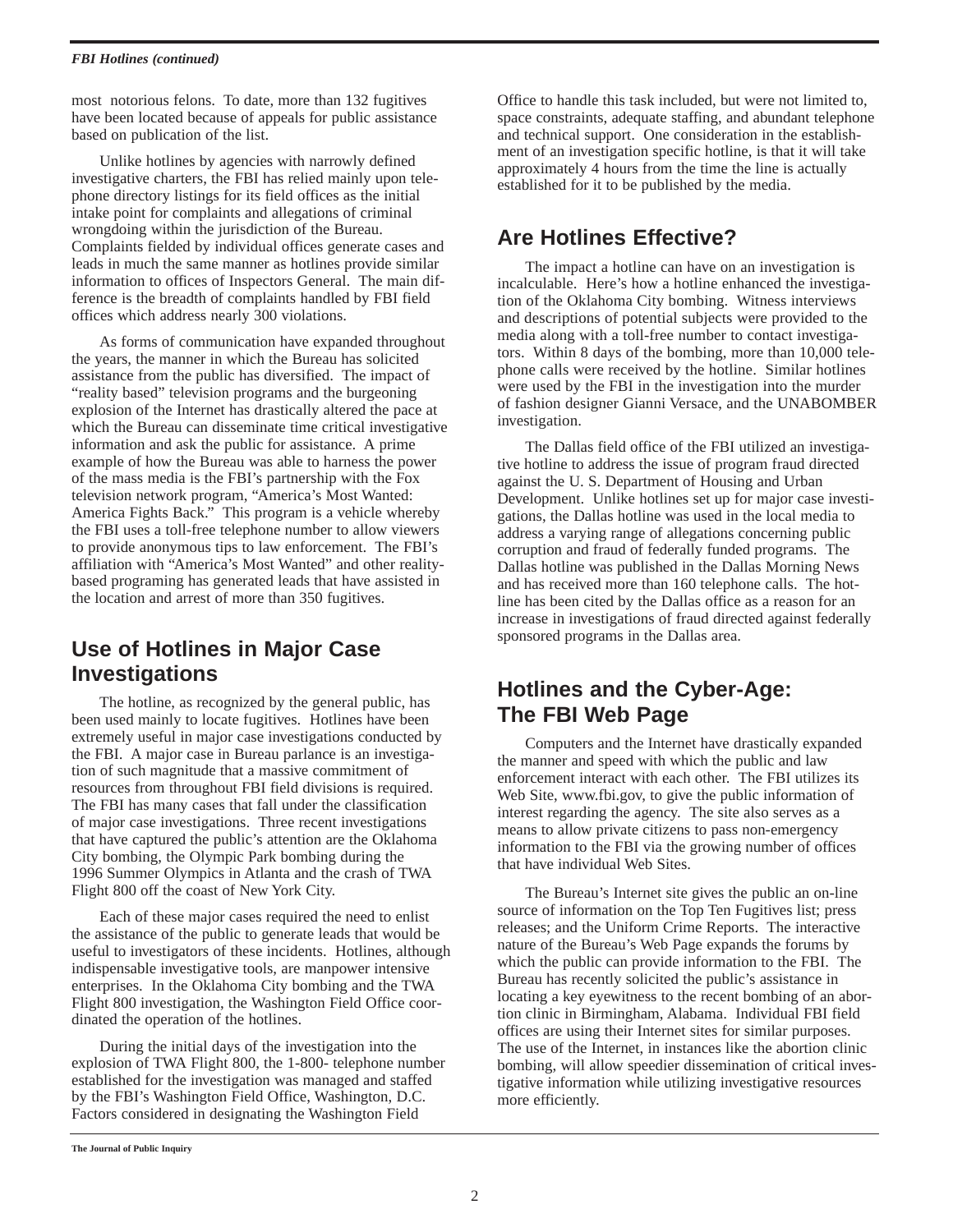most notorious felons. To date, more than 132 fugitives have been located because of appeals for public assistance based on publication of the list.

Unlike hotlines by agencies with narrowly defined investigative charters, the FBI has relied mainly upon telephone directory listings for its field offices as the initial intake point for complaints and allegations of criminal wrongdoing within the jurisdiction of the Bureau. Complaints fielded by individual offices generate cases and leads in much the same manner as hotlines provide similar information to offices of Inspectors General. The main difference is the breadth of complaints handled by FBI field offices which address nearly 300 violations.

As forms of communication have expanded throughout the years, the manner in which the Bureau has solicited assistance from the public has diversified. The impact of "reality based" television programs and the burgeoning explosion of the Internet has drastically altered the pace at which the Bureau can disseminate time critical investigative information and ask the public for assistance. A prime example of how the Bureau was able to harness the power of the mass media is the FBI's partnership with the Fox television network program, "America's Most Wanted: America Fights Back." This program is a vehicle whereby the FBI uses a toll-free telephone number to allow viewers to provide anonymous tips to law enforcement. The FBI's affiliation with "America's Most Wanted" and other reality-based programing has generated leads that have assisted in the location and arrest of more than 350 fugitives.

## Use of Hotlines in Major Case Investigations

The hotline, as recognized by the general public, has been used mainly to locate fugitives. Hotlines have been extremely useful in major case investigations conducted by the FBI. A major case in Bureau parlance is an investigation of such magnitude that a massive commitment of resources from throughout FBI field divisions is required. The FBI has many cases that fall under the classification of major case investigations. Three recent investigations that have captured the public's attention are the Oklahoma City bombing, the Olympic Park bombing during the 1996 Summer Olympics in Atlanta and the crash of TWA Flight 800 off the coast of New York City.

Each of these major cases required the need to enlist the assistance of the public to generate leads that would be useful to investigators of these incidents. Hotlines, although indispensable investigative tools, are manpower intensive enterprises. In the Oklahoma City bombing and the TWA Flight 800 investigation, the Washington Field Office coordinated the operation of the hotlines.

During the initial days of the investigation into the explosion of TWA Flight 800, the 1-800- telephone number established for the investigation was managed and staffed by the FBI's Washington Field Office, Washington, D.C. Factors considered in designating the Washington Field Office to handle this task included, but were not limited to, space constraints, adequate staffing, and abundant telephone and technical support. One consideration in the establishment of an investigation specific hotline, is that it will take approximately 4 hours from the time the line is actually established for it to be published by the media.

## Are Hotlines Effective?

The impact a hotline can have on an investigation is incalculable. Here's how a hotline enhanced the investigation of the Oklahoma City bombing. Witness interviews and descriptions of potential subjects were provided to the media along with a toll-free number to contact investigators. Within 8 days of the bombing, more than 10,000 telephone calls were received by the hotline. Similar hotlines were used by the FBI in the investigation into the murder of fashion designer Gianni Versace, and the UNABOMBER investigation.

The Dallas field office of the FBI utilized an investigative hotline to address the issue of program fraud directed against the U. S. Department of Housing and Urban Development. Unlike hotlines set up for major case investigations, the Dallas hotline was used in the local media to address a varying range of allegations concerning public corruption and fraud of federally funded programs. The Dallas hotline was published in the Dallas Morning News and has received more than 160 telephone calls. The hotline has been cited by the Dallas office as a reason for an increase in investigations of fraud directed against federally sponsored programs in the Dallas area.

## Hotlines and the Cyber-Age: The FBI Web Page

Computers and the Internet have drastically expanded the manner and speed with which the public and law enforcement interact with each other. The FBI utilizes its Web Site, www.fbi.gov, to give the public information of interest regarding the agency. The site also serves as a means to allow private citizens to pass non-emergency information to the FBI via the growing number of offices that have individual Web Sites.

The Bureau's Internet site gives the public an on-line source of information on the Top Ten Fugitives list; press releases; and the Uniform Crime Reports. The interactive nature of the Bureau's Web Page expands the forums by which the public can provide information to the FBI. The Bureau has recently solicited the public's assistance in locating a key eyewitness to the recent bombing of an abortion clinic in Birmingham, Alabama. Individual FBI field offices are using their Internet sites for similar purposes. The use of the Internet, in instances like the abortion clinic bombing, will allow speedier dissemination of critical investigative information while utilizing investigative resources more efficiently.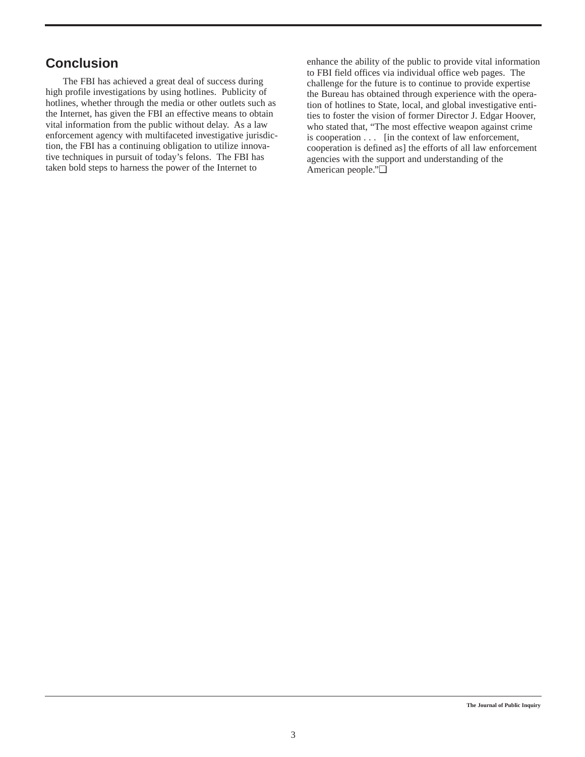## Conclusion

The FBI has achieved a great deal of success during high profile investigations by using hotlines. Publicity of hotlines, whether through the media or other outlets such as the Internet, has given the FBI an effective means to obtain vital information from the public without delay. As a law enforcement agency with multifaceted investigative jurisdiction, the FBI has a continuing obligation to utilize innovative techniques in pursuit of today's felons. The FBI has taken bold steps to harness the power of the Internet to enhance the ability of the public to provide vital information to FBI field offices via individual office web pages. The challenge for the future is to continue to provide expertise the Bureau has obtained through experience with the operation of hotlines to State, local, and global investigative entities to foster the vision of former Director J. Edgar Hoover, who stated that, "The most effective weapon against crime is cooperation . . . [in the context of law enforcement, cooperation is defined as] the efforts of all law enforcement agencies with the support and understanding of the American people."❑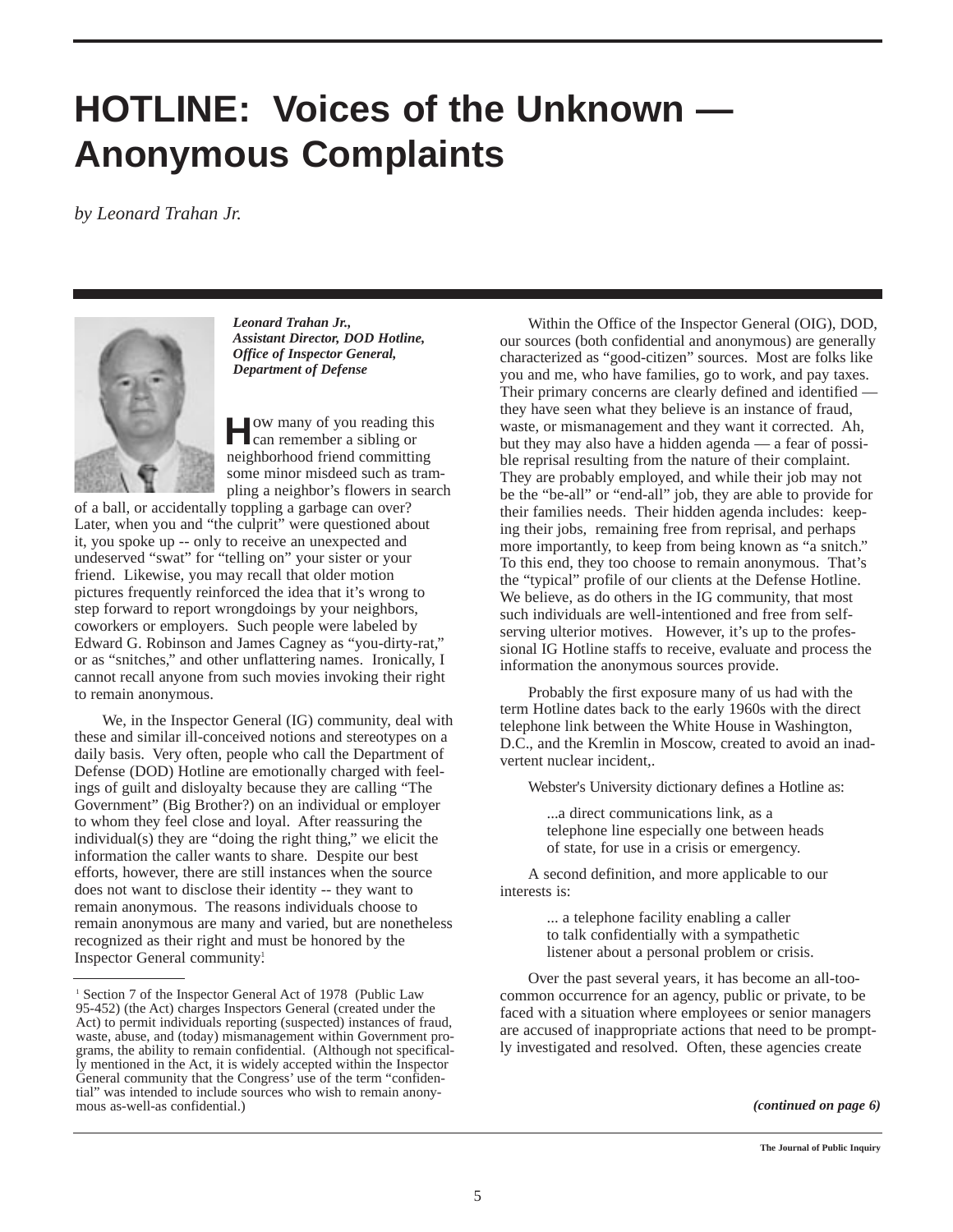# HOTLINE: Voices of the Unknown — Anonymous Complaints

*by Leonard Trahan Jr.*

***Leonard Trahan Jr., Assistant Director, DOD Hotline, Office of Inspector General, Department of Defense***

How many of you reading this can remember a sibling or neighborhood friend committing some minor misdeed such as trampling a neighbor's flowers in search of a ball, or accidentally toppling a garbage can over? Later, when you and "the culprit" were questioned about it, you spoke up -- only to receive an unexpected and undeserved "swat" for "telling on" your sister or your friend. Likewise, you may recall that older motion pictures frequently reinforced the idea that it's wrong to step forward to report wrongdoings by your neighbors, coworkers or employers. Such people were labeled by Edward G. Robinson and James Cagney as "you-dirty-rat," or as "snitches," and other unflattering names. Ironically, I cannot recall anyone from such movies invoking their right to remain anonymous.

We, in the Inspector General (IG) community, deal with these and similar ill-conceived notions and stereotypes on a daily basis. Very often, people who call the Department of Defense (DOD) Hotline are emotionally charged with feelings of guilt and disloyalty because they are calling "The Government" (Big Brother?) on an individual or employer to whom they feel close and loyal. After reassuring the individual(s) they are "doing the right thing," we elicit the information the caller wants to share. Despite our best efforts, however, there are still instances when the source does not want to disclose their identity -- they want to remain anonymous. The reasons individuals choose to remain anonymous are many and varied, but are nonetheless recognized as their right and must be honored by the Inspector General community.[1]

Within the Office of the Inspector General (OIG), DOD, our sources (both confidential and anonymous) are generally characterized as "good-citizen" sources. Most are folks like you and me, who have families, go to work, and pay taxes. Their primary concerns are clearly defined and identified — they have seen what they believe is an instance of fraud, waste, or mismanagement and they want it corrected. Ah, but they may also have a hidden agenda — a fear of possible reprisal resulting from the nature of their complaint. They are probably employed, and while their job may not be the "be-all" or "end-all" job, they are able to provide for their families needs. Their hidden agenda includes: keeping their jobs, remaining free from reprisal, and perhaps more importantly, to keep from being known as "a snitch." To this end, they too choose to remain anonymous. That's the "typical" profile of our clients at the Defense Hotline. We believe, as do others in the IG community, that most such individuals are well-intentioned and free from self-serving ulterior motives. However, it's up to the professional IG Hotline staffs to receive, evaluate and process the information the anonymous sources provide.

Probably the first exposure many of us had with the term Hotline dates back to the early 1960s with the direct telephone link between the White House in Washington, D.C., and the Kremlin in Moscow, created to avoid an inadvertent nuclear incident,.

Webster's University dictionary defines a Hotline as:

> ...a direct communications link, as a telephone line especially one between heads of state, for use in a crisis or emergency.

A second definition, and more applicable to our interests is:

> ... a telephone facility enabling a caller to talk confidentially with a sympathetic listener about a personal problem or crisis.

Over the past several years, it has become an all-too-common occurrence for an agency, public or private, to be faced with a situation where employees or senior managers are accused of inappropriate actions that need to be promptly investigated and resolved. Often, these agencies create

***(continued on page 6)***

---

[1] Section 7 of the Inspector General Act of 1978 (Public Law 95-452) (the Act) charges Inspectors General (created under the Act) to permit individuals reporting (suspected) instances of fraud, waste, abuse, and (today) mismanagement within Government programs, the ability to remain confidential. (Although not specifically mentioned in the Act, it is widely accepted within the Inspector General community that the Congress' use of the term "confidential" was intended to include sources who wish to remain anonymous as-well-as confidential.)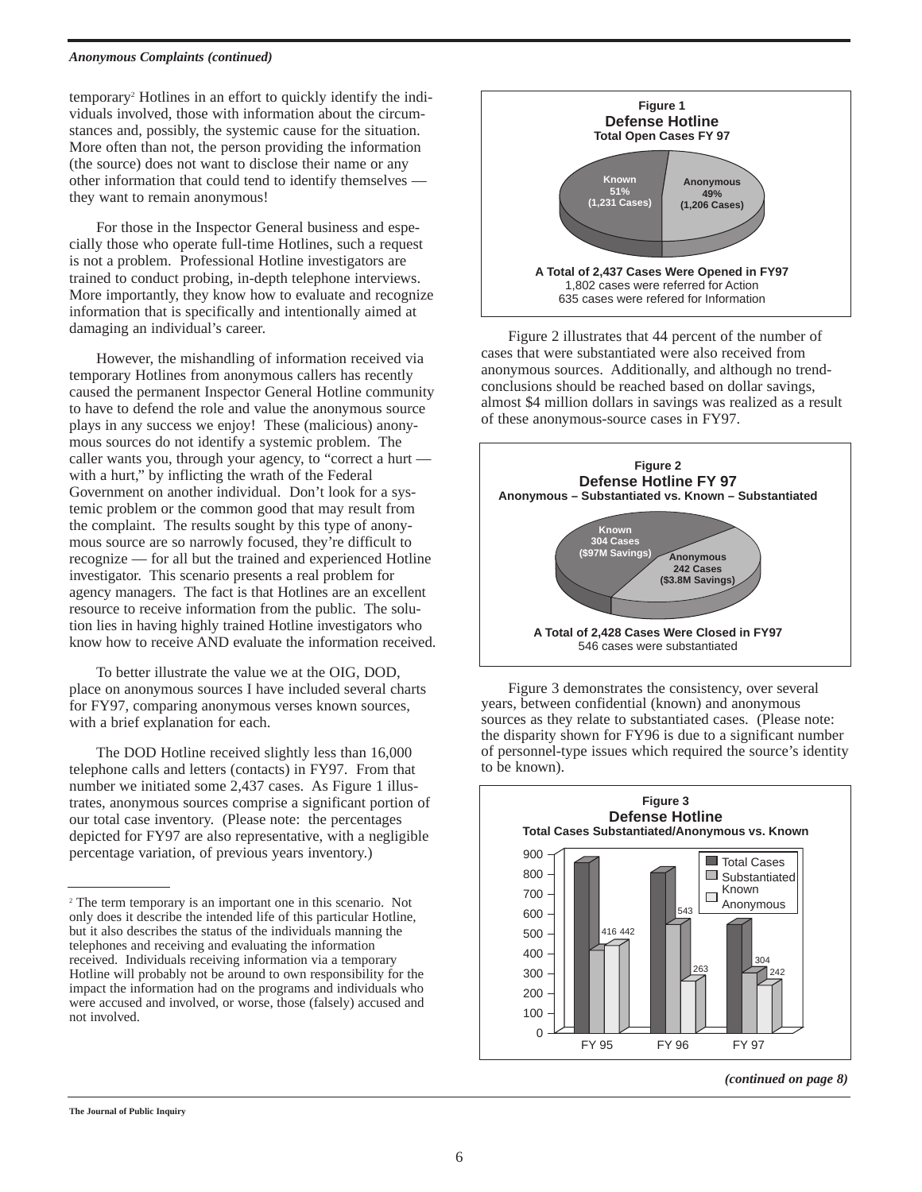*Anonymous Complaints (continued)*

temporary[2] Hotlines in an effort to quickly identify the individuals involved, those with information about the circumstances and, possibly, the systemic cause for the situation. More often than not, the person providing the information (the source) does not want to disclose their name or any other information that could tend to identify themselves — they want to remain anonymous!

For those in the Inspector General business and especially those who operate full-time Hotlines, such a request is not a problem. Professional Hotline investigators are trained to conduct probing, in-depth telephone interviews. More importantly, they know how to evaluate and recognize information that is specifically and intentionally aimed at damaging an individual's career.

However, the mishandling of information received via temporary Hotlines from anonymous callers has recently caused the permanent Inspector General Hotline community to have to defend the role and value the anonymous source plays in any success we enjoy! These (malicious) anonymous sources do not identify a systemic problem. The caller wants you, through your agency, to "correct a hurt — with a hurt," by inflicting the wrath of the Federal Government on another individual. Don't look for a systemic problem or the common good that may result from the complaint. The results sought by this type of anonymous source are so narrowly focused, they're difficult to recognize — for all but the trained and experienced Hotline investigator. This scenario presents a real problem for agency managers. The fact is that Hotlines are an excellent resource to receive information from the public. The solution lies in having highly trained Hotline investigators who know how to receive AND evaluate the information received.

To better illustrate the value we at the OIG, DOD, place on anonymous sources I have included several charts for FY97, comparing anonymous verses known sources, with a brief explanation for each.

The DOD Hotline received slightly less than 16,000 telephone calls and letters (contacts) in FY97. From that number we initiated some 2,437 cases. As Figure 1 illustrates, anonymous sources comprise a significant portion of our total case inventory. (Please note: the percentages depicted for FY97 are also representative, with a negligible percentage variation, of previous years inventory.)

**Figure 1**
**Defense Hotline**
**Total Open Cases FY 97**

| Source | Percent | Cases |
|---|---|---|
| Known | 51% | 1,231 Cases |
| Anonymous | 49% | 1,206 Cases |

**A Total of 2,437 Cases Were Opened in FY97**
1,802 cases were referred for Action
635 cases were refered for Information

Figure 2 illustrates that 44 percent of the number of cases that were substantiated were also received from anonymous sources. Additionally, and although no trend-conclusions should be reached based on dollar savings, almost $4 million dollars in savings was realized as a result of these anonymous-source cases in FY97.

**Figure 2**
**Defense Hotline FY 97**
**Anonymous – Substantiated vs. Known – Substantiated**

| Source | Cases | Savings |
|---|---|---|
| Known | 304 Cases | $97M Savings |
| Anonymous | 242 Cases | $3.8M Savings |

**A Total of 2,428 Cases Were Closed in FY97**
546 cases were substantiated

Figure 3 demonstrates the consistency, over several years, between confidential (known) and anonymous sources as they relate to substantiated cases. (Please note: the disparity shown for FY96 is due to a significant number of personnel-type issues which required the source's identity to be known).

**Figure 3**
**Defense Hotline**
**Total Cases Substantiated/Anonymous vs. Known**

| | Substantiated Known | Anonymous |
|---|---|---|
| FY 95 | 416 | 442 |
| FY 96 | 543 | 263 |
| FY 97 | 304 | 242 |

*(continued on page 8)*

[2] The term temporary is an important one in this scenario. Not only does it describe the intended life of this particular Hotline, but it also describes the status of the individuals manning the telephones and receiving and evaluating the information received. Individuals receiving information via a temporary Hotline will probably not be around to own responsibility for the impact the information had on the programs and individuals who were accused and involved, or worse, those (falsely) accused and not involved.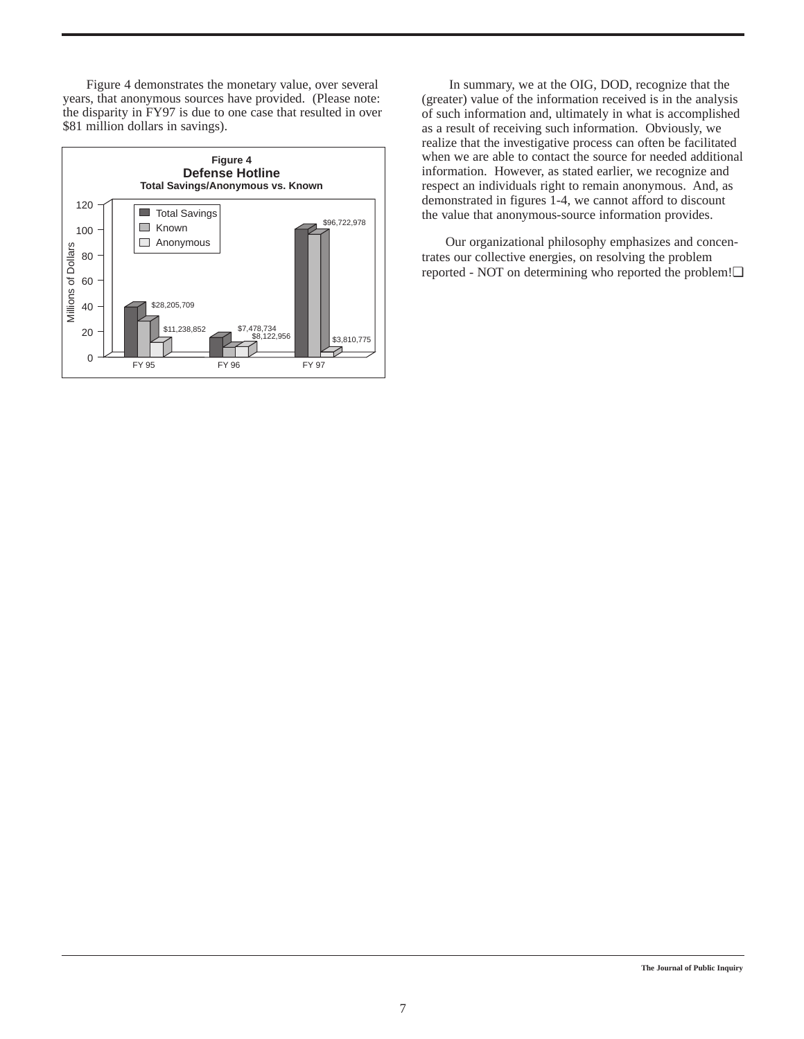Figure 4 demonstrates the monetary value, over several years, that anonymous sources have provided. (Please note: the disparity in FY97 is due to one case that resulted in over $81 million dollars in savings).

**Figure 4**
**Defense Hotline**
**Total Savings/Anonymous vs. Known**

| | FY 95 | FY 96 | FY 97 |
|---|---|---|---|
| Known | $28,205,709 | $7,478,734 | $96,722,978 |
| Anonymous | $11,238,852 | $8,122,956 | $3,810,775 |

In summary, we at the OIG, DOD, recognize that the (greater) value of the information received is in the analysis of such information and, ultimately in what is accomplished as a result of receiving such information. Obviously, we realize that the investigative process can often be facilitated when we are able to contact the source for needed additional information. However, as stated earlier, we recognize and respect an individuals right to remain anonymous. And, as demonstrated in figures 1-4, we cannot afford to discount the value that anonymous-source information provides.

Our organizational philosophy emphasizes and concentrates our collective energies, on resolving the problem reported - NOT on determining who reported the problem!❑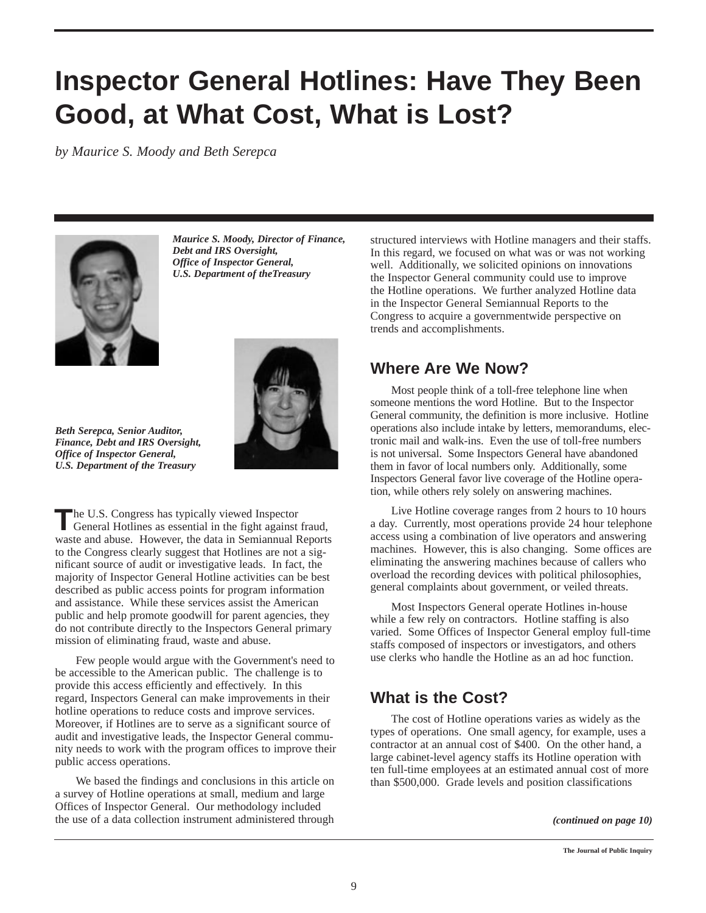# Inspector General Hotlines: Have They Been Good, at What Cost, What is Lost?

*by Maurice S. Moody and Beth Serepca*

***Maurice S. Moody, Director of Finance, Debt and IRS Oversight, Office of Inspector General, U.S. Department of theTreasury***

***Beth Serepca, Senior Auditor, Finance, Debt and IRS Oversight, Office of Inspector General, U.S. Department of the Treasury***

The U.S. Congress has typically viewed Inspector General Hotlines as essential in the fight against fraud, waste and abuse. However, the data in Semiannual Reports to the Congress clearly suggest that Hotlines are not a significant source of audit or investigative leads. In fact, the majority of Inspector General Hotline activities can be best described as public access points for program information and assistance. While these services assist the American public and help promote goodwill for parent agencies, they do not contribute directly to the Inspectors General primary mission of eliminating fraud, waste and abuse.

Few people would argue with the Government's need to be accessible to the American public. The challenge is to provide this access efficiently and effectively. In this regard, Inspectors General can make improvements in their hotline operations to reduce costs and improve services. Moreover, if Hotlines are to serve as a significant source of audit and investigative leads, the Inspector General community needs to work with the program offices to improve their public access operations.

We based the findings and conclusions in this article on a survey of Hotline operations at small, medium and large Offices of Inspector General. Our methodology included the use of a data collection instrument administered through structured interviews with Hotline managers and their staffs. In this regard, we focused on what was or was not working well. Additionally, we solicited opinions on innovations the Inspector General community could use to improve the Hotline operations. We further analyzed Hotline data in the Inspector General Semiannual Reports to the Congress to acquire a governmentwide perspective on trends and accomplishments.

## Where Are We Now?

Most people think of a toll-free telephone line when someone mentions the word Hotline. But to the Inspector General community, the definition is more inclusive. Hotline operations also include intake by letters, memorandums, electronic mail and walk-ins. Even the use of toll-free numbers is not universal. Some Inspectors General have abandoned them in favor of local numbers only. Additionally, some Inspectors General favor live coverage of the Hotline operation, while others rely solely on answering machines.

Live Hotline coverage ranges from 2 hours to 10 hours a day. Currently, most operations provide 24 hour telephone access using a combination of live operators and answering machines. However, this is also changing. Some offices are eliminating the answering machines because of callers who overload the recording devices with political philosophies, general complaints about government, or veiled threats.

Most Inspectors General operate Hotlines in-house while a few rely on contractors. Hotline staffing is also varied. Some Offices of Inspector General employ full-time staffs composed of inspectors or investigators, and others use clerks who handle the Hotline as an ad hoc function.

## What is the Cost?

The cost of Hotline operations varies as widely as the types of operations. One small agency, for example, uses a contractor at an annual cost of $400. On the other hand, a large cabinet-level agency staffs its Hotline operation with ten full-time employees at an estimated annual cost of more than $500,000. Grade levels and position classifications

***(continued on page 10)***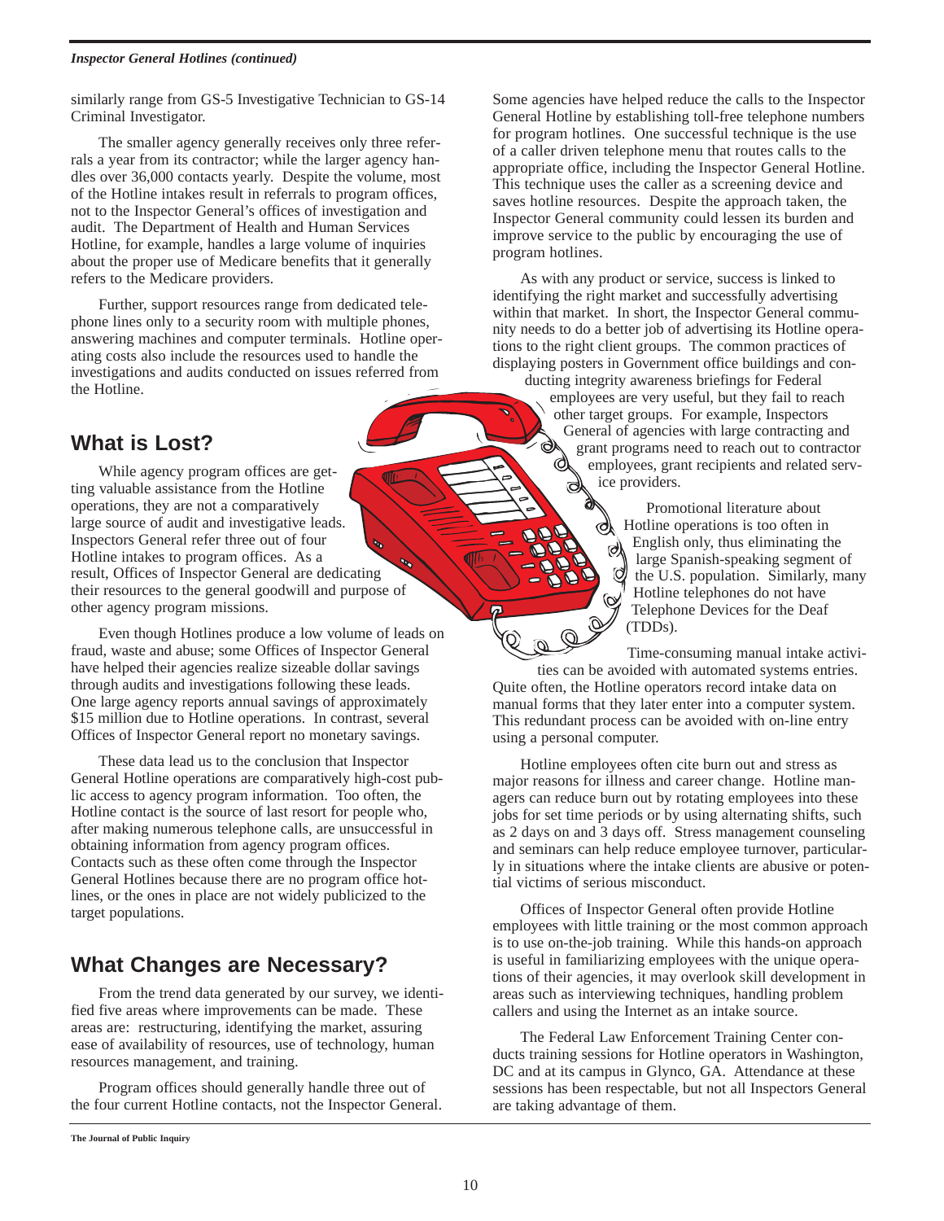similarly range from GS-5 Investigative Technician to GS-14 Criminal Investigator.

The smaller agency generally receives only three referrals a year from its contractor; while the larger agency handles over 36,000 contacts yearly. Despite the volume, most of the Hotline intakes result in referrals to program offices, not to the Inspector General's offices of investigation and audit. The Department of Health and Human Services Hotline, for example, handles a large volume of inquiries about the proper use of Medicare benefits that it generally refers to the Medicare providers.

Further, support resources range from dedicated telephone lines only to a security room with multiple phones, answering machines and computer terminals. Hotline operating costs also include the resources used to handle the investigations and audits conducted on issues referred from the Hotline.

## What is Lost?

While agency program offices are getting valuable assistance from the Hotline operations, they are not a comparatively large source of audit and investigative leads. Inspectors General refer three out of four Hotline intakes to program offices. As a result, Offices of Inspector General are dedicating their resources to the general goodwill and purpose of other agency program missions.

Even though Hotlines produce a low volume of leads on fraud, waste and abuse; some Offices of Inspector General have helped their agencies realize sizeable dollar savings through audits and investigations following these leads. One large agency reports annual savings of approximately $15 million due to Hotline operations. In contrast, several Offices of Inspector General report no monetary savings.

These data lead us to the conclusion that Inspector General Hotline operations are comparatively high-cost public access to agency program information. Too often, the Hotline contact is the source of last resort for people who, after making numerous telephone calls, are unsuccessful in obtaining information from agency program offices. Contacts such as these often come through the Inspector General Hotlines because there are no program office hotlines, or the ones in place are not widely publicized to the target populations.

## What Changes are Necessary?

From the trend data generated by our survey, we identified five areas where improvements can be made. These areas are: restructuring, identifying the market, assuring ease of availability of resources, use of technology, human resources management, and training.

Program offices should generally handle three out of the four current Hotline contacts, not the Inspector General. Some agencies have helped reduce the calls to the Inspector General Hotline by establishing toll-free telephone numbers for program hotlines. One successful technique is the use of a caller driven telephone menu that routes calls to the appropriate office, including the Inspector General Hotline. This technique uses the caller as a screening device and saves hotline resources. Despite the approach taken, the Inspector General community could lessen its burden and improve service to the public by encouraging the use of program hotlines.

As with any product or service, success is linked to identifying the right market and successfully advertising within that market. In short, the Inspector General community needs to do a better job of advertising its Hotline operations to the right client groups. The common practices of displaying posters in Government office buildings and conducting integrity awareness briefings for Federal employees are very useful, but they fail to reach other target groups. For example, Inspectors General of agencies with large contracting and grant programs need to reach out to contractor employees, grant recipients and related service providers.

Promotional literature about Hotline operations is too often in English only, thus eliminating the large Spanish-speaking segment of the U.S. population. Similarly, many Hotline telephones do not have Telephone Devices for the Deaf (TDDs).

Time-consuming manual intake activities can be avoided with automated systems entries. Quite often, the Hotline operators record intake data on manual forms that they later enter into a computer system. This redundant process can be avoided with on-line entry using a personal computer.

Hotline employees often cite burn out and stress as major reasons for illness and career change. Hotline managers can reduce burn out by rotating employees into these jobs for set time periods or by using alternating shifts, such as 2 days on and 3 days off. Stress management counseling and seminars can help reduce employee turnover, particularly in situations where the intake clients are abusive or potential victims of serious misconduct.

Offices of Inspector General often provide Hotline employees with little training or the most common approach is to use on-the-job training. While this hands-on approach is useful in familiarizing employees with the unique operations of their agencies, it may overlook skill development in areas such as interviewing techniques, handling problem callers and using the Internet as an intake source.

The Federal Law Enforcement Training Center conducts training sessions for Hotline operators in Washington, DC and at its campus in Glynco, GA. Attendance at these sessions has been respectable, but not all Inspectors General are taking advantage of them.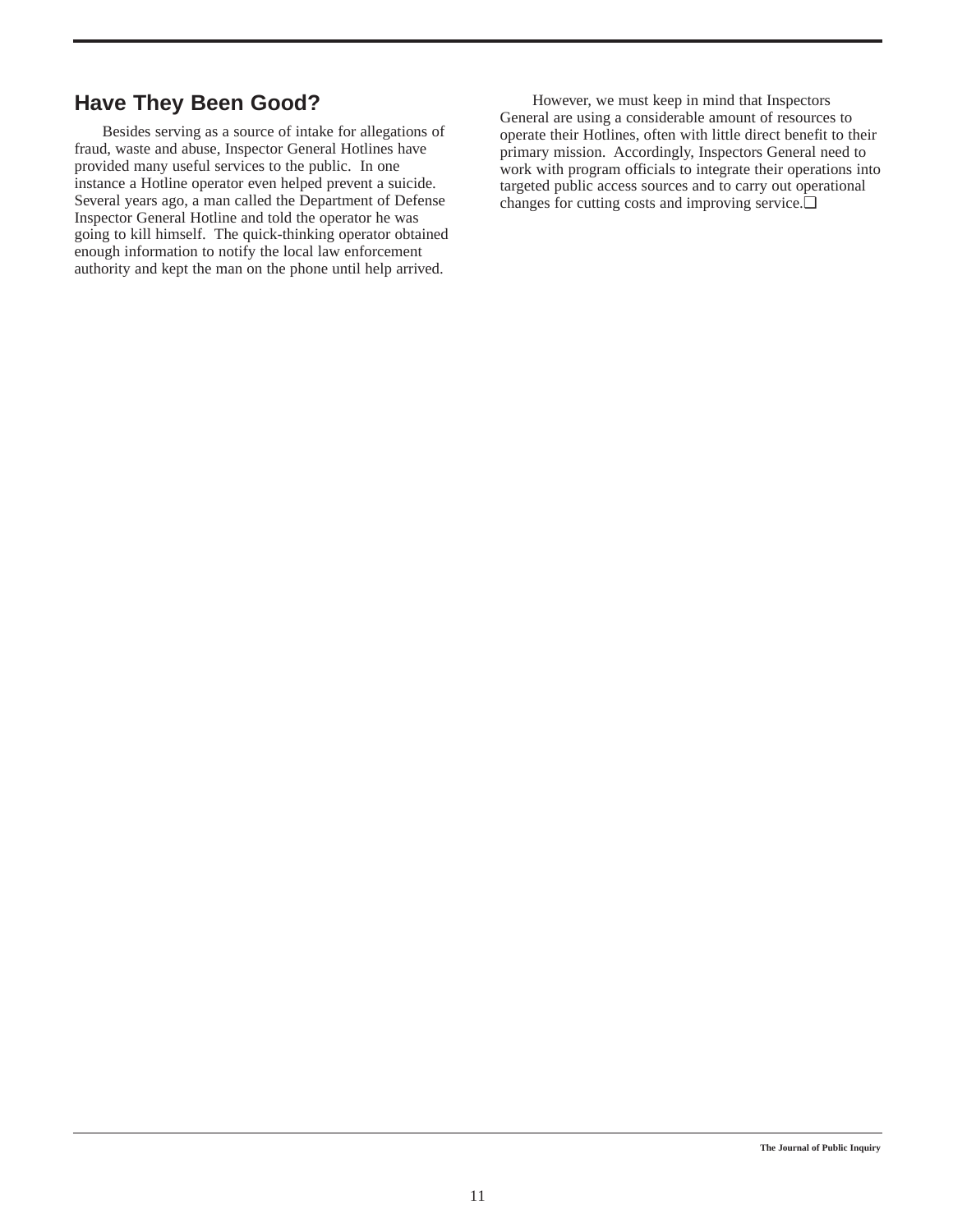## Have They Been Good?

Besides serving as a source of intake for allegations of fraud, waste and abuse, Inspector General Hotlines have provided many useful services to the public. In one instance a Hotline operator even helped prevent a suicide. Several years ago, a man called the Department of Defense Inspector General Hotline and told the operator he was going to kill himself. The quick-thinking operator obtained enough information to notify the local law enforcement authority and kept the man on the phone until help arrived.

However, we must keep in mind that Inspectors General are using a considerable amount of resources to operate their Hotlines, often with little direct benefit to their primary mission. Accordingly, Inspectors General need to work with program officials to integrate their operations into targeted public access sources and to carry out operational changes for cutting costs and improving service.❑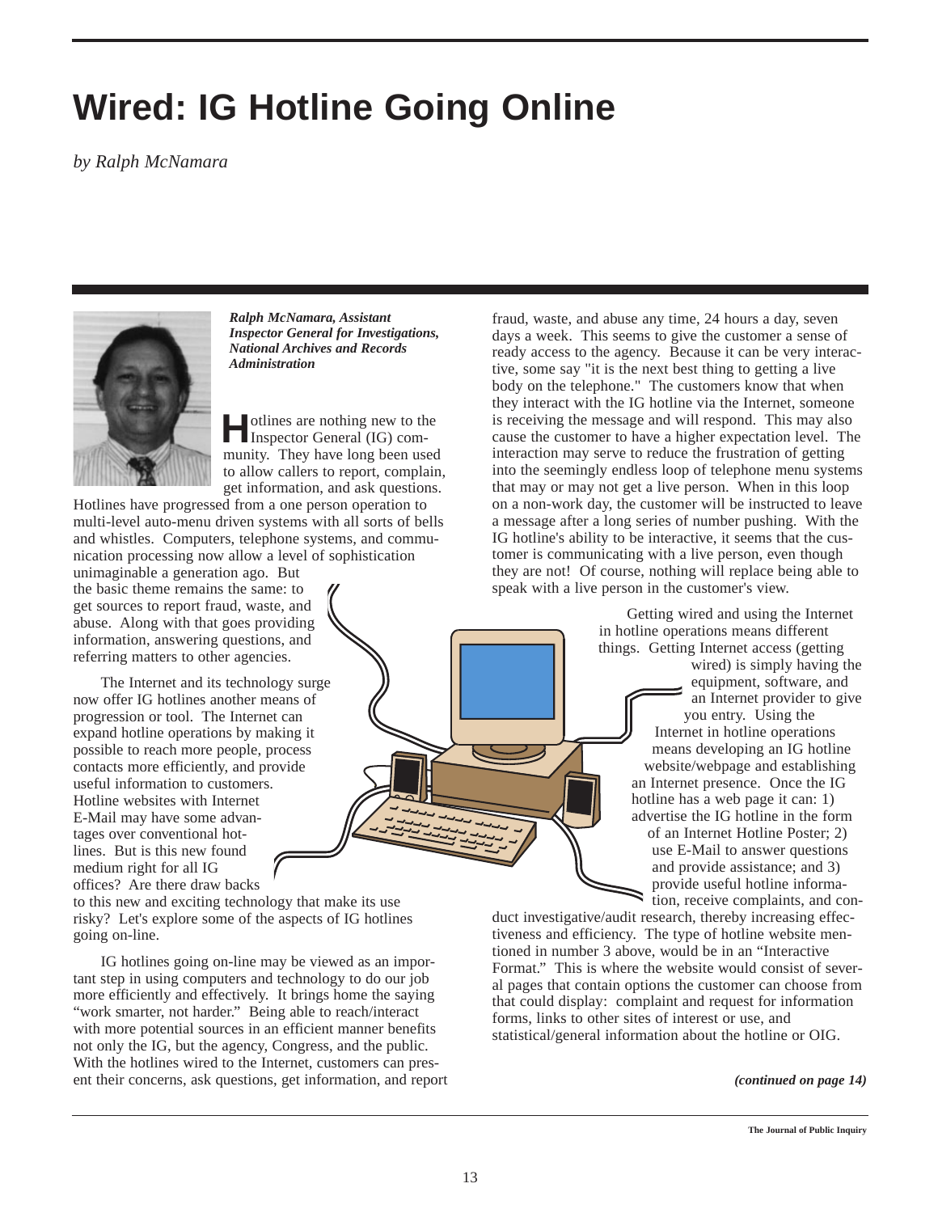# Wired: IG Hotline Going Online

*by Ralph McNamara*

***Ralph McNamara, Assistant Inspector General for Investigations, National Archives and Records Administration***

Hotlines are nothing new to the Inspector General (IG) community. They have long been used to allow callers to report, complain, get information, and ask questions. Hotlines have progressed from a one person operation to multi-level auto-menu driven systems with all sorts of bells and whistles. Computers, telephone systems, and communication processing now allow a level of sophistication unimaginable a generation ago. But the basic theme remains the same: to get sources to report fraud, waste, and abuse. Along with that goes providing information, answering questions, and referring matters to other agencies.

The Internet and its technology surge now offer IG hotlines another means of progression or tool. The Internet can expand hotline operations by making it possible to reach more people, process contacts more efficiently, and provide useful information to customers. Hotline websites with Internet E-Mail may have some advantages over conventional hotlines. But is this new found medium right for all IG offices? Are there draw backs to this new and exciting technology that make its use risky? Let's explore some of the aspects of IG hotlines going on-line.

IG hotlines going on-line may be viewed as an important step in using computers and technology to do our job more efficiently and effectively. It brings home the saying "work smarter, not harder." Being able to reach/interact with more potential sources in an efficient manner benefits not only the IG, but the agency, Congress, and the public. With the hotlines wired to the Internet, customers can present their concerns, ask questions, get information, and report fraud, waste, and abuse any time, 24 hours a day, seven days a week. This seems to give the customer a sense of ready access to the agency. Because it can be very interactive, some say "it is the next best thing to getting a live body on the telephone." The customers know that when they interact with the IG hotline via the Internet, someone is receiving the message and will respond. This may also cause the customer to have a higher expectation level. The interaction may serve to reduce the frustration of getting into the seemingly endless loop of telephone menu systems that may or may not get a live person. When in this loop on a non-work day, the customer will be instructed to leave a message after a long series of number pushing. With the IG hotline's ability to be interactive, it seems that the customer is communicating with a live person, even though they are not! Of course, nothing will replace being able to speak with a live person in the customer's view.

Getting wired and using the Internet in hotline operations means different things. Getting Internet access (getting wired) is simply having the equipment, software, and an Internet provider to give you entry. Using the Internet in hotline operations means developing an IG hotline website/webpage and establishing an Internet presence. Once the IG hotline has a web page it can: 1) advertise the IG hotline in the form of an Internet Hotline Poster; 2) use E-Mail to answer questions and provide assistance; and 3) provide useful hotline information, receive complaints, and conduct investigative/audit research, thereby increasing effectiveness and efficiency. The type of hotline website mentioned in number 3 above, would be in an "Interactive Format." This is where the website would consist of several pages that contain options the customer can choose from that could display: complaint and request for information forms, links to other sites of interest or use, and statistical/general information about the hotline or OIG.

***(continued on page 14)***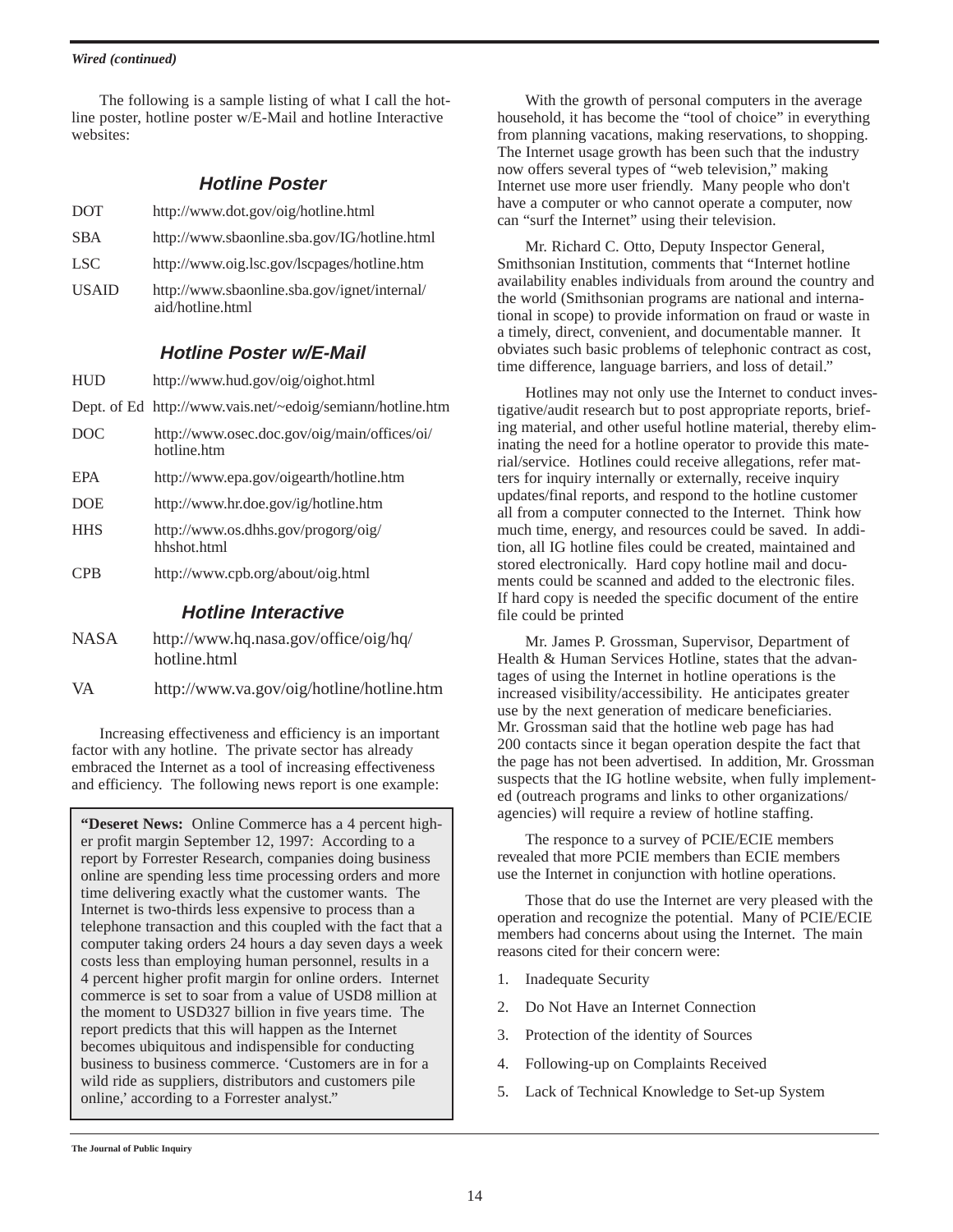*Wired (continued)*

The following is a sample listing of what I call the hotline poster, hotline poster w/E-Mail and hotline Interactive websites:

### Hotline Poster

| | |
|---|---|
| DOT | http://www.dot.gov/oig/hotline.html |
| SBA | http://www.sbaonline.sba.gov/IG/hotline.html |
| LSC | http://www.oig.lsc.gov/lscpages/hotline.htm |
| USAID | http://www.sbaonline.sba.gov/ignet/internal/aid/hotline.html |

### Hotline Poster w/E-Mail

| | |
|---|---|
| HUD | http://www.hud.gov/oig/oighot.html |
| Dept. of Ed | http://www.vais.net/~edoig/semiann/hotline.htm |
| DOC | http://www.osec.doc.gov/oig/main/offices/oi/hotline.htm |
| EPA | http://www.epa.gov/oigearth/hotline.htm |
| DOE | http://www.hr.doe.gov/ig/hotline.htm |
| HHS | http://www.os.dhhs.gov/progorg/oig/hhshot.html |
| CPB | http://www.cpb.org/about/oig.html |

### Hotline Interactive

| | |
|---|---|
| NASA | http://www.hq.nasa.gov/office/oig/hq/hotline.html |
| VA | http://www.va.gov/oig/hotline/hotline.htm |

Increasing effectiveness and efficiency is an important factor with any hotline. The private sector has already embraced the Internet as a tool of increasing effectiveness and efficiency. The following news report is one example:

> **"Deseret News:** Online Commerce has a 4 percent higher profit margin September 12, 1997: According to a report by Forrester Research, companies doing business online are spending less time processing orders and more time delivering exactly what the customer wants. The Internet is two-thirds less expensive to process than a telephone transaction and this coupled with the fact that a computer taking orders 24 hours a day seven days a week costs less than employing human personnel, results in a 4 percent higher profit margin for online orders. Internet commerce is set to soar from a value of USD8 million at the moment to USD327 billion in five years time. The report predicts that this will happen as the Internet becomes ubiquitous and indispensible for conducting business to business commerce. 'Customers are in for a wild ride as suppliers, distributors and customers pile online,' according to a Forrester analyst."

With the growth of personal computers in the average household, it has become the "tool of choice" in everything from planning vacations, making reservations, to shopping. The Internet usage growth has been such that the industry now offers several types of "web television," making Internet use more user friendly. Many people who don't have a computer or who cannot operate a computer, now can "surf the Internet" using their television.

Mr. Richard C. Otto, Deputy Inspector General, Smithsonian Institution, comments that "Internet hotline availability enables individuals from around the country and the world (Smithsonian programs are national and international in scope) to provide information on fraud or waste in a timely, direct, convenient, and documentable manner. It obviates such basic problems of telephonic contract as cost, time difference, language barriers, and loss of detail."

Hotlines may not only use the Internet to conduct investigative/audit research but to post appropriate reports, briefing material, and other useful hotline material, thereby eliminating the need for a hotline operator to provide this material/service. Hotlines could receive allegations, refer matters for inquiry internally or externally, receive inquiry updates/final reports, and respond to the hotline customer all from a computer connected to the Internet. Think how much time, energy, and resources could be saved. In addition, all IG hotline files could be created, maintained and stored electronically. Hard copy hotline mail and documents could be scanned and added to the electronic files. If hard copy is needed the specific document of the entire file could be printed

Mr. James P. Grossman, Supervisor, Department of Health & Human Services Hotline, states that the advantages of using the Internet in hotline operations is the increased visibility/accessibility. He anticipates greater use by the next generation of medicare beneficiaries. Mr. Grossman said that the hotline web page has had 200 contacts since it began operation despite the fact that the page has not been advertised. In addition, Mr. Grossman suspects that the IG hotline website, when fully implemented (outreach programs and links to other organizations/agencies) will require a review of hotline staffing.

The responce to a survey of PCIE/ECIE members revealed that more PCIE members than ECIE members use the Internet in conjunction with hotline operations.

Those that do use the Internet are very pleased with the operation and recognize the potential. Many of PCIE/ECIE members had concerns about using the Internet. The main reasons cited for their concern were:

1. Inadequate Security
2. Do Not Have an Internet Connection
3. Protection of the identity of Sources
4. Following-up on Complaints Received
5. Lack of Technical Knowledge to Set-up System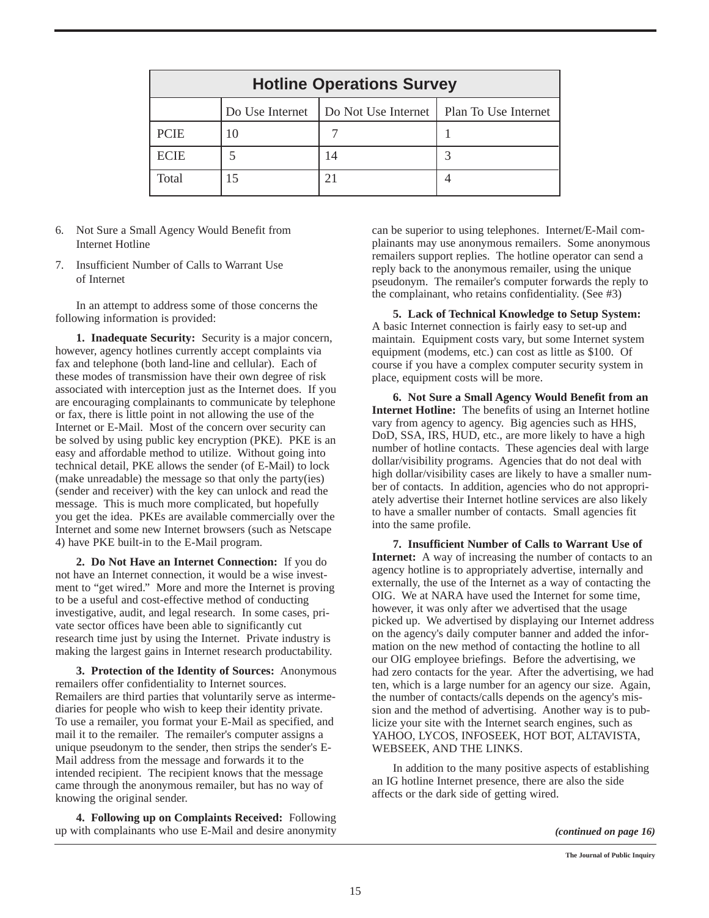| Hotline Operations Survey | | | |
|---|---|---|---|
| | Do Use Internet | Do Not Use Internet | Plan To Use Internet |
| PCIE | 10 | 7 | 1 |
| ECIE | 5 | 14 | 3 |
| Total | 15 | 21 | 4 |

6. Not Sure a Small Agency Would Benefit from Internet Hotline

7. Insufficient Number of Calls to Warrant Use of Internet

In an attempt to address some of those concerns the following information is provided:

**1. Inadequate Security:** Security is a major concern, however, agency hotlines currently accept complaints via fax and telephone (both land-line and cellular). Each of these modes of transmission have their own degree of risk associated with interception just as the Internet does. If you are encouraging complainants to communicate by telephone or fax, there is little point in not allowing the use of the Internet or E-Mail. Most of the concern over security can be solved by using public key encryption (PKE). PKE is an easy and affordable method to utilize. Without going into technical detail, PKE allows the sender (of E-Mail) to lock (make unreadable) the message so that only the party(ies) (sender and receiver) with the key can unlock and read the message. This is much more complicated, but hopefully you get the idea. PKEs are available commercially over the Internet and some new Internet browsers (such as Netscape 4) have PKE built-in to the E-Mail program.

**2. Do Not Have an Internet Connection:** If you do not have an Internet connection, it would be a wise investment to "get wired." More and more the Internet is proving to be a useful and cost-effective method of conducting investigative, audit, and legal research. In some cases, private sector offices have been able to significantly cut research time just by using the Internet. Private industry is making the largest gains in Internet research productability.

**3. Protection of the Identity of Sources:** Anonymous remailers offer confidentiality to Internet sources. Remailers are third parties that voluntarily serve as intermediaries for people who wish to keep their identity private. To use a remailer, you format your E-Mail as specified, and mail it to the remailer. The remailer's computer assigns a unique pseudonym to the sender, then strips the sender's E-Mail address from the message and forwards it to the intended recipient. The recipient knows that the message came through the anonymous remailer, but has no way of knowing the original sender.

**4. Following up on Complaints Received:** Following up with complainants who use E-Mail and desire anonymity can be superior to using telephones. Internet/E-Mail complainants may use anonymous remailers. Some anonymous remailers support replies. The hotline operator can send a reply back to the anonymous remailer, using the unique pseudonym. The remailer's computer forwards the reply to the complainant, who retains confidentiality. (See #3)

**5. Lack of Technical Knowledge to Setup System:** A basic Internet connection is fairly easy to set-up and maintain. Equipment costs vary, but some Internet system equipment (modems, etc.) can cost as little as $100. Of course if you have a complex computer security system in place, equipment costs will be more.

**6. Not Sure a Small Agency Would Benefit from an Internet Hotline:** The benefits of using an Internet hotline vary from agency to agency. Big agencies such as HHS, DoD, SSA, IRS, HUD, etc., are more likely to have a high number of hotline contacts. These agencies deal with large dollar/visibility programs. Agencies that do not deal with high dollar/visibility cases are likely to have a smaller number of contacts. In addition, agencies who do not appropriately advertise their Internet hotline services are also likely to have a smaller number of contacts. Small agencies fit into the same profile.

**7. Insufficient Number of Calls to Warrant Use of Internet:** A way of increasing the number of contacts to an agency hotline is to appropriately advertise, internally and externally, the use of the Internet as a way of contacting the OIG. We at NARA have used the Internet for some time, however, it was only after we advertised that the usage picked up. We advertised by displaying our Internet address on the agency's daily computer banner and added the information on the new method of contacting the hotline to all our OIG employee briefings. Before the advertising, we had zero contacts for the year. After the advertising, we had ten, which is a large number for an agency our size. Again, the number of contacts/calls depends on the agency's mission and the method of advertising. Another way is to publicize your site with the Internet search engines, such as YAHOO, LYCOS, INFOSEEK, HOT BOT, ALTAVISTA, WEBSEEK, AND THE LINKS.

In addition to the many positive aspects of establishing an IG hotline Internet presence, there are also the side affects or the dark side of getting wired.

***(continued on page 16)***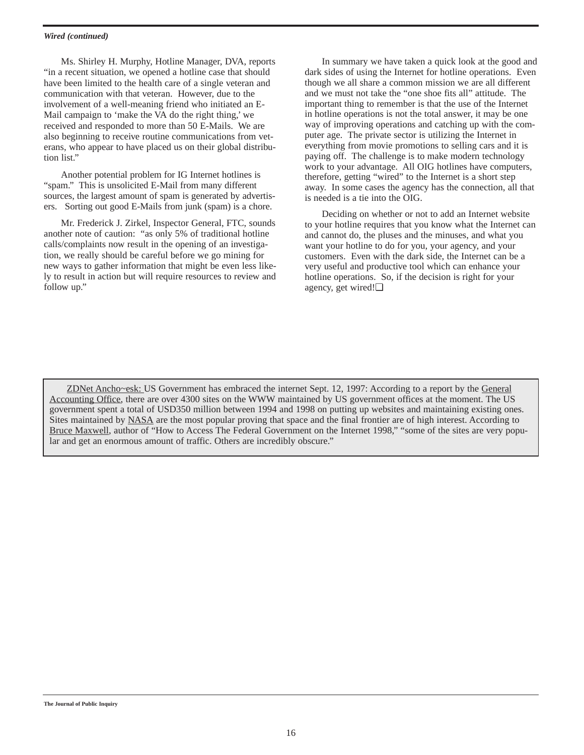***Wired (continued)***

Ms. Shirley H. Murphy, Hotline Manager, DVA, reports "in a recent situation, we opened a hotline case that should have been limited to the health care of a single veteran and communication with that veteran. However, due to the involvement of a well-meaning friend who initiated an E-Mail campaign to 'make the VA do the right thing,' we received and responded to more than 50 E-Mails. We are also beginning to receive routine communications from veterans, who appear to have placed us on their global distribution list."

Another potential problem for IG Internet hotlines is "spam." This is unsolicited E-Mail from many different sources, the largest amount of spam is generated by advertisers. Sorting out good E-Mails from junk (spam) is a chore.

Mr. Frederick J. Zirkel, Inspector General, FTC, sounds another note of caution: "as only 5% of traditional hotline calls/complaints now result in the opening of an investigation, we really should be careful before we go mining for new ways to gather information that might be even less likely to result in action but will require resources to review and follow up."

In summary we have taken a quick look at the good and dark sides of using the Internet for hotline operations. Even though we all share a common mission we are all different and we must not take the "one shoe fits all" attitude. The important thing to remember is that the use of the Internet in hotline operations is not the total answer, it may be one way of improving operations and catching up with the computer age. The private sector is utilizing the Internet in everything from movie promotions to selling cars and it is paying off. The challenge is to make modern technology work to your advantage. All OIG hotlines have computers, therefore, getting "wired" to the Internet is a short step away. In some cases the agency has the connection, all that is needed is a tie into the OIG.

Deciding on whether or not to add an Internet website to your hotline requires that you know what the Internet can and cannot do, the pluses and the minuses, and what you want your hotline to do for you, your agency, and your customers. Even with the dark side, the Internet can be a very useful and productive tool which can enhance your hotline operations. So, if the decision is right for your agency, get wired!❑

ZDNet Ancho~esk: US Government has embraced the internet Sept. 12, 1997: According to a report by the General Accounting Office, there are over 4300 sites on the WWW maintained by US government offices at the moment. The US government spent a total of USD350 million between 1994 and 1998 on putting up websites and maintaining existing ones. Sites maintained by NASA are the most popular proving that space and the final frontier are of high interest. According to Bruce Maxwell, author of "How to Access The Federal Government on the Internet 1998," "some of the sites are very popular and get an enormous amount of traffic. Others are incredibly obscure."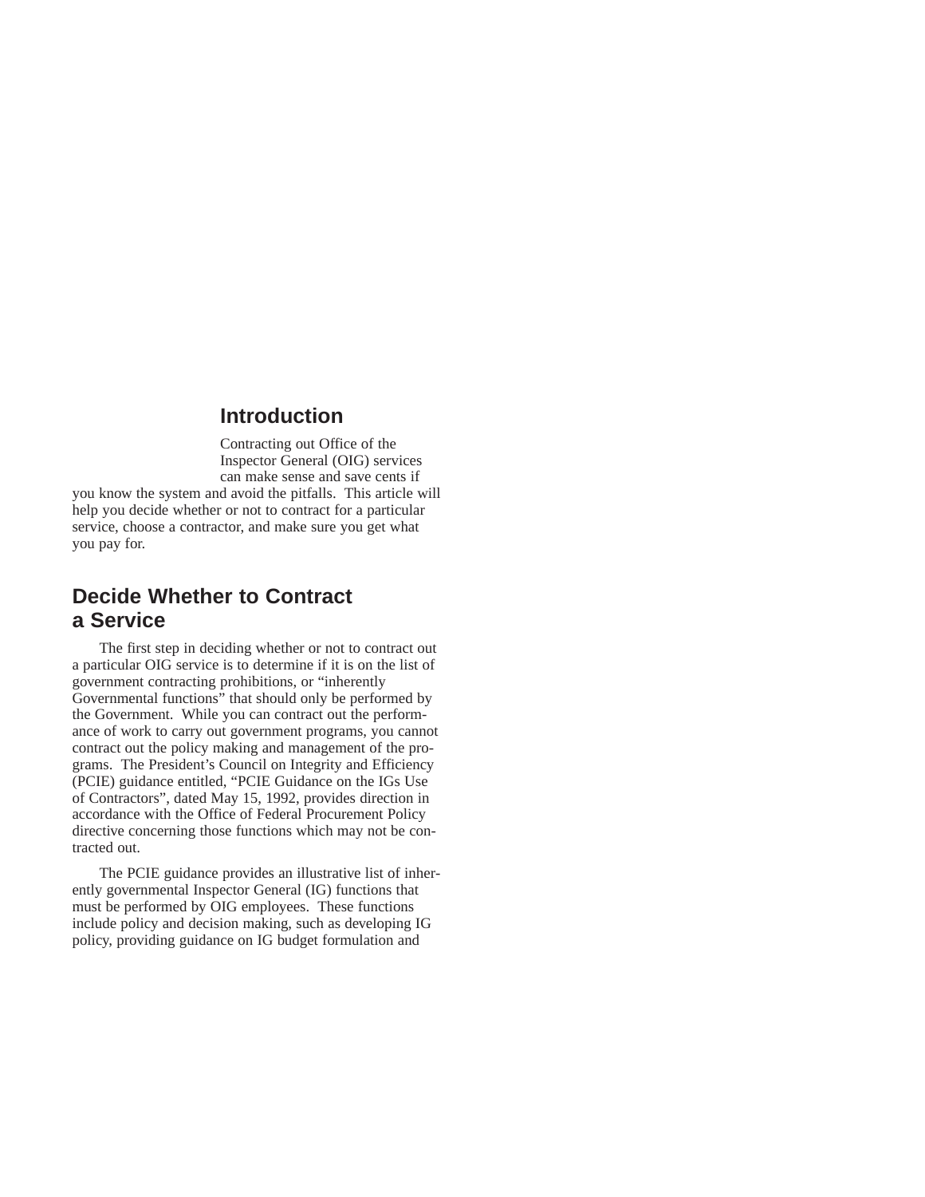## Introduction

Contracting out Office of the Inspector General (OIG) services can make sense and save cents if you know the system and avoid the pitfalls. This article will help you decide whether or not to contract for a particular service, choose a contractor, and make sure you get what you pay for.

## Decide Whether to Contract a Service

The first step in deciding whether or not to contract out a particular OIG service is to determine if it is on the list of government contracting prohibitions, or "inherently Governmental functions" that should only be performed by the Government. While you can contract out the performance of work to carry out government programs, you cannot contract out the policy making and management of the programs. The President's Council on Integrity and Efficiency (PCIE) guidance entitled, "PCIE Guidance on the IGs Use of Contractors", dated May 15, 1992, provides direction in accordance with the Office of Federal Procurement Policy directive concerning those functions which may not be contracted out.

The PCIE guidance provides an illustrative list of inherently governmental Inspector General (IG) functions that must be performed by OIG employees. These functions include policy and decision making, such as developing IG policy, providing guidance on IG budget formulation and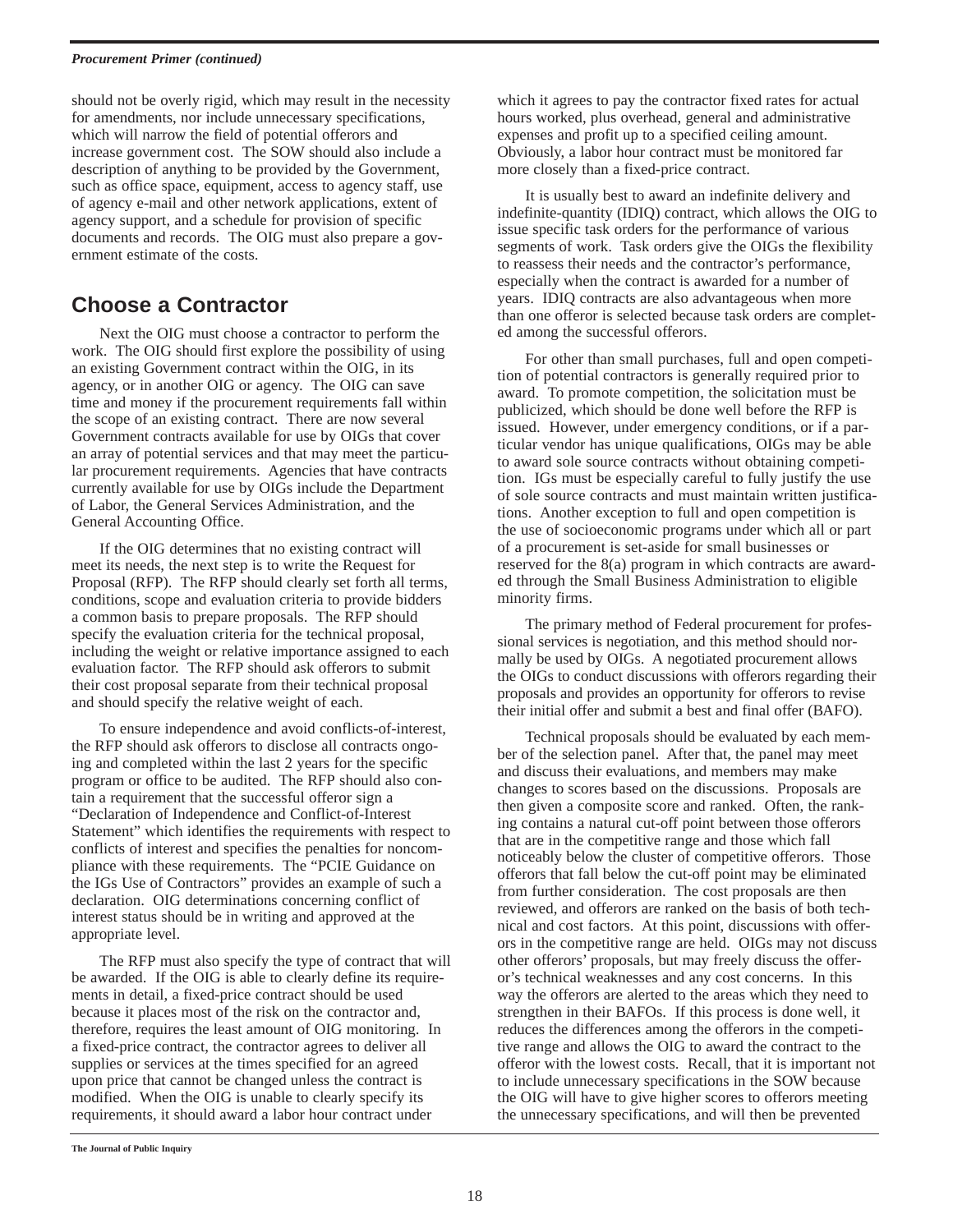should not be overly rigid, which may result in the necessity for amendments, nor include unnecessary specifications, which will narrow the field of potential offerors and increase government cost. The SOW should also include a description of anything to be provided by the Government, such as office space, equipment, access to agency staff, use of agency e-mail and other network applications, extent of agency support, and a schedule for provision of specific documents and records. The OIG must also prepare a government estimate of the costs.

## Choose a Contractor

Next the OIG must choose a contractor to perform the work. The OIG should first explore the possibility of using an existing Government contract within the OIG, in its agency, or in another OIG or agency. The OIG can save time and money if the procurement requirements fall within the scope of an existing contract. There are now several Government contracts available for use by OIGs that cover an array of potential services and that may meet the particular procurement requirements. Agencies that have contracts currently available for use by OIGs include the Department of Labor, the General Services Administration, and the General Accounting Office.

If the OIG determines that no existing contract will meet its needs, the next step is to write the Request for Proposal (RFP). The RFP should clearly set forth all terms, conditions, scope and evaluation criteria to provide bidders a common basis to prepare proposals. The RFP should specify the evaluation criteria for the technical proposal, including the weight or relative importance assigned to each evaluation factor. The RFP should ask offerors to submit their cost proposal separate from their technical proposal and should specify the relative weight of each.

To ensure independence and avoid conflicts-of-interest, the RFP should ask offerors to disclose all contracts ongoing and completed within the last 2 years for the specific program or office to be audited. The RFP should also contain a requirement that the successful offeror sign a "Declaration of Independence and Conflict-of-Interest Statement" which identifies the requirements with respect to conflicts of interest and specifies the penalties for noncompliance with these requirements. The "PCIE Guidance on the IGs Use of Contractors" provides an example of such a declaration. OIG determinations concerning conflict of interest status should be in writing and approved at the appropriate level.

The RFP must also specify the type of contract that will be awarded. If the OIG is able to clearly define its requirements in detail, a fixed-price contract should be used because it places most of the risk on the contractor and, therefore, requires the least amount of OIG monitoring. In a fixed-price contract, the contractor agrees to deliver all supplies or services at the times specified for an agreed upon price that cannot be changed unless the contract is modified. When the OIG is unable to clearly specify its requirements, it should award a labor hour contract under which it agrees to pay the contractor fixed rates for actual hours worked, plus overhead, general and administrative expenses and profit up to a specified ceiling amount. Obviously, a labor hour contract must be monitored far more closely than a fixed-price contract.

It is usually best to award an indefinite delivery and indefinite-quantity (IDIQ) contract, which allows the OIG to issue specific task orders for the performance of various segments of work. Task orders give the OIGs the flexibility to reassess their needs and the contractor's performance, especially when the contract is awarded for a number of years. IDIQ contracts are also advantageous when more than one offeror is selected because task orders are completed among the successful offerors.

For other than small purchases, full and open competition of potential contractors is generally required prior to award. To promote competition, the solicitation must be publicized, which should be done well before the RFP is issued. However, under emergency conditions, or if a particular vendor has unique qualifications, OIGs may be able to award sole source contracts without obtaining competition. IGs must be especially careful to fully justify the use of sole source contracts and must maintain written justifications. Another exception to full and open competition is the use of socioeconomic programs under which all or part of a procurement is set-aside for small businesses or reserved for the 8(a) program in which contracts are awarded through the Small Business Administration to eligible minority firms.

The primary method of Federal procurement for professional services is negotiation, and this method should normally be used by OIGs. A negotiated procurement allows the OIGs to conduct discussions with offerors regarding their proposals and provides an opportunity for offerors to revise their initial offer and submit a best and final offer (BAFO).

Technical proposals should be evaluated by each member of the selection panel. After that, the panel may meet and discuss their evaluations, and members may make changes to scores based on the discussions. Proposals are then given a composite score and ranked. Often, the ranking contains a natural cut-off point between those offerors that are in the competitive range and those which fall noticeably below the cluster of competitive offerors. Those offerors that fall below the cut-off point may be eliminated from further consideration. The cost proposals are then reviewed, and offerors are ranked on the basis of both technical and cost factors. At this point, discussions with offerors in the competitive range are held. OIGs may not discuss other offerors' proposals, but may freely discuss the offeror's technical weaknesses and any cost concerns. In this way the offerors are alerted to the areas which they need to strengthen in their BAFOs. If this process is done well, it reduces the differences among the offerors in the competitive range and allows the OIG to award the contract to the offeror with the lowest costs. Recall, that it is important not to include unnecessary specifications in the SOW because the OIG will have to give higher scores to offerors meeting the unnecessary specifications, and will then be prevented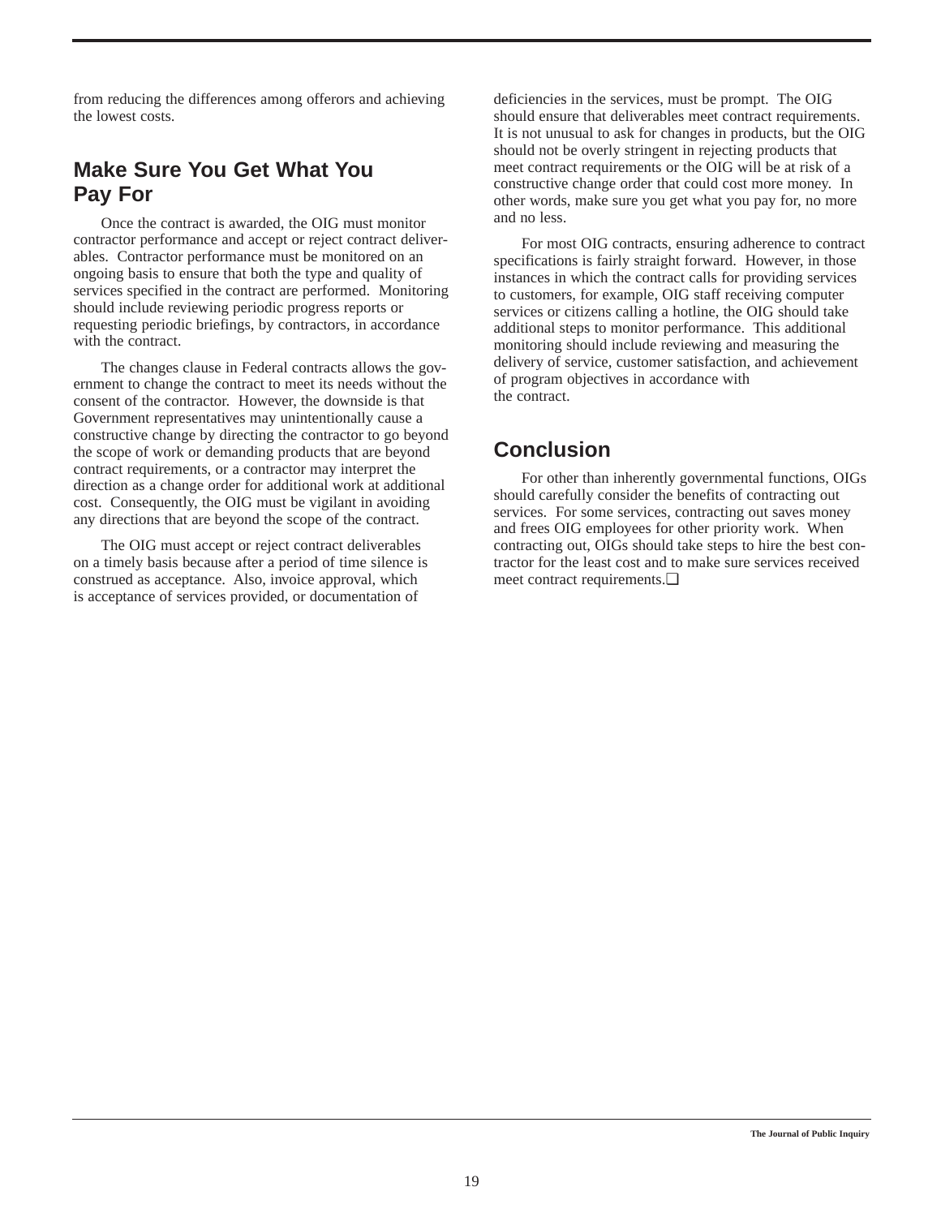from reducing the differences among offerors and achieving the lowest costs.

## Make Sure You Get What You Pay For

Once the contract is awarded, the OIG must monitor contractor performance and accept or reject contract deliverables. Contractor performance must be monitored on an ongoing basis to ensure that both the type and quality of services specified in the contract are performed. Monitoring should include reviewing periodic progress reports or requesting periodic briefings, by contractors, in accordance with the contract.

The changes clause in Federal contracts allows the government to change the contract to meet its needs without the consent of the contractor. However, the downside is that Government representatives may unintentionally cause a constructive change by directing the contractor to go beyond the scope of work or demanding products that are beyond contract requirements, or a contractor may interpret the direction as a change order for additional work at additional cost. Consequently, the OIG must be vigilant in avoiding any directions that are beyond the scope of the contract.

The OIG must accept or reject contract deliverables on a timely basis because after a period of time silence is construed as acceptance. Also, invoice approval, which is acceptance of services provided, or documentation of deficiencies in the services, must be prompt. The OIG should ensure that deliverables meet contract requirements. It is not unusual to ask for changes in products, but the OIG should not be overly stringent in rejecting products that meet contract requirements or the OIG will be at risk of a constructive change order that could cost more money. In other words, make sure you get what you pay for, no more and no less.

For most OIG contracts, ensuring adherence to contract specifications is fairly straight forward. However, in those instances in which the contract calls for providing services to customers, for example, OIG staff receiving computer services or citizens calling a hotline, the OIG should take additional steps to monitor performance. This additional monitoring should include reviewing and measuring the delivery of service, customer satisfaction, and achievement of program objectives in accordance with the contract.

## Conclusion

For other than inherently governmental functions, OIGs should carefully consider the benefits of contracting out services. For some services, contracting out saves money and frees OIG employees for other priority work. When contracting out, OIGs should take steps to hire the best contractor for the least cost and to make sure services received meet contract requirements.❑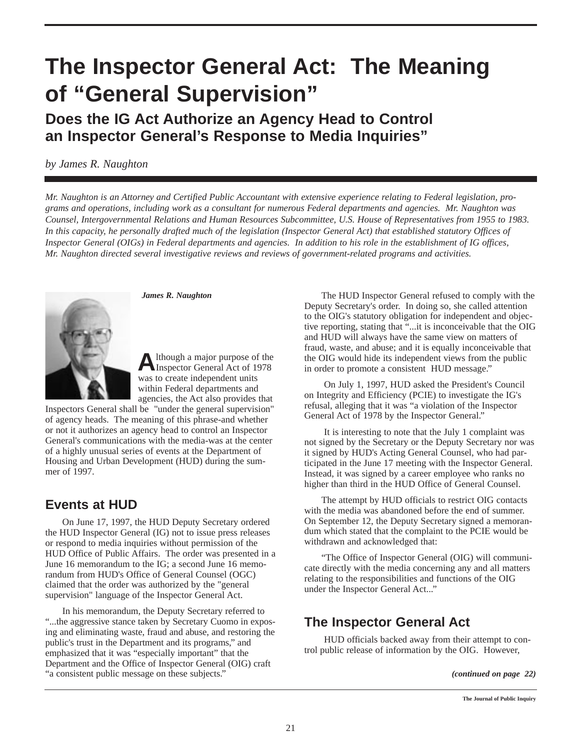# The Inspector General Act: The Meaning of "General Supervision"

## Does the IG Act Authorize an Agency Head to Control an Inspector General's Response to Media Inquiries"

*by James R. Naughton*

*Mr. Naughton is an Attorney and Certified Public Accountant with extensive experience relating to Federal legislation, programs and operations, including work as a consultant for numerous Federal departments and agencies. Mr. Naughton was Counsel, Intergovernmental Relations and Human Resources Subcommittee, U.S. House of Representatives from 1955 to 1983. In this capacity, he personally drafted much of the legislation (Inspector General Act) that established statutory Offices of Inspector General (OIGs) in Federal departments and agencies. In addition to his role in the establishment of IG offices, Mr. Naughton directed several investigative reviews and reviews of government-related programs and activities.*

***James R. Naughton***

Although a major purpose of the Inspector General Act of 1978 was to create independent units within Federal departments and agencies, the Act also provides that Inspectors General shall be "under the general supervision" of agency heads. The meaning of this phrase-and whether or not it authorizes an agency head to control an Inspector General's communications with the media-was at the center of a highly unusual series of events at the Department of Housing and Urban Development (HUD) during the summer of 1997.

## Events at HUD

On June 17, 1997, the HUD Deputy Secretary ordered the HUD Inspector General (IG) not to issue press releases or respond to media inquiries without permission of the HUD Office of Public Affairs. The order was presented in a June 16 memorandum to the IG; a second June 16 memorandum from HUD's Office of General Counsel (OGC) claimed that the order was authorized by the "general supervision" language of the Inspector General Act.

In his memorandum, the Deputy Secretary referred to "...the aggressive stance taken by Secretary Cuomo in exposing and eliminating waste, fraud and abuse, and restoring the public's trust in the Department and its programs," and emphasized that it was "especially important" that the Department and the Office of Inspector General (OIG) craft "a consistent public message on these subjects."

The HUD Inspector General refused to comply with the Deputy Secretary's order. In doing so, she called attention to the OIG's statutory obligation for independent and objective reporting, stating that "...it is inconceivable that the OIG and HUD will always have the same view on matters of fraud, waste, and abuse; and it is equally inconceivable that the OIG would hide its independent views from the public in order to promote a consistent HUD message."

On July 1, 1997, HUD asked the President's Council on Integrity and Efficiency (PCIE) to investigate the IG's refusal, alleging that it was "a violation of the Inspector General Act of 1978 by the Inspector General."

It is interesting to note that the July 1 complaint was not signed by the Secretary or the Deputy Secretary nor was it signed by HUD's Acting General Counsel, who had participated in the June 17 meeting with the Inspector General. Instead, it was signed by a career employee who ranks no higher than third in the HUD Office of General Counsel.

The attempt by HUD officials to restrict OIG contacts with the media was abandoned before the end of summer. On September 12, the Deputy Secretary signed a memorandum which stated that the complaint to the PCIE would be withdrawn and acknowledged that:

"The Office of Inspector General (OIG) will communicate directly with the media concerning any and all matters relating to the responsibilities and functions of the OIG under the Inspector General Act..."

## The Inspector General Act

HUD officials backed away from their attempt to control public release of information by the OIG. However,

*(continued on page 22)*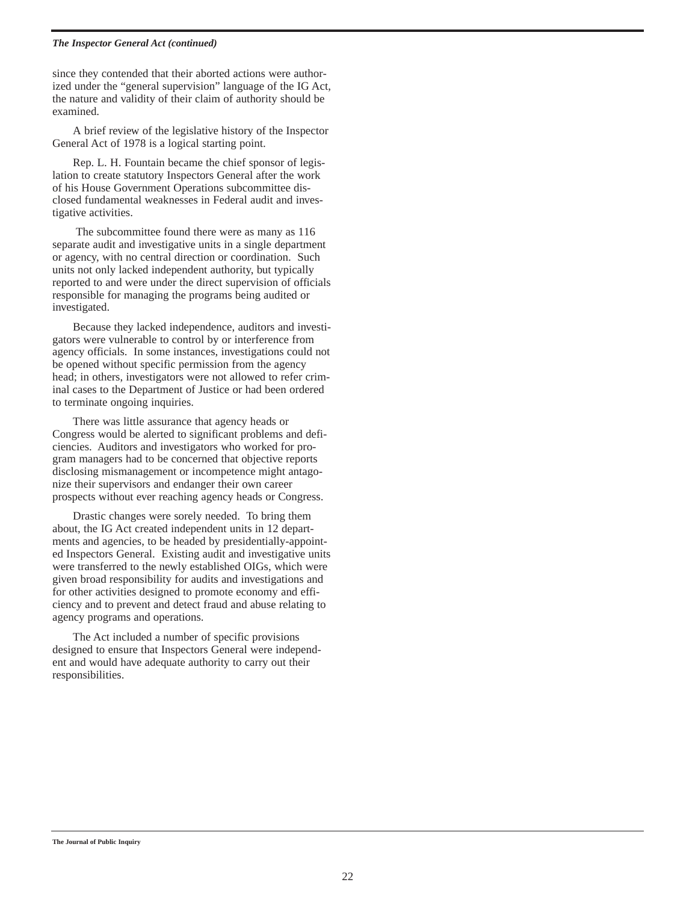since they contended that their aborted actions were authorized under the "general supervision" language of the IG Act, the nature and validity of their claim of authority should be examined.

A brief review of the legislative history of the Inspector General Act of 1978 is a logical starting point.

Rep. L. H. Fountain became the chief sponsor of legislation to create statutory Inspectors General after the work of his House Government Operations subcommittee disclosed fundamental weaknesses in Federal audit and investigative activities.

The subcommittee found there were as many as 116 separate audit and investigative units in a single department or agency, with no central direction or coordination. Such units not only lacked independent authority, but typically reported to and were under the direct supervision of officials responsible for managing the programs being audited or investigated.

Because they lacked independence, auditors and investigators were vulnerable to control by or interference from agency officials. In some instances, investigations could not be opened without specific permission from the agency head; in others, investigators were not allowed to refer criminal cases to the Department of Justice or had been ordered to terminate ongoing inquiries.

There was little assurance that agency heads or Congress would be alerted to significant problems and deficiencies. Auditors and investigators who worked for program managers had to be concerned that objective reports disclosing mismanagement or incompetence might antagonize their supervisors and endanger their own career prospects without ever reaching agency heads or Congress.

Drastic changes were sorely needed. To bring them about, the IG Act created independent units in 12 departments and agencies, to be headed by presidentially-appointed Inspectors General. Existing audit and investigative units were transferred to the newly established OIGs, which were given broad responsibility for audits and investigations and for other activities designed to promote economy and efficiency and to prevent and detect fraud and abuse relating to agency programs and operations.

The Act included a number of specific provisions designed to ensure that Inspectors General were independent and would have adequate authority to carry out their responsibilities.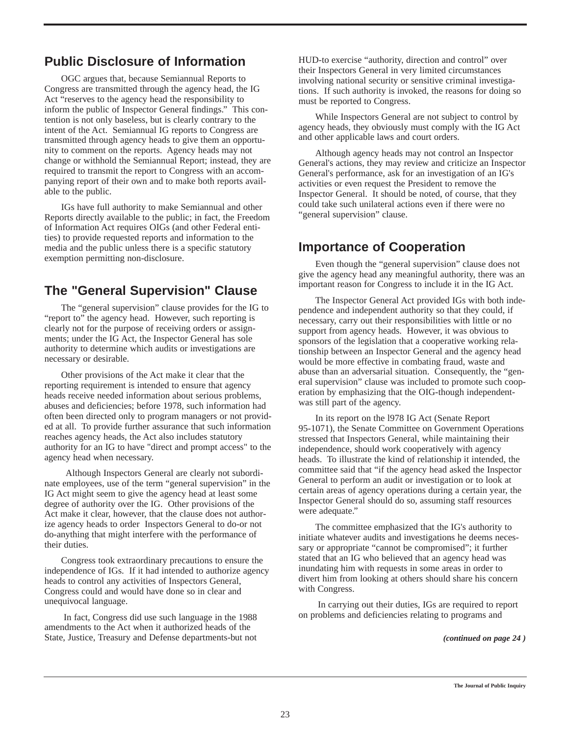## Public Disclosure of Information

OGC argues that, because Semiannual Reports to Congress are transmitted through the agency head, the IG Act "reserves to the agency head the responsibility to inform the public of Inspector General findings." This contention is not only baseless, but is clearly contrary to the intent of the Act. Semiannual IG reports to Congress are transmitted through agency heads to give them an opportunity to comment on the reports. Agency heads may not change or withhold the Semiannual Report; instead, they are required to transmit the report to Congress with an accompanying report of their own and to make both reports available to the public.

IGs have full authority to make Semiannual and other Reports directly available to the public; in fact, the Freedom of Information Act requires OIGs (and other Federal entities) to provide requested reports and information to the media and the public unless there is a specific statutory exemption permitting non-disclosure.

## The "General Supervision" Clause

The "general supervision" clause provides for the IG to "report to" the agency head. However, such reporting is clearly not for the purpose of receiving orders or assignments; under the IG Act, the Inspector General has sole authority to determine which audits or investigations are necessary or desirable.

Other provisions of the Act make it clear that the reporting requirement is intended to ensure that agency heads receive needed information about serious problems, abuses and deficiencies; before 1978, such information had often been directed only to program managers or not provided at all. To provide further assurance that such information reaches agency heads, the Act also includes statutory authority for an IG to have "direct and prompt access" to the agency head when necessary.

Although Inspectors General are clearly not subordinate employees, use of the term "general supervision" in the IG Act might seem to give the agency head at least some degree of authority over the IG. Other provisions of the Act make it clear, however, that the clause does not authorize agency heads to order Inspectors General to do-or not do-anything that might interfere with the performance of their duties.

Congress took extraordinary precautions to ensure the independence of IGs. If it had intended to authorize agency heads to control any activities of Inspectors General, Congress could and would have done so in clear and unequivocal language.

In fact, Congress did use such language in the 1988 amendments to the Act when it authorized heads of the State, Justice, Treasury and Defense departments-but not HUD-to exercise "authority, direction and control" over their Inspectors General in very limited circumstances involving national security or sensitive criminal investigations. If such authority is invoked, the reasons for doing so must be reported to Congress.

While Inspectors General are not subject to control by agency heads, they obviously must comply with the IG Act and other applicable laws and court orders.

Although agency heads may not control an Inspector General's actions, they may review and criticize an Inspector General's performance, ask for an investigation of an IG's activities or even request the President to remove the Inspector General. It should be noted, of course, that they could take such unilateral actions even if there were no "general supervision" clause.

## Importance of Cooperation

Even though the "general supervision" clause does not give the agency head any meaningful authority, there was an important reason for Congress to include it in the IG Act.

The Inspector General Act provided IGs with both independence and independent authority so that they could, if necessary, carry out their responsibilities with little or no support from agency heads. However, it was obvious to sponsors of the legislation that a cooperative working relationship between an Inspector General and the agency head would be more effective in combating fraud, waste and abuse than an adversarial situation. Consequently, the "general supervision" clause was included to promote such cooperation by emphasizing that the OIG-though independent-was still part of the agency.

In its report on the l978 IG Act (Senate Report 95-1071), the Senate Committee on Government Operations stressed that Inspectors General, while maintaining their independence, should work cooperatively with agency heads. To illustrate the kind of relationship it intended, the committee said that "if the agency head asked the Inspector General to perform an audit or investigation or to look at certain areas of agency operations during a certain year, the Inspector General should do so, assuming staff resources were adequate."

The committee emphasized that the IG's authority to initiate whatever audits and investigations he deems necessary or appropriate "cannot be compromised"; it further stated that an IG who believed that an agency head was inundating him with requests in some areas in order to divert him from looking at others should share his concern with Congress.

In carrying out their duties, IGs are required to report on problems and deficiencies relating to programs and

***(continued on page 24 )***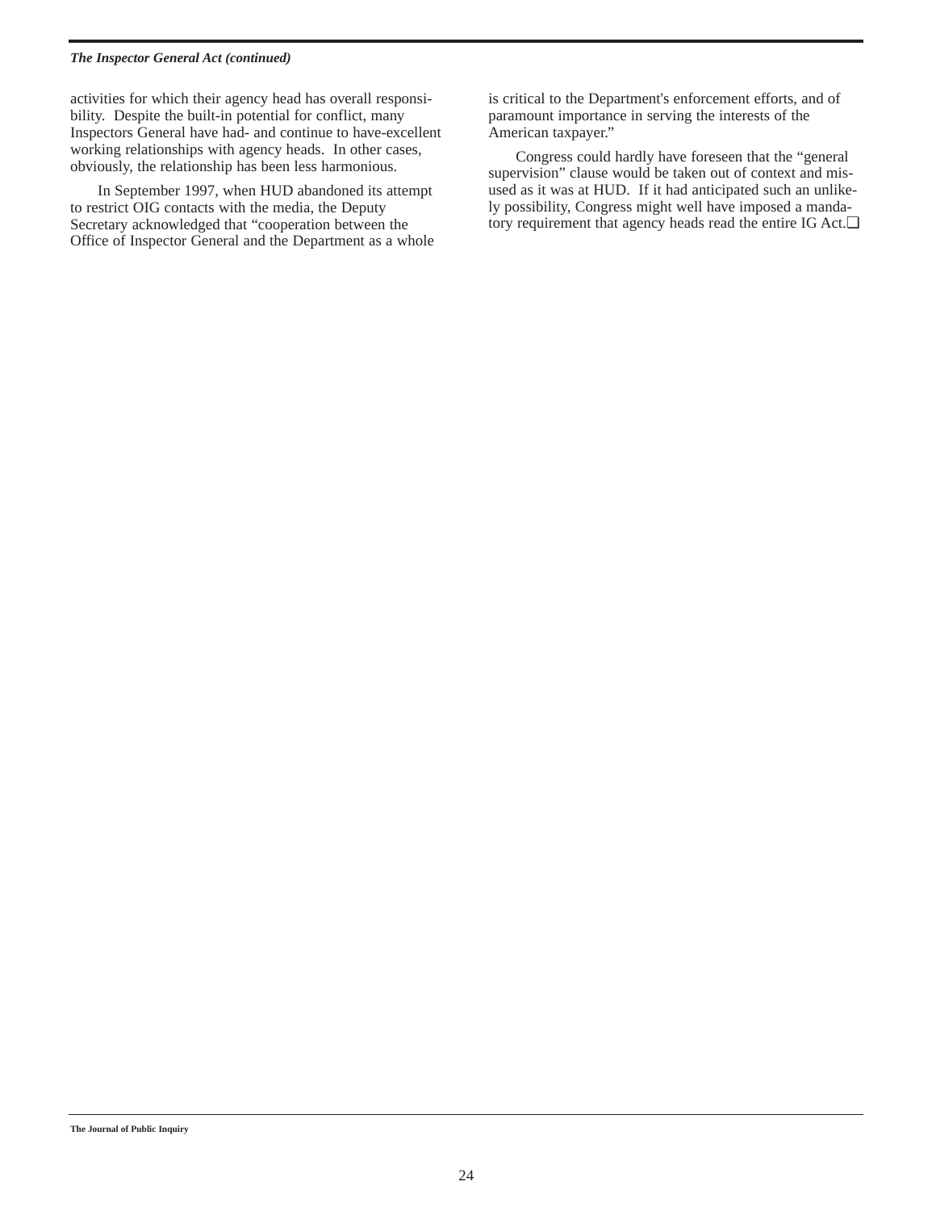activities for which their agency head has overall responsibility. Despite the built-in potential for conflict, many Inspectors General have had- and continue to have-excellent working relationships with agency heads. In other cases, obviously, the relationship has been less harmonious.

In September 1997, when HUD abandoned its attempt to restrict OIG contacts with the media, the Deputy Secretary acknowledged that "cooperation between the Office of Inspector General and the Department as a whole is critical to the Department's enforcement efforts, and of paramount importance in serving the interests of the American taxpayer."

Congress could hardly have foreseen that the "general supervision" clause would be taken out of context and misused as it was at HUD. If it had anticipated such an unlikely possibility, Congress might well have imposed a mandatory requirement that agency heads read the entire IG Act.❑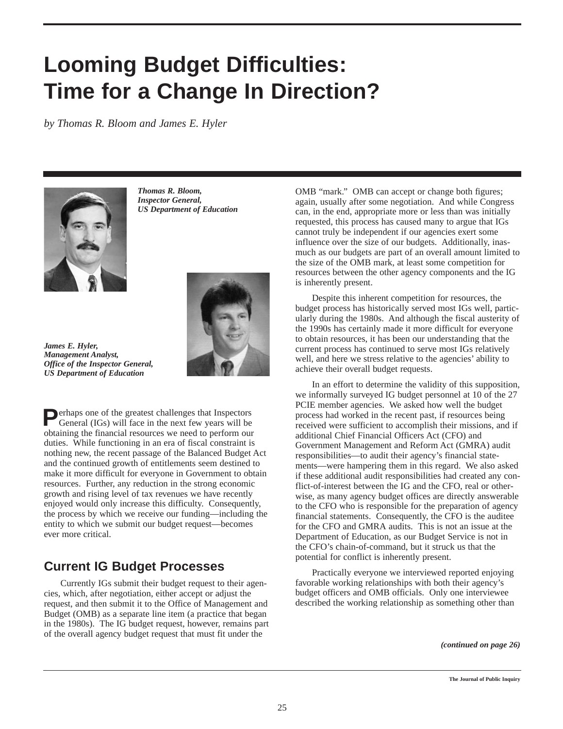# Looming Budget Difficulties: Time for a Change In Direction?

*by Thomas R. Bloom and James E. Hyler*

***Thomas R. Bloom, Inspector General, US Department of Education***

***James E. Hyler, Management Analyst, Office of the Inspector General, US Department of Education***

Perhaps one of the greatest challenges that Inspectors General (IGs) will face in the next few years will be obtaining the financial resources we need to perform our duties. While functioning in an era of fiscal constraint is nothing new, the recent passage of the Balanced Budget Act and the continued growth of entitlements seem destined to make it more difficult for everyone in Government to obtain resources. Further, any reduction in the strong economic growth and rising level of tax revenues we have recently enjoyed would only increase this difficulty. Consequently, the process by which we receive our funding—including the entity to which we submit our budget request—becomes ever more critical.

## Current IG Budget Processes

Currently IGs submit their budget request to their agencies, which, after negotiation, either accept or adjust the request, and then submit it to the Office of Management and Budget (OMB) as a separate line item (a practice that began in the 1980s). The IG budget request, however, remains part of the overall agency budget request that must fit under the OMB "mark." OMB can accept or change both figures; again, usually after some negotiation. And while Congress can, in the end, appropriate more or less than was initially requested, this process has caused many to argue that IGs cannot truly be independent if our agencies exert some influence over the size of our budgets. Additionally, inasmuch as our budgets are part of an overall amount limited to the size of the OMB mark, at least some competition for resources between the other agency components and the IG is inherently present.

Despite this inherent competition for resources, the budget process has historically served most IGs well, particularly during the 1980s. And although the fiscal austerity of the 1990s has certainly made it more difficult for everyone to obtain resources, it has been our understanding that the current process has continued to serve most IGs relatively well, and here we stress relative to the agencies' ability to achieve their overall budget requests.

In an effort to determine the validity of this supposition, we informally surveyed IG budget personnel at 10 of the 27 PCIE member agencies. We asked how well the budget process had worked in the recent past, if resources being received were sufficient to accomplish their missions, and if additional Chief Financial Officers Act (CFO) and Government Management and Reform Act (GMRA) audit responsibilities—to audit their agency's financial statements—were hampering them in this regard. We also asked if these additional audit responsibilities had created any conflict-of-interest between the IG and the CFO, real or otherwise, as many agency budget offices are directly answerable to the CFO who is responsible for the preparation of agency financial statements. Consequently, the CFO is the auditee for the CFO and GMRA audits. This is not an issue at the Department of Education, as our Budget Service is not in the CFO's chain-of-command, but it struck us that the potential for conflict is inherently present.

Practically everyone we interviewed reported enjoying favorable working relationships with both their agency's budget officers and OMB officials. Only one interviewee described the working relationship as something other than

***(continued on page 26)***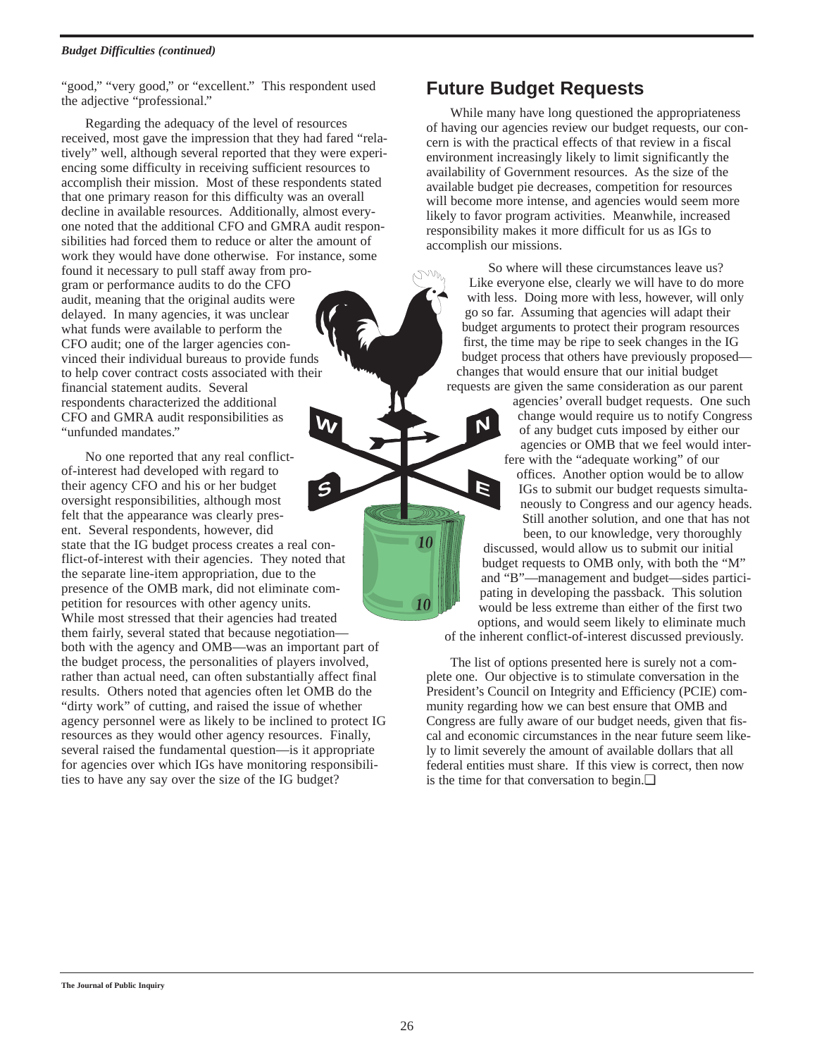*Budget Difficulties (continued)*

"good," "very good," or "excellent." This respondent used the adjective "professional."

Regarding the adequacy of the level of resources received, most gave the impression that they had fared "relatively" well, although several reported that they were experiencing some difficulty in receiving sufficient resources to accomplish their mission. Most of these respondents stated that one primary reason for this difficulty was an overall decline in available resources. Additionally, almost everyone noted that the additional CFO and GMRA audit responsibilities had forced them to reduce or alter the amount of work they would have done otherwise. For instance, some found it necessary to pull staff away from program or performance audits to do the CFO audit, meaning that the original audits were delayed. In many agencies, it was unclear what funds were available to perform the CFO audit; one of the larger agencies convinced their individual bureaus to provide funds to help cover contract costs associated with their financial statement audits. Several respondents characterized the additional CFO and GMRA audit responsibilities as "unfunded mandates."

No one reported that any real conflict-of-interest had developed with regard to their agency CFO and his or her budget oversight responsibilities, although most felt that the appearance was clearly present. Several respondents, however, did state that the IG budget process creates a real conflict-of-interest with their agencies. They noted that the separate line-item appropriation, due to the presence of the OMB mark, did not eliminate competition for resources with other agency units. While most stressed that their agencies had treated them fairly, several stated that because negotiation—both with the agency and OMB—was an important part of the budget process, the personalities of players involved, rather than actual need, can often substantially affect final results. Others noted that agencies often let OMB do the "dirty work" of cutting, and raised the issue of whether agency personnel were as likely to be inclined to protect IG resources as they would other agency resources. Finally, several raised the fundamental question—is it appropriate for agencies over which IGs have monitoring responsibilities to have any say over the size of the IG budget?

## Future Budget Requests

While many have long questioned the appropriateness of having our agencies review our budget requests, our concern is with the practical effects of that review in a fiscal environment increasingly likely to limit significantly the availability of Government resources. As the size of the available budget pie decreases, competition for resources will become more intense, and agencies would seem more likely to favor program activities. Meanwhile, increased responsibility makes it more difficult for us as IGs to accomplish our missions.

So where will these circumstances leave us? Like everyone else, clearly we will have to do more with less. Doing more with less, however, will only go so far. Assuming that agencies will adapt their budget arguments to protect their program resources first, the time may be ripe to seek changes in the IG budget process that others have previously proposed—changes that would ensure that our initial budget requests are given the same consideration as our parent agencies' overall budget requests. One such change would require us to notify Congress of any budget cuts imposed by either our agencies or OMB that we feel would interfere with the "adequate working" of our offices. Another option would be to allow IGs to submit our budget requests simultaneously to Congress and our agency heads. Still another solution, and one that has not been, to our knowledge, very thoroughly discussed, would allow us to submit our initial budget requests to OMB only, with both the "M" and "B"—management and budget—sides participating in developing the passback. This solution would be less extreme than either of the first two options, and would seem likely to eliminate much of the inherent conflict-of-interest discussed previously.

The list of options presented here is surely not a complete one. Our objective is to stimulate conversation in the President's Council on Integrity and Efficiency (PCIE) community regarding how we can best ensure that OMB and Congress are fully aware of our budget needs, given that fiscal and economic circumstances in the near future seem likely to limit severely the amount of available dollars that all federal entities must share. If this view is correct, then now is the time for that conversation to begin.❑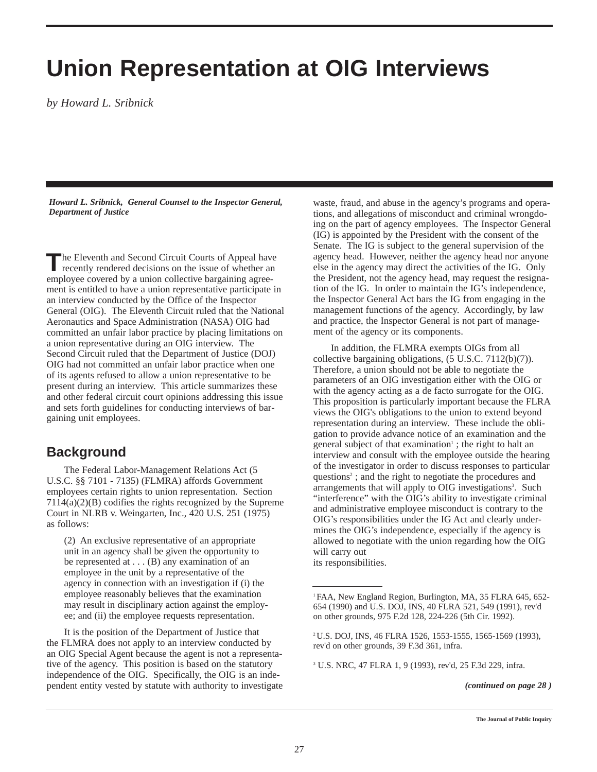# Union Representation at OIG Interviews

*by Howard L. Sribnick*

***Howard L. Sribnick, General Counsel to the Inspector General, Department of Justice***

The Eleventh and Second Circuit Courts of Appeal have recently rendered decisions on the issue of whether an employee covered by a union collective bargaining agreement is entitled to have a union representative participate in an interview conducted by the Office of the Inspector General (OIG). The Eleventh Circuit ruled that the National Aeronautics and Space Administration (NASA) OIG had committed an unfair labor practice by placing limitations on a union representative during an OIG interview. The Second Circuit ruled that the Department of Justice (DOJ) OIG had not committed an unfair labor practice when one of its agents refused to allow a union representative to be present during an interview. This article summarizes these and other federal circuit court opinions addressing this issue and sets forth guidelines for conducting interviews of bargaining unit employees.

## Background

The Federal Labor-Management Relations Act (5 U.S.C. §§ 7101 - 7135) (FLMRA) affords Government employees certain rights to union representation. Section 7114(a)(2)(B) codifies the rights recognized by the Supreme Court in NLRB v. Weingarten, Inc., 420 U.S. 251 (1975) as follows:

> (2) An exclusive representative of an appropriate unit in an agency shall be given the opportunity to be represented at . . . (B) any examination of an employee in the unit by a representative of the agency in connection with an investigation if (i) the employee reasonably believes that the examination may result in disciplinary action against the employee; and (ii) the employee requests representation.

It is the position of the Department of Justice that the FLMRA does not apply to an interview conducted by an OIG Special Agent because the agent is not a representative of the agency. This position is based on the statutory independence of the OIG. Specifically, the OIG is an independent entity vested by statute with authority to investigate waste, fraud, and abuse in the agency's programs and operations, and allegations of misconduct and criminal wrongdoing on the part of agency employees. The Inspector General (IG) is appointed by the President with the consent of the Senate. The IG is subject to the general supervision of the agency head. However, neither the agency head nor anyone else in the agency may direct the activities of the IG. Only the President, not the agency head, may request the resignation of the IG. In order to maintain the IG's independence, the Inspector General Act bars the IG from engaging in the management functions of the agency. Accordingly, by law and practice, the Inspector General is not part of management of the agency or its components.

In addition, the FLMRA exempts OIGs from all collective bargaining obligations, (5 U.S.C. 7112(b)(7)). Therefore, a union should not be able to negotiate the parameters of an OIG investigation either with the OIG or with the agency acting as a de facto surrogate for the OIG. This proposition is particularly important because the FLRA views the OIG's obligations to the union to extend beyond representation during an interview. These include the obligation to provide advance notice of an examination and the general subject of that examination[1] ; the right to halt an interview and consult with the employee outside the hearing of the investigator in order to discuss responses to particular questions[2] ; and the right to negotiate the procedures and arrangements that will apply to OIG investigations[3]. Such "interference" with the OIG's ability to investigate criminal and administrative employee misconduct is contrary to the OIG's responsibilities under the IG Act and clearly undermines the OIG's independence, especially if the agency is allowed to negotiate with the union regarding how the OIG will carry out its responsibilities.

---

[1] FAA, New England Region, Burlington, MA, 35 FLRA 645, 652-654 (1990) and U.S. DOJ, INS, 40 FLRA 521, 549 (1991), rev'd on other grounds, 975 F.2d 128, 224-226 (5th Cir. 1992).

[2] U.S. DOJ, INS, 46 FLRA 1526, 1553-1555, 1565-1569 (1993), rev'd on other grounds, 39 F.3d 361, infra.

[3] U.S. NRC, 47 FLRA 1, 9 (1993), rev'd, 25 F.3d 229, infra.

***(continued on page 28 )***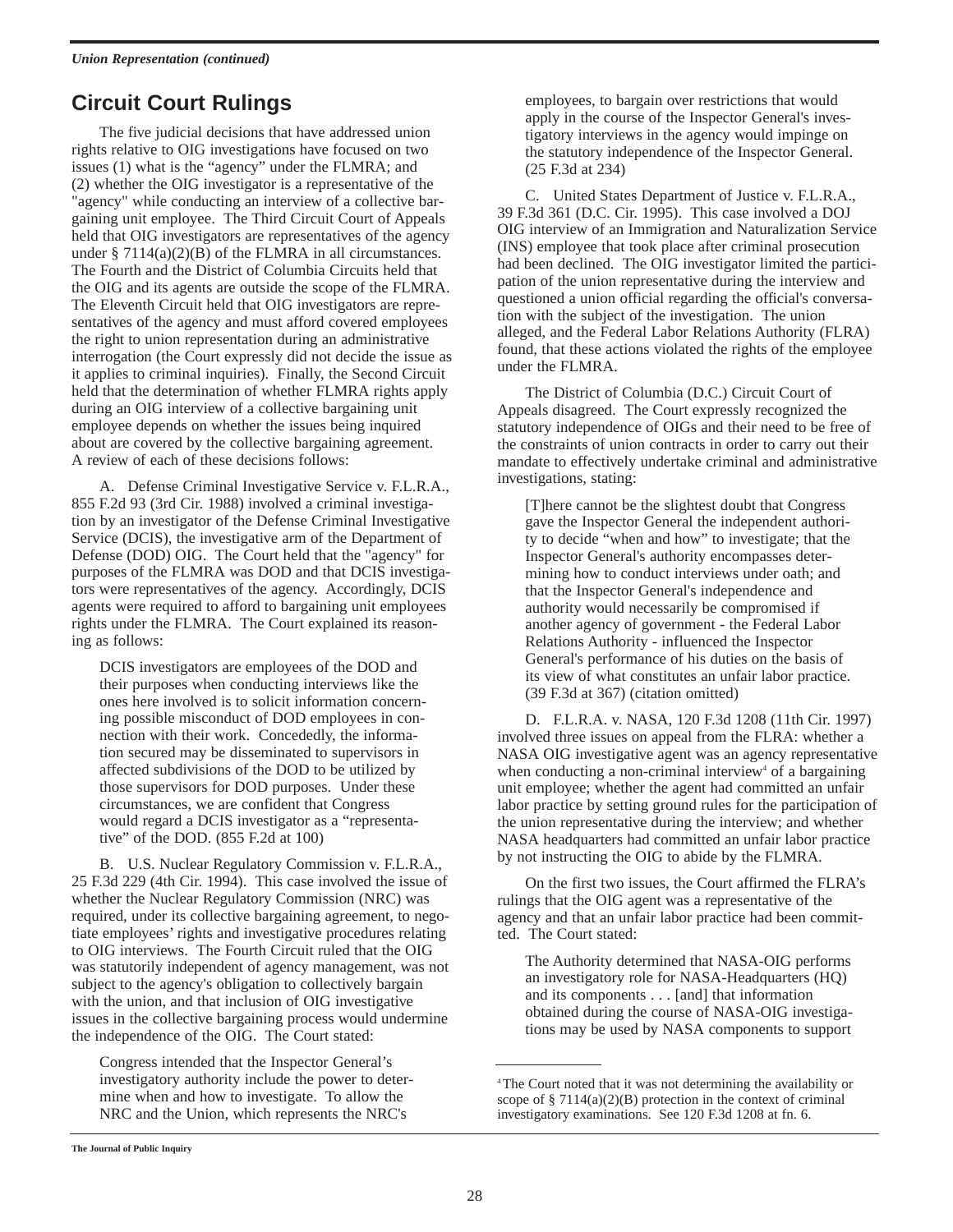*Union Representation (continued)*

## Circuit Court Rulings

The five judicial decisions that have addressed union rights relative to OIG investigations have focused on two issues (1) what is the "agency" under the FLMRA; and (2) whether the OIG investigator is a representative of the "agency" while conducting an interview of a collective bargaining unit employee. The Third Circuit Court of Appeals held that OIG investigators are representatives of the agency under § 7114(a)(2)(B) of the FLMRA in all circumstances. The Fourth and the District of Columbia Circuits held that the OIG and its agents are outside the scope of the FLMRA. The Eleventh Circuit held that OIG investigators are representatives of the agency and must afford covered employees the right to union representation during an administrative interrogation (the Court expressly did not decide the issue as it applies to criminal inquiries). Finally, the Second Circuit held that the determination of whether FLMRA rights apply during an OIG interview of a collective bargaining unit employee depends on whether the issues being inquired about are covered by the collective bargaining agreement. A review of each of these decisions follows:

A. Defense Criminal Investigative Service v. F.L.R.A., 855 F.2d 93 (3rd Cir. 1988) involved a criminal investigation by an investigator of the Defense Criminal Investigative Service (DCIS), the investigative arm of the Department of Defense (DOD) OIG. The Court held that the "agency" for purposes of the FLMRA was DOD and that DCIS investigators were representatives of the agency. Accordingly, DCIS agents were required to afford to bargaining unit employees rights under the FLMRA. The Court explained its reasoning as follows:

> DCIS investigators are employees of the DOD and their purposes when conducting interviews like the ones here involved is to solicit information concerning possible misconduct of DOD employees in connection with their work. Concededly, the information secured may be disseminated to supervisors in affected subdivisions of the DOD to be utilized by those supervisors for DOD purposes. Under these circumstances, we are confident that Congress would regard a DCIS investigator as a "representative" of the DOD. (855 F.2d at 100)

B. U.S. Nuclear Regulatory Commission v. F.L.R.A., 25 F.3d 229 (4th Cir. 1994). This case involved the issue of whether the Nuclear Regulatory Commission (NRC) was required, under its collective bargaining agreement, to negotiate employees' rights and investigative procedures relating to OIG interviews. The Fourth Circuit ruled that the OIG was statutorily independent of agency management, was not subject to the agency's obligation to collectively bargain with the union, and that inclusion of OIG investigative issues in the collective bargaining process would undermine the independence of the OIG. The Court stated:

> Congress intended that the Inspector General's investigatory authority include the power to determine when and how to investigate. To allow the NRC and the Union, which represents the NRC's employees, to bargain over restrictions that would apply in the course of the Inspector General's investigatory interviews in the agency would impinge on the statutory independence of the Inspector General. (25 F.3d at 234)

C. United States Department of Justice v. F.L.R.A., 39 F.3d 361 (D.C. Cir. 1995). This case involved a DOJ OIG interview of an Immigration and Naturalization Service (INS) employee that took place after criminal prosecution had been declined. The OIG investigator limited the participation of the union representative during the interview and questioned a union official regarding the official's conversation with the subject of the investigation. The union alleged, and the Federal Labor Relations Authority (FLRA) found, that these actions violated the rights of the employee under the FLMRA.

The District of Columbia (D.C.) Circuit Court of Appeals disagreed. The Court expressly recognized the statutory independence of OIGs and their need to be free of the constraints of union contracts in order to carry out their mandate to effectively undertake criminal and administrative investigations, stating:

> [T]here cannot be the slightest doubt that Congress gave the Inspector General the independent authority to decide "when and how" to investigate; that the Inspector General's authority encompasses determining how to conduct interviews under oath; and that the Inspector General's independence and authority would necessarily be compromised if another agency of government - the Federal Labor Relations Authority - influenced the Inspector General's performance of his duties on the basis of its view of what constitutes an unfair labor practice. (39 F.3d at 367) (citation omitted)

D. F.L.R.A. v. NASA, 120 F.3d 1208 (11th Cir. 1997) involved three issues on appeal from the FLRA: whether a NASA OIG investigative agent was an agency representative when conducting a non-criminal interview[4] of a bargaining unit employee; whether the agent had committed an unfair labor practice by setting ground rules for the participation of the union representative during the interview; and whether NASA headquarters had committed an unfair labor practice by not instructing the OIG to abide by the FLMRA.

On the first two issues, the Court affirmed the FLRA's rulings that the OIG agent was a representative of the agency and that an unfair labor practice had been committed. The Court stated:

> The Authority determined that NASA-OIG performs an investigatory role for NASA-Headquarters (HQ) and its components . . . [and] that information obtained during the course of NASA-OIG investigations may be used by NASA components to support

---

[4] The Court noted that it was not determining the availability or scope of § 7114(a)(2)(B) protection in the context of criminal investigatory examinations. See 120 F.3d 1208 at fn. 6.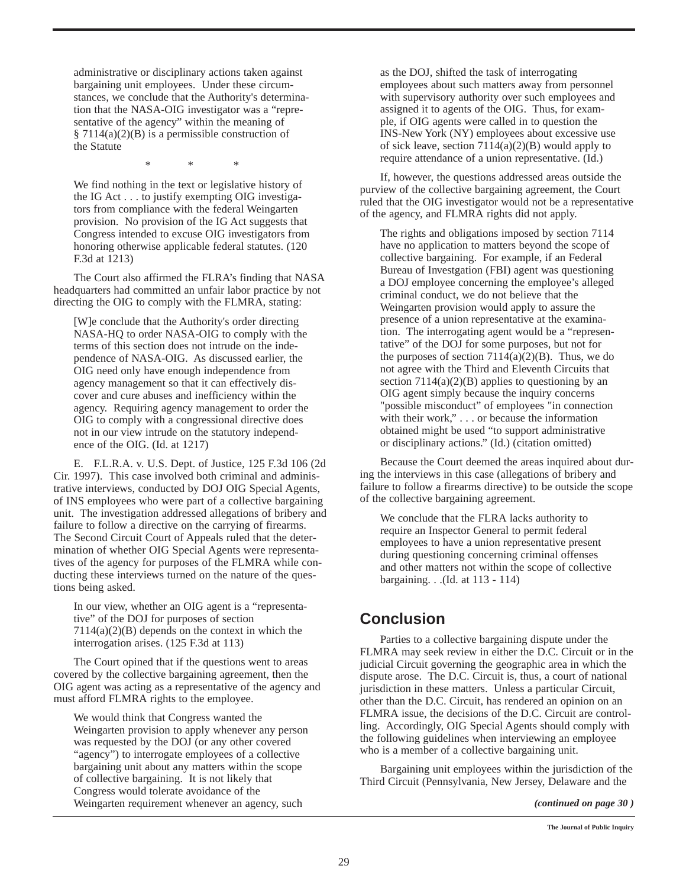> administrative or disciplinary actions taken against bargaining unit employees. Under these circumstances, we conclude that the Authority's determination that the NASA-OIG investigator was a "representative of the agency" within the meaning of § 7114(a)(2)(B) is a permissible construction of the Statute
>
> \*     \*     \*
>
> We find nothing in the text or legislative history of the IG Act . . . to justify exempting OIG investigators from compliance with the federal Weingarten provision. No provision of the IG Act suggests that Congress intended to excuse OIG investigators from honoring otherwise applicable federal statutes. (120 F.3d at 1213)

The Court also affirmed the FLRA's finding that NASA headquarters had committed an unfair labor practice by not directing the OIG to comply with the FLMRA, stating:

> [W]e conclude that the Authority's order directing NASA-HQ to order NASA-OIG to comply with the terms of this section does not intrude on the independence of NASA-OIG. As discussed earlier, the OIG need only have enough independence from agency management so that it can effectively discover and cure abuses and inefficiency within the agency. Requiring agency management to order the OIG to comply with a congressional directive does not in our view intrude on the statutory independence of the OIG. (Id. at 1217)

E. F.L.R.A. v. U.S. Dept. of Justice, 125 F.3d 106 (2d Cir. 1997). This case involved both criminal and administrative interviews, conducted by DOJ OIG Special Agents, of INS employees who were part of a collective bargaining unit. The investigation addressed allegations of bribery and failure to follow a directive on the carrying of firearms. The Second Circuit Court of Appeals ruled that the determination of whether OIG Special Agents were representatives of the agency for purposes of the FLMRA while conducting these interviews turned on the nature of the questions being asked.

> In our view, whether an OIG agent is a "representative" of the DOJ for purposes of section 7114(a)(2)(B) depends on the context in which the interrogation arises. (125 F.3d at 113)

The Court opined that if the questions went to areas covered by the collective bargaining agreement, then the OIG agent was acting as a representative of the agency and must afford FLMRA rights to the employee.

> We would think that Congress wanted the Weingarten provision to apply whenever any person was requested by the DOJ (or any other covered "agency") to interrogate employees of a collective bargaining unit about any matters within the scope of collective bargaining. It is not likely that Congress would tolerate avoidance of the Weingarten requirement whenever an agency, such as the DOJ, shifted the task of interrogating employees about such matters away from personnel with supervisory authority over such employees and assigned it to agents of the OIG. Thus, for example, if OIG agents were called in to question the INS-New York (NY) employees about excessive use of sick leave, section 7114(a)(2)(B) would apply to require attendance of a union representative. (Id.)

If, however, the questions addressed areas outside the purview of the collective bargaining agreement, the Court ruled that the OIG investigator would not be a representative of the agency, and FLMRA rights did not apply.

> The rights and obligations imposed by section 7114 have no application to matters beyond the scope of collective bargaining. For example, if an Federal Bureau of Investgation (FBI) agent was questioning a DOJ employee concerning the employee's alleged criminal conduct, we do not believe that the Weingarten provision would apply to assure the presence of a union representative at the examination. The interrogating agent would be a "representative" of the DOJ for some purposes, but not for the purposes of section 7114(a)(2)(B). Thus, we do not agree with the Third and Eleventh Circuits that section 7114(a)(2)(B) applies to questioning by an OIG agent simply because the inquiry concerns "possible misconduct" of employees "in connection with their work," . . . or because the information obtained might be used "to support administrative or disciplinary actions." (Id.) (citation omitted)

Because the Court deemed the areas inquired about during the interviews in this case (allegations of bribery and failure to follow a firearms directive) to be outside the scope of the collective bargaining agreement.

> We conclude that the FLRA lacks authority to require an Inspector General to permit federal employees to have a union representative present during questioning concerning criminal offenses and other matters not within the scope of collective bargaining. . .(Id. at 113 - 114)

## Conclusion

Parties to a collective bargaining dispute under the FLMRA may seek review in either the D.C. Circuit or in the judicial Circuit governing the geographic area in which the dispute arose. The D.C. Circuit is, thus, a court of national jurisdiction in these matters. Unless a particular Circuit, other than the D.C. Circuit, has rendered an opinion on an FLMRA issue, the decisions of the D.C. Circuit are controlling. Accordingly, OIG Special Agents should comply with the following guidelines when interviewing an employee who is a member of a collective bargaining unit.

Bargaining unit employees within the jurisdiction of the Third Circuit (Pennsylvania, New Jersey, Delaware and the

*(continued on page 30 )*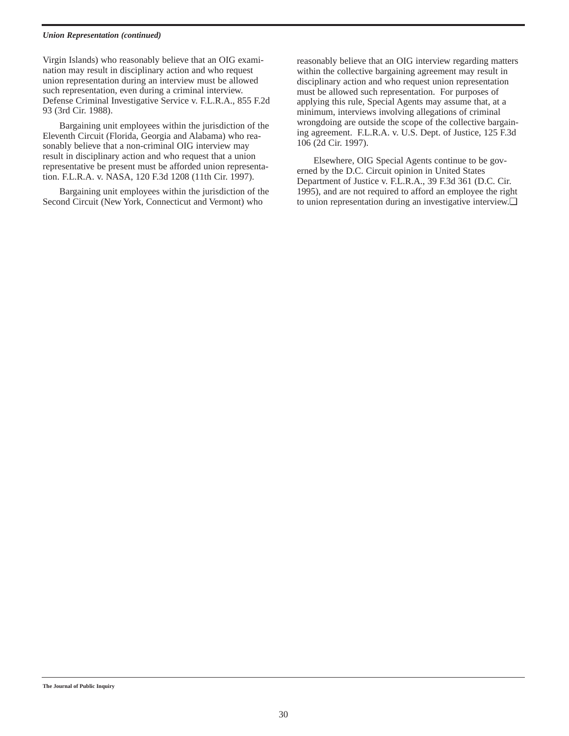*Union Representation (continued)*

Virgin Islands) who reasonably believe that an OIG examination may result in disciplinary action and who request union representation during an interview must be allowed such representation, even during a criminal interview. Defense Criminal Investigative Service v. F.L.R.A., 855 F.2d 93 (3rd Cir. 1988).

Bargaining unit employees within the jurisdiction of the Eleventh Circuit (Florida, Georgia and Alabama) who reasonably believe that a non-criminal OIG interview may result in disciplinary action and who request that a union representative be present must be afforded union representation. F.L.R.A. v. NASA, 120 F.3d 1208 (11th Cir. 1997).

Bargaining unit employees within the jurisdiction of the Second Circuit (New York, Connecticut and Vermont) who reasonably believe that an OIG interview regarding matters within the collective bargaining agreement may result in disciplinary action and who request union representation must be allowed such representation. For purposes of applying this rule, Special Agents may assume that, at a minimum, interviews involving allegations of criminal wrongdoing are outside the scope of the collective bargaining agreement. F.L.R.A. v. U.S. Dept. of Justice, 125 F.3d 106 (2d Cir. 1997).

Elsewhere, OIG Special Agents continue to be governed by the D.C. Circuit opinion in United States Department of Justice v. F.L.R.A., 39 F.3d 361 (D.C. Cir. 1995), and are not required to afford an employee the right to union representation during an investigative interview.❑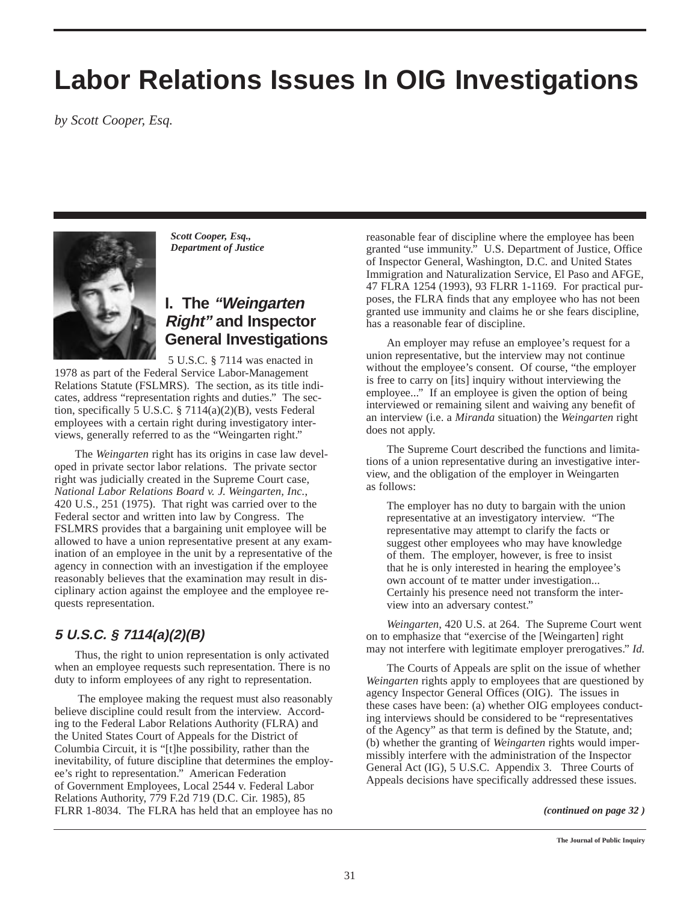# Labor Relations Issues In OIG Investigations

*by Scott Cooper, Esq.*

***Scott Cooper, Esq., Department of Justice***

## I. The *"Weingarten Right"* and Inspector General Investigations

5 U.S.C. § 7114 was enacted in 1978 as part of the Federal Service Labor-Management Relations Statute (FSLMRS). The section, as its title indicates, address "representation rights and duties." The section, specifically 5 U.S.C. § 7114(a)(2)(B), vests Federal employees with a certain right during investigatory interviews, generally referred to as the "Weingarten right."

The *Weingarten* right has its origins in case law developed in private sector labor relations. The private sector right was judicially created in the Supreme Court case, *National Labor Relations Board v. J. Weingarten, Inc.*, 420 U.S., 251 (1975). That right was carried over to the Federal sector and written into law by Congress. The FSLMRS provides that a bargaining unit employee will be allowed to have a union representative present at any examination of an employee in the unit by a representative of the agency in connection with an investigation if the employee reasonably believes that the examination may result in disciplinary action against the employee and the employee requests representation.

### *5 U.S.C. § 7114(a)(2)(B)*

Thus, the right to union representation is only activated when an employee requests such representation. There is no duty to inform employees of any right to representation.

The employee making the request must also reasonably believe discipline could result from the interview. According to the Federal Labor Relations Authority (FLRA) and the United States Court of Appeals for the District of Columbia Circuit, it is "[t]he possibility, rather than the inevitability, of future discipline that determines the employee's right to representation." American Federation of Government Employees, Local 2544 v. Federal Labor Relations Authority, 779 F.2d 719 (D.C. Cir. 1985), 85 FLRR 1-8034. The FLRA has held that an employee has no reasonable fear of discipline where the employee has been granted "use immunity." U.S. Department of Justice, Office of Inspector General, Washington, D.C. and United States Immigration and Naturalization Service, El Paso and AFGE, 47 FLRA 1254 (1993), 93 FLRR 1-1169. For practical purposes, the FLRA finds that any employee who has not been granted use immunity and claims he or she fears discipline, has a reasonable fear of discipline.

An employer may refuse an employee's request for a union representative, but the interview may not continue without the employee's consent. Of course, "the employer is free to carry on [its] inquiry without interviewing the employee..." If an employee is given the option of being interviewed or remaining silent and waiving any benefit of an interview (i.e. a *Miranda* situation) the *Weingarten* right does not apply.

The Supreme Court described the functions and limitations of a union representative during an investigative interview, and the obligation of the employer in Weingarten as follows:

> The employer has no duty to bargain with the union representative at an investigatory interview. "The representative may attempt to clarify the facts or suggest other employees who may have knowledge of them. The employer, however, is free to insist that he is only interested in hearing the employee's own account of te matter under investigation... Certainly his presence need not transform the interview into an adversary contest."

*Weingarten*, 420 U.S. at 264. The Supreme Court went on to emphasize that "exercise of the [Weingarten] right may not interfere with legitimate employer prerogatives." *Id.*

The Courts of Appeals are split on the issue of whether *Weingarten* rights apply to employees that are questioned by agency Inspector General Offices (OIG). The issues in these cases have been: (a) whether OIG employees conducting interviews should be considered to be "representatives of the Agency" as that term is defined by the Statute, and; (b) whether the granting of *Weingarten* rights would impermissibly interfere with the administration of the Inspector General Act (IG), 5 U.S.C. Appendix 3. Three Courts of Appeals decisions have specifically addressed these issues.

***(continued on page 32 )***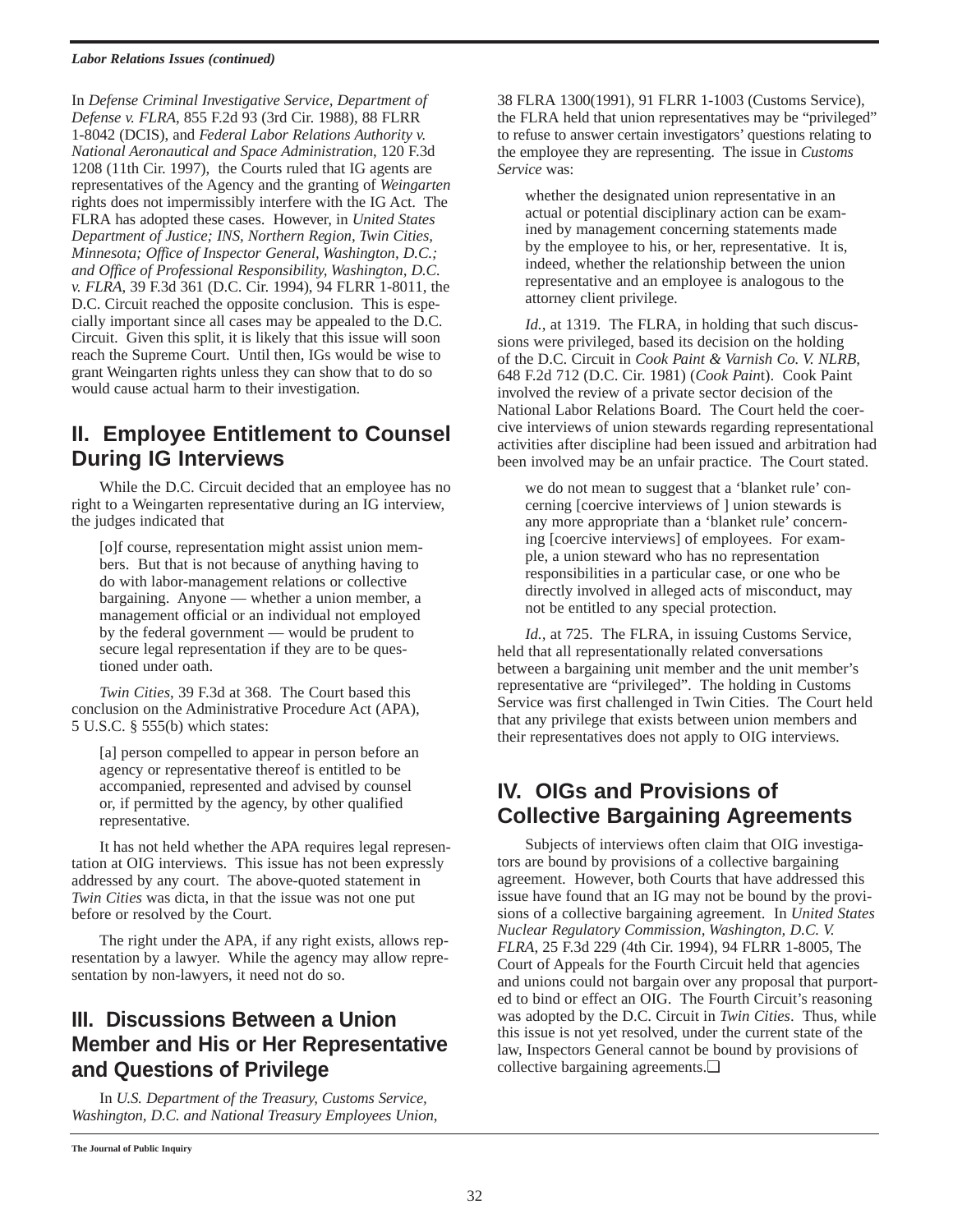In *Defense Criminal Investigative Service, Department of Defense v. FLRA*, 855 F.2d 93 (3rd Cir. 1988), 88 FLRR 1-8042 (DCIS), and *Federal Labor Relations Authority v. National Aeronautical and Space Administration*, 120 F.3d 1208 (11th Cir. 1997), the Courts ruled that IG agents are representatives of the Agency and the granting of *Weingarten* rights does not impermissibly interfere with the IG Act. The FLRA has adopted these cases. However, in *United States Department of Justice; INS, Northern Region, Twin Cities, Minnesota; Office of Inspector General, Washington, D.C.; and Office of Professional Responsibility, Washington, D.C. v. FLRA*, 39 F.3d 361 (D.C. Cir. 1994), 94 FLRR 1-8011, the D.C. Circuit reached the opposite conclusion. This is especially important since all cases may be appealed to the D.C. Circuit. Given this split, it is likely that this issue will soon reach the Supreme Court. Until then, IGs would be wise to grant Weingarten rights unless they can show that to do so would cause actual harm to their investigation.

## II. Employee Entitlement to Counsel During IG Interviews

While the D.C. Circuit decided that an employee has no right to a Weingarten representative during an IG interview, the judges indicated that

> [o]f course, representation might assist union members. But that is not because of anything having to do with labor-management relations or collective bargaining. Anyone — whether a union member, a management official or an individual not employed by the federal government — would be prudent to secure legal representation if they are to be questioned under oath.

*Twin Cities*, 39 F.3d at 368. The Court based this conclusion on the Administrative Procedure Act (APA), 5 U.S.C. § 555(b) which states:

> [a] person compelled to appear in person before an agency or representative thereof is entitled to be accompanied, represented and advised by counsel or, if permitted by the agency, by other qualified representative.

It has not held whether the APA requires legal representation at OIG interviews. This issue has not been expressly addressed by any court. The above-quoted statement in *Twin Cities* was dicta, in that the issue was not one put before or resolved by the Court.

The right under the APA, if any right exists, allows representation by a lawyer. While the agency may allow representation by non-lawyers, it need not do so.

## III. Discussions Between a Union Member and His or Her Representative and Questions of Privilege

In *U.S. Department of the Treasury, Customs Service, Washington, D.C. and National Treasury Employees Union*, 38 FLRA 1300(1991), 91 FLRR 1-1003 (Customs Service), the FLRA held that union representatives may be "privileged" to refuse to answer certain investigators' questions relating to the employee they are representing. The issue in *Customs Service* was:

> whether the designated union representative in an actual or potential disciplinary action can be examined by management concerning statements made by the employee to his, or her, representative. It is, indeed, whether the relationship between the union representative and an employee is analogous to the attorney client privilege.

*Id.*, at 1319. The FLRA, in holding that such discussions were privileged, based its decision on the holding of the D.C. Circuit in *Cook Paint & Varnish Co. V. NLRB*, 648 F.2d 712 (D.C. Cir. 1981) (*Cook Paint*). Cook Paint involved the review of a private sector decision of the National Labor Relations Board. The Court held the coercive interviews of union stewards regarding representational activities after discipline had been issued and arbitration had been involved may be an unfair practice. The Court stated.

> we do not mean to suggest that a 'blanket rule' concerning [coercive interviews of ] union stewards is any more appropriate than a 'blanket rule' concerning [coercive interviews] of employees. For example, a union steward who has no representation responsibilities in a particular case, or one who be directly involved in alleged acts of misconduct, may not be entitled to any special protection.

*Id.,* at 725. The FLRA, in issuing Customs Service, held that all representationally related conversations between a bargaining unit member and the unit member's representative are "privileged". The holding in Customs Service was first challenged in Twin Cities. The Court held that any privilege that exists between union members and their representatives does not apply to OIG interviews.

## IV. OIGs and Provisions of Collective Bargaining Agreements

Subjects of interviews often claim that OIG investigators are bound by provisions of a collective bargaining agreement. However, both Courts that have addressed this issue have found that an IG may not be bound by the provisions of a collective bargaining agreement. In *United States Nuclear Regulatory Commission, Washington, D.C. V. FLRA*, 25 F.3d 229 (4th Cir. 1994), 94 FLRR 1-8005, The Court of Appeals for the Fourth Circuit held that agencies and unions could not bargain over any proposal that purported to bind or effect an OIG. The Fourth Circuit's reasoning was adopted by the D.C. Circuit in *Twin Cities*. Thus, while this issue is not yet resolved, under the current state of the law, Inspectors General cannot be bound by provisions of collective bargaining agreements.❑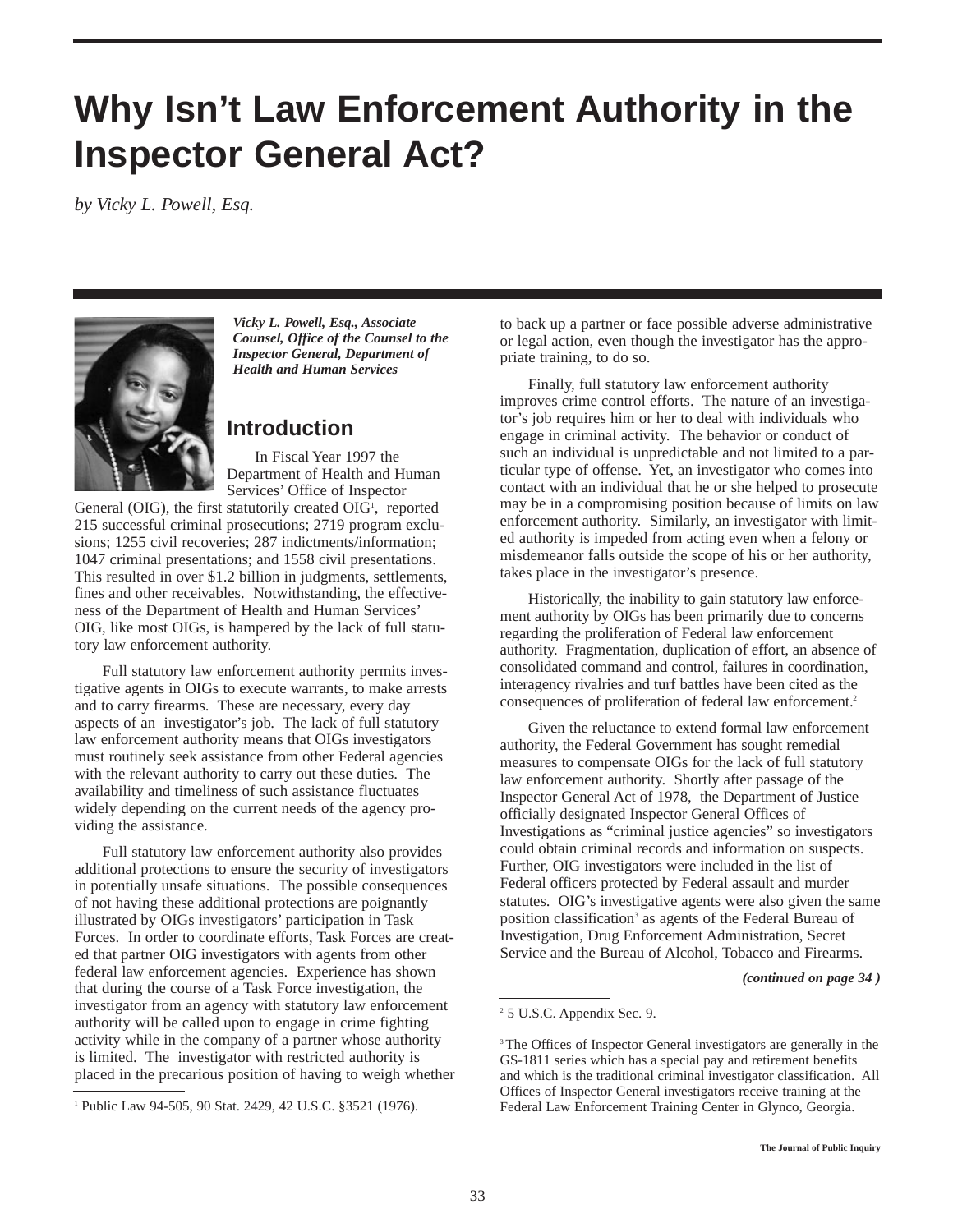# Why Isn't Law Enforcement Authority in the Inspector General Act?

*by Vicky L. Powell, Esq.*

***Vicky L. Powell, Esq., Associate Counsel, Office of the Counsel to the Inspector General, Department of Health and Human Services***

## Introduction

In Fiscal Year 1997 the Department of Health and Human Services' Office of Inspector General (OIG), the first statutorily created OIG[1], reported 215 successful criminal prosecutions; 2719 program exclusions; 1255 civil recoveries; 287 indictments/information; 1047 criminal presentations; and 1558 civil presentations. This resulted in over $1.2 billion in judgments, settlements, fines and other receivables. Notwithstanding, the effectiveness of the Department of Health and Human Services' OIG, like most OIGs, is hampered by the lack of full statutory law enforcement authority.

Full statutory law enforcement authority permits investigative agents in OIGs to execute warrants, to make arrests and to carry firearms. These are necessary, every day aspects of an investigator's job. The lack of full statutory law enforcement authority means that OIGs investigators must routinely seek assistance from other Federal agencies with the relevant authority to carry out these duties. The availability and timeliness of such assistance fluctuates widely depending on the current needs of the agency providing the assistance.

Full statutory law enforcement authority also provides additional protections to ensure the security of investigators in potentially unsafe situations. The possible consequences of not having these additional protections are poignantly illustrated by OIGs investigators' participation in Task Forces. In order to coordinate efforts, Task Forces are created that partner OIG investigators with agents from other federal law enforcement agencies. Experience has shown that during the course of a Task Force investigation, the investigator from an agency with statutory law enforcement authority will be called upon to engage in crime fighting activity while in the company of a partner whose authority is limited. The investigator with restricted authority is placed in the precarious position of having to weigh whether to back up a partner or face possible adverse administrative or legal action, even though the investigator has the appropriate training, to do so.

Finally, full statutory law enforcement authority improves crime control efforts. The nature of an investigator's job requires him or her to deal with individuals who engage in criminal activity. The behavior or conduct of such an individual is unpredictable and not limited to a particular type of offense. Yet, an investigator who comes into contact with an individual that he or she helped to prosecute may be in a compromising position because of limits on law enforcement authority. Similarly, an investigator with limited authority is impeded from acting even when a felony or misdemeanor falls outside the scope of his or her authority, takes place in the investigator's presence.

Historically, the inability to gain statutory law enforcement authority by OIGs has been primarily due to concerns regarding the proliferation of Federal law enforcement authority. Fragmentation, duplication of effort, an absence of consolidated command and control, failures in coordination, interagency rivalries and turf battles have been cited as the consequences of proliferation of federal law enforcement.[2]

Given the reluctance to extend formal law enforcement authority, the Federal Government has sought remedial measures to compensate OIGs for the lack of full statutory law enforcement authority. Shortly after passage of the Inspector General Act of 1978, the Department of Justice officially designated Inspector General Offices of Investigations as "criminal justice agencies" so investigators could obtain criminal records and information on suspects. Further, OIG investigators were included in the list of Federal officers protected by Federal assault and murder statutes. OIG's investigative agents were also given the same position classification[3] as agents of the Federal Bureau of Investigation, Drug Enforcement Administration, Secret Service and the Bureau of Alcohol, Tobacco and Firearms.

***(continued on page 34 )***

---

[1] Public Law 94-505, 90 Stat. 2429, 42 U.S.C. §3521 (1976).

[2] 5 U.S.C. Appendix Sec. 9.

[3] The Offices of Inspector General investigators are generally in the GS-1811 series which has a special pay and retirement benefits and which is the traditional criminal investigator classification. All Offices of Inspector General investigators receive training at the Federal Law Enforcement Training Center in Glynco, Georgia.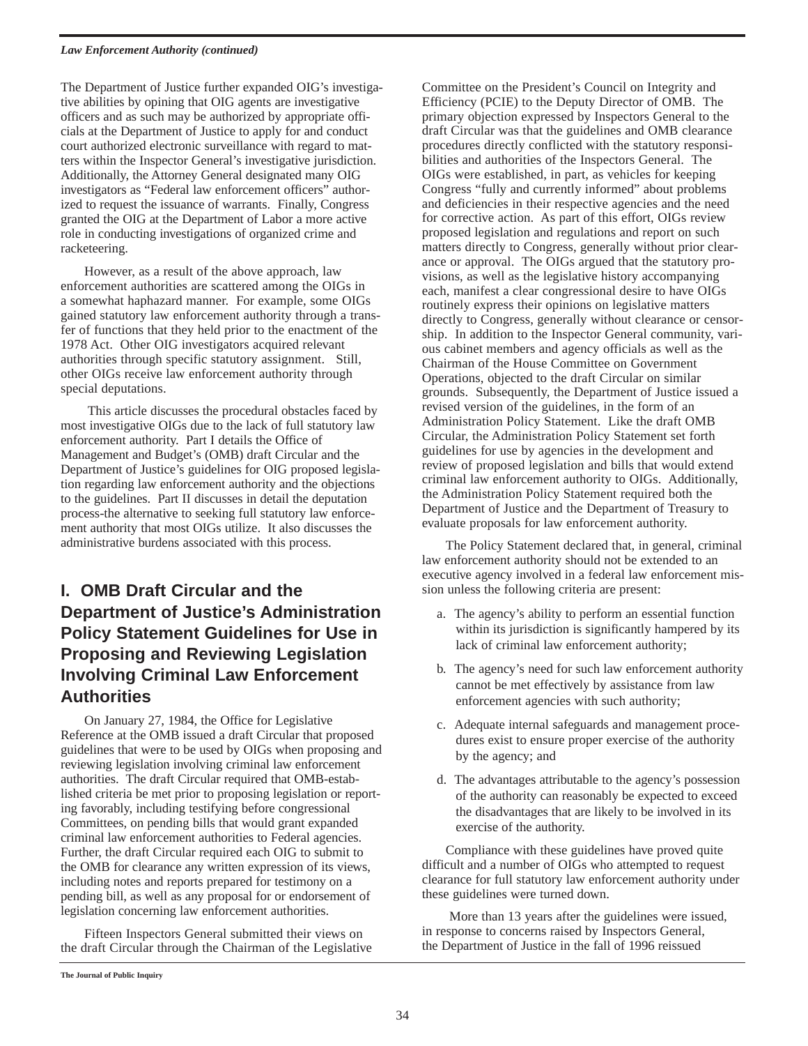The Department of Justice further expanded OIG's investigative abilities by opining that OIG agents are investigative officers and as such may be authorized by appropriate officials at the Department of Justice to apply for and conduct court authorized electronic surveillance with regard to matters within the Inspector General's investigative jurisdiction. Additionally, the Attorney General designated many OIG investigators as "Federal law enforcement officers" authorized to request the issuance of warrants. Finally, Congress granted the OIG at the Department of Labor a more active role in conducting investigations of organized crime and racketeering.

However, as a result of the above approach, law enforcement authorities are scattered among the OIGs in a somewhat haphazard manner. For example, some OIGs gained statutory law enforcement authority through a transfer of functions that they held prior to the enactment of the 1978 Act. Other OIG investigators acquired relevant authorities through specific statutory assignment. Still, other OIGs receive law enforcement authority through special deputations.

This article discusses the procedural obstacles faced by most investigative OIGs due to the lack of full statutory law enforcement authority. Part I details the Office of Management and Budget's (OMB) draft Circular and the Department of Justice's guidelines for OIG proposed legislation regarding law enforcement authority and the objections to the guidelines. Part II discusses in detail the deputation process-the alternative to seeking full statutory law enforcement authority that most OIGs utilize. It also discusses the administrative burdens associated with this process.

## I. OMB Draft Circular and the Department of Justice's Administration Policy Statement Guidelines for Use in Proposing and Reviewing Legislation Involving Criminal Law Enforcement Authorities

On January 27, 1984, the Office for Legislative Reference at the OMB issued a draft Circular that proposed guidelines that were to be used by OIGs when proposing and reviewing legislation involving criminal law enforcement authorities. The draft Circular required that OMB-established criteria be met prior to proposing legislation or reporting favorably, including testifying before congressional Committees, on pending bills that would grant expanded criminal law enforcement authorities to Federal agencies. Further, the draft Circular required each OIG to submit to the OMB for clearance any written expression of its views, including notes and reports prepared for testimony on a pending bill, as well as any proposal for or endorsement of legislation concerning law enforcement authorities.

Fifteen Inspectors General submitted their views on the draft Circular through the Chairman of the Legislative Committee on the President's Council on Integrity and Efficiency (PCIE) to the Deputy Director of OMB. The primary objection expressed by Inspectors General to the draft Circular was that the guidelines and OMB clearance procedures directly conflicted with the statutory responsibilities and authorities of the Inspectors General. The OIGs were established, in part, as vehicles for keeping Congress "fully and currently informed" about problems and deficiencies in their respective agencies and the need for corrective action. As part of this effort, OIGs review proposed legislation and regulations and report on such matters directly to Congress, generally without prior clearance or approval. The OIGs argued that the statutory provisions, as well as the legislative history accompanying each, manifest a clear congressional desire to have OIGs routinely express their opinions on legislative matters directly to Congress, generally without clearance or censorship. In addition to the Inspector General community, various cabinet members and agency officials as well as the Chairman of the House Committee on Government Operations, objected to the draft Circular on similar grounds. Subsequently, the Department of Justice issued a revised version of the guidelines, in the form of an Administration Policy Statement. Like the draft OMB Circular, the Administration Policy Statement set forth guidelines for use by agencies in the development and review of proposed legislation and bills that would extend criminal law enforcement authority to OIGs. Additionally, the Administration Policy Statement required both the Department of Justice and the Department of Treasury to evaluate proposals for law enforcement authority.

The Policy Statement declared that, in general, criminal law enforcement authority should not be extended to an executive agency involved in a federal law enforcement mission unless the following criteria are present:

a. The agency's ability to perform an essential function within its jurisdiction is significantly hampered by its lack of criminal law enforcement authority;

b. The agency's need for such law enforcement authority cannot be met effectively by assistance from law enforcement agencies with such authority;

c. Adequate internal safeguards and management procedures exist to ensure proper exercise of the authority by the agency; and

d. The advantages attributable to the agency's possession of the authority can reasonably be expected to exceed the disadvantages that are likely to be involved in its exercise of the authority.

Compliance with these guidelines have proved quite difficult and a number of OIGs who attempted to request clearance for full statutory law enforcement authority under these guidelines were turned down.

More than 13 years after the guidelines were issued, in response to concerns raised by Inspectors General, the Department of Justice in the fall of 1996 reissued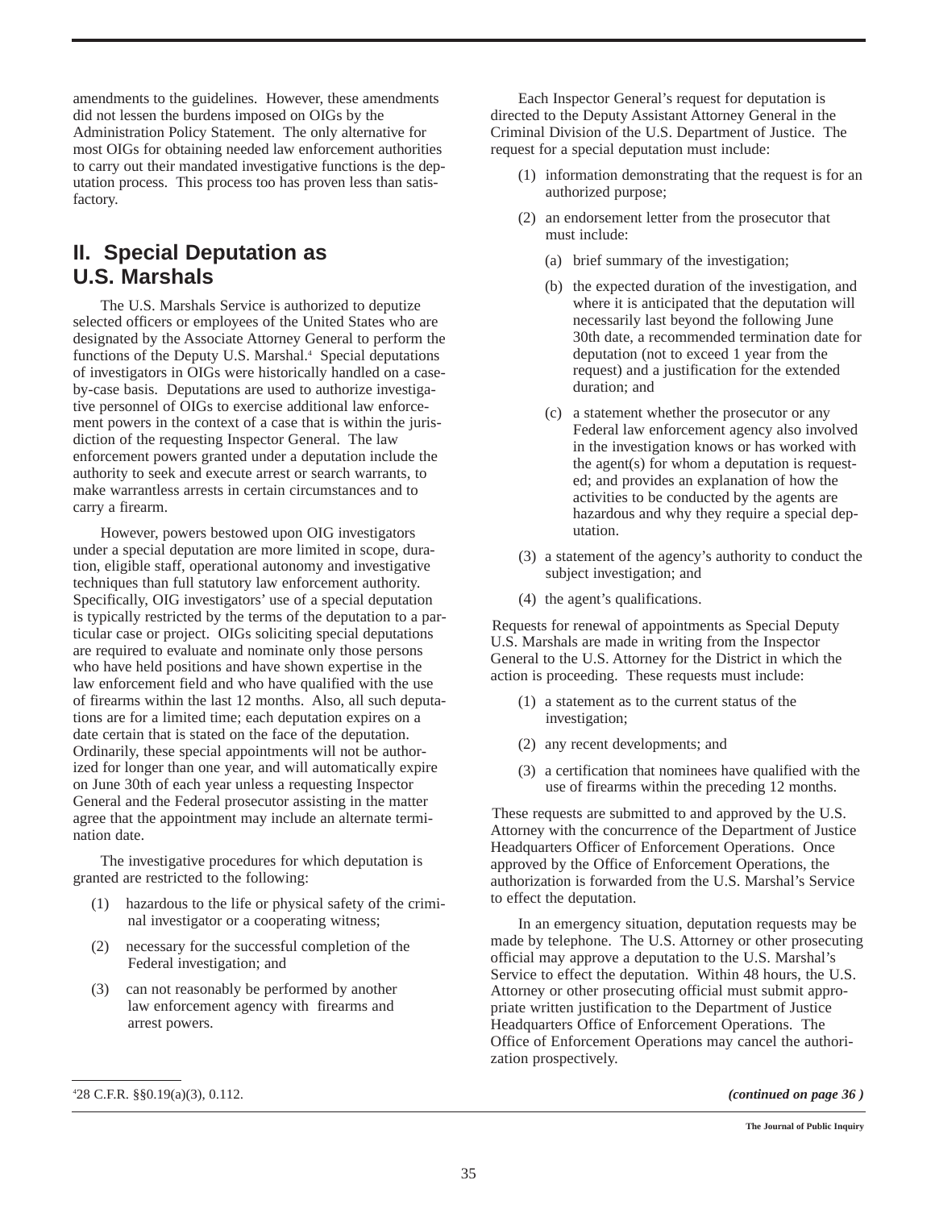amendments to the guidelines. However, these amendments did not lessen the burdens imposed on OIGs by the Administration Policy Statement. The only alternative for most OIGs for obtaining needed law enforcement authorities to carry out their mandated investigative functions is the deputation process. This process too has proven less than satisfactory.

## II. Special Deputation as U.S. Marshals

The U.S. Marshals Service is authorized to deputize selected officers or employees of the United States who are designated by the Associate Attorney General to perform the functions of the Deputy U.S. Marshal.[4] Special deputations of investigators in OIGs were historically handled on a case-by-case basis. Deputations are used to authorize investigative personnel of OIGs to exercise additional law enforcement powers in the context of a case that is within the jurisdiction of the requesting Inspector General. The law enforcement powers granted under a deputation include the authority to seek and execute arrest or search warrants, to make warrantless arrests in certain circumstances and to carry a firearm.

However, powers bestowed upon OIG investigators under a special deputation are more limited in scope, duration, eligible staff, operational autonomy and investigative techniques than full statutory law enforcement authority. Specifically, OIG investigators' use of a special deputation is typically restricted by the terms of the deputation to a particular case or project. OIGs soliciting special deputations are required to evaluate and nominate only those persons who have held positions and have shown expertise in the law enforcement field and who have qualified with the use of firearms within the last 12 months. Also, all such deputations are for a limited time; each deputation expires on a date certain that is stated on the face of the deputation. Ordinarily, these special appointments will not be authorized for longer than one year, and will automatically expire on June 30th of each year unless a requesting Inspector General and the Federal prosecutor assisting in the matter agree that the appointment may include an alternate termination date.

The investigative procedures for which deputation is granted are restricted to the following:

(1) hazardous to the life or physical safety of the criminal investigator or a cooperating witness;

(2) necessary for the successful completion of the Federal investigation; and

(3) can not reasonably be performed by another law enforcement agency with firearms and arrest powers.

Each Inspector General's request for deputation is directed to the Deputy Assistant Attorney General in the Criminal Division of the U.S. Department of Justice. The request for a special deputation must include:

(1) information demonstrating that the request is for an authorized purpose;

(2) an endorsement letter from the prosecutor that must include:

   (a) brief summary of the investigation;

   (b) the expected duration of the investigation, and where it is anticipated that the deputation will necessarily last beyond the following June 30th date, a recommended termination date for deputation (not to exceed 1 year from the request) and a justification for the extended duration; and

   (c) a statement whether the prosecutor or any Federal law enforcement agency also involved in the investigation knows or has worked with the agent(s) for whom a deputation is requested; and provides an explanation of how the activities to be conducted by the agents are hazardous and why they require a special deputation.

(3) a statement of the agency's authority to conduct the subject investigation; and

(4) the agent's qualifications.

Requests for renewal of appointments as Special Deputy U.S. Marshals are made in writing from the Inspector General to the U.S. Attorney for the District in which the action is proceeding. These requests must include:

(1) a statement as to the current status of the investigation;

(2) any recent developments; and

(3) a certification that nominees have qualified with the use of firearms within the preceding 12 months.

These requests are submitted to and approved by the U.S. Attorney with the concurrence of the Department of Justice Headquarters Officer of Enforcement Operations. Once approved by the Office of Enforcement Operations, the authorization is forwarded from the U.S. Marshal's Service to effect the deputation.

In an emergency situation, deputation requests may be made by telephone. The U.S. Attorney or other prosecuting official may approve a deputation to the U.S. Marshal's Service to effect the deputation. Within 48 hours, the U.S. Attorney or other prosecuting official must submit appropriate written justification to the Department of Justice Headquarters Office of Enforcement Operations. The Office of Enforcement Operations may cancel the authorization prospectively.

*(continued on page 36 )*

[4] 28 C.F.R. §§0.19(a)(3), 0.112.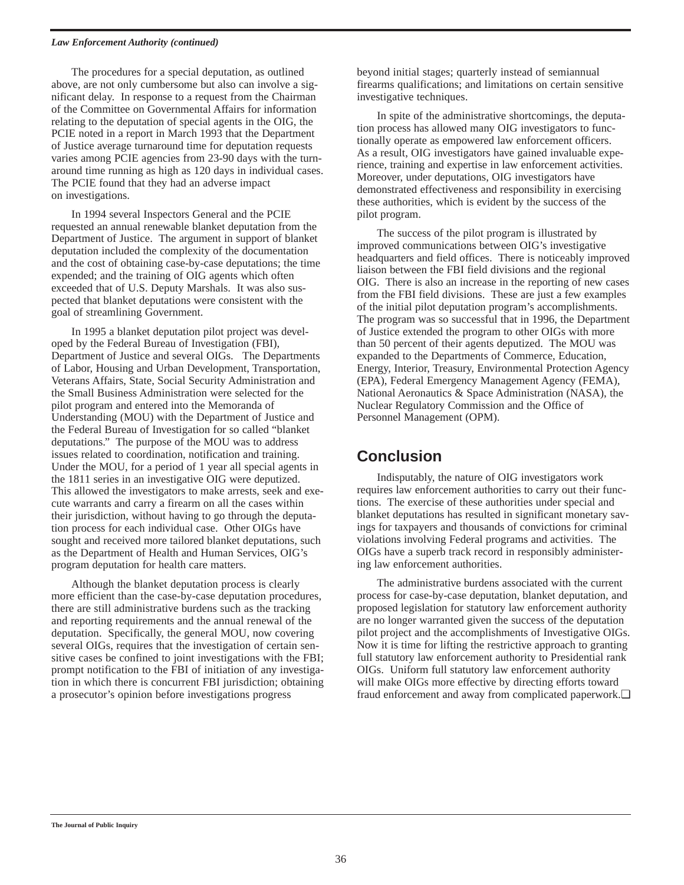The procedures for a special deputation, as outlined above, are not only cumbersome but also can involve a significant delay. In response to a request from the Chairman of the Committee on Governmental Affairs for information relating to the deputation of special agents in the OIG, the PCIE noted in a report in March 1993 that the Department of Justice average turnaround time for deputation requests varies among PCIE agencies from 23-90 days with the turnaround time running as high as 120 days in individual cases. The PCIE found that they had an adverse impact on investigations.

In 1994 several Inspectors General and the PCIE requested an annual renewable blanket deputation from the Department of Justice. The argument in support of blanket deputation included the complexity of the documentation and the cost of obtaining case-by-case deputations; the time expended; and the training of OIG agents which often exceeded that of U.S. Deputy Marshals. It was also suspected that blanket deputations were consistent with the goal of streamlining Government.

In 1995 a blanket deputation pilot project was developed by the Federal Bureau of Investigation (FBI), Department of Justice and several OIGs. The Departments of Labor, Housing and Urban Development, Transportation, Veterans Affairs, State, Social Security Administration and the Small Business Administration were selected for the pilot program and entered into the Memoranda of Understanding (MOU) with the Department of Justice and the Federal Bureau of Investigation for so called "blanket deputations." The purpose of the MOU was to address issues related to coordination, notification and training. Under the MOU, for a period of 1 year all special agents in the 1811 series in an investigative OIG were deputized. This allowed the investigators to make arrests, seek and execute warrants and carry a firearm on all the cases within their jurisdiction, without having to go through the deputation process for each individual case. Other OIGs have sought and received more tailored blanket deputations, such as the Department of Health and Human Services, OIG's program deputation for health care matters.

Although the blanket deputation process is clearly more efficient than the case-by-case deputation procedures, there are still administrative burdens such as the tracking and reporting requirements and the annual renewal of the deputation. Specifically, the general MOU, now covering several OIGs, requires that the investigation of certain sensitive cases be confined to joint investigations with the FBI; prompt notification to the FBI of initiation of any investigation in which there is concurrent FBI jurisdiction; obtaining a prosecutor's opinion before investigations progress beyond initial stages; quarterly instead of semiannual firearms qualifications; and limitations on certain sensitive investigative techniques.

In spite of the administrative shortcomings, the deputation process has allowed many OIG investigators to functionally operate as empowered law enforcement officers. As a result, OIG investigators have gained invaluable experience, training and expertise in law enforcement activities. Moreover, under deputations, OIG investigators have demonstrated effectiveness and responsibility in exercising these authorities, which is evident by the success of the pilot program.

The success of the pilot program is illustrated by improved communications between OIG's investigative headquarters and field offices. There is noticeably improved liaison between the FBI field divisions and the regional OIG. There is also an increase in the reporting of new cases from the FBI field divisions. These are just a few examples of the initial pilot deputation program's accomplishments. The program was so successful that in 1996, the Department of Justice extended the program to other OIGs with more than 50 percent of their agents deputized. The MOU was expanded to the Departments of Commerce, Education, Energy, Interior, Treasury, Environmental Protection Agency (EPA), Federal Emergency Management Agency (FEMA), National Aeronautics & Space Administration (NASA), the Nuclear Regulatory Commission and the Office of Personnel Management (OPM).

## Conclusion

Indisputably, the nature of OIG investigators work requires law enforcement authorities to carry out their functions. The exercise of these authorities under special and blanket deputations has resulted in significant monetary savings for taxpayers and thousands of convictions for criminal violations involving Federal programs and activities. The OIGs have a superb track record in responsibly administering law enforcement authorities.

The administrative burdens associated with the current process for case-by-case deputation, blanket deputation, and proposed legislation for statutory law enforcement authority are no longer warranted given the success of the deputation pilot project and the accomplishments of Investigative OIGs. Now it is time for lifting the restrictive approach to granting full statutory law enforcement authority to Presidential rank OIGs. Uniform full statutory law enforcement authority will make OIGs more effective by directing efforts toward fraud enforcement and away from complicated paperwork.❑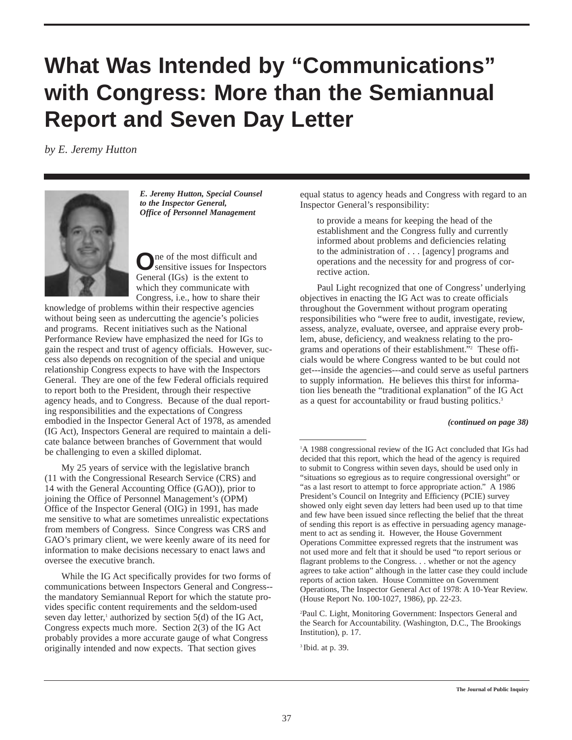# What Was Intended by "Communications" with Congress: More than the Semiannual Report and Seven Day Letter

*by E. Jeremy Hutton*

***E. Jeremy Hutton, Special Counsel to the Inspector General, Office of Personnel Management***

One of the most difficult and sensitive issues for Inspectors General (IGs) is the extent to which they communicate with Congress, i.e., how to share their knowledge of problems within their respective agencies without being seen as undercutting the agencie's policies and programs. Recent initiatives such as the National Performance Review have emphasized the need for IGs to gain the respect and trust of agency officials. However, success also depends on recognition of the special and unique relationship Congress expects to have with the Inspectors General. They are one of the few Federal officials required to report both to the President, through their respective agency heads, and to Congress. Because of the dual reporting responsibilities and the expectations of Congress embodied in the Inspector General Act of 1978, as amended (IG Act), Inspectors General are required to maintain a delicate balance between branches of Government that would be challenging to even a skilled diplomat.

My 25 years of service with the legislative branch (11 with the Congressional Research Service (CRS) and 14 with the General Accounting Office (GAO)), prior to joining the Office of Personnel Management's (OPM) Office of the Inspector General (OIG) in 1991, has made me sensitive to what are sometimes unrealistic expectations from members of Congress. Since Congress was CRS and GAO's primary client, we were keenly aware of its need for information to make decisions necessary to enact laws and oversee the executive branch.

While the IG Act specifically provides for two forms of communications between Inspectors General and Congress--the mandatory Semiannual Report for which the statute provides specific content requirements and the seldom-used seven day letter,[1] authorized by section 5(d) of the IG Act, Congress expects much more. Section 2(3) of the IG Act probably provides a more accurate gauge of what Congress originally intended and now expects. That section gives equal status to agency heads and Congress with regard to an Inspector General's responsibility:

> to provide a means for keeping the head of the establishment and the Congress fully and currently informed about problems and deficiencies relating to the administration of . . . [agency] programs and operations and the necessity for and progress of corrective action.

Paul Light recognized that one of Congress' underlying objectives in enacting the IG Act was to create officials throughout the Government without program operating responsibilities who "were free to audit, investigate, review, assess, analyze, evaluate, oversee, and appraise every problem, abuse, deficiency, and weakness relating to the programs and operations of their establishment."[2] These officials would be where Congress wanted to be but could not get---inside the agencies---and could serve as useful partners to supply information. He believes this thirst for information lies beneath the "traditional explanation" of the IG Act as a quest for accountability or fraud busting politics.[3]

***(continued on page 38)***

---

[1]A 1988 congressional review of the IG Act concluded that IGs had decided that this report, which the head of the agency is required to submit to Congress within seven days, should be used only in "situations so egregious as to require congressional oversight" or "as a last resort to attempt to force appropriate action." A 1986 President's Council on Integrity and Efficiency (PCIE) survey showed only eight seven day letters had been used up to that time and few have been issued since reflecting the belief that the threat of sending this report is as effective in persuading agency management to act as sending it. However, the House Government Operations Committee expressed regrets that the instrument was not used more and felt that it should be used "to report serious or flagrant problems to the Congress. . . whether or not the agency agrees to take action" although in the latter case they could include reports of action taken. House Committee on Government Operations, The Inspector General Act of 1978: A 10-Year Review. (House Report No. 100-1027, 1986), pp. 22-23.

[2]Paul C. Light, Monitoring Government: Inspectors General and the Search for Accountability. (Washington, D.C., The Brookings Institution), p. 17.

[3]Ibid. at p. 39.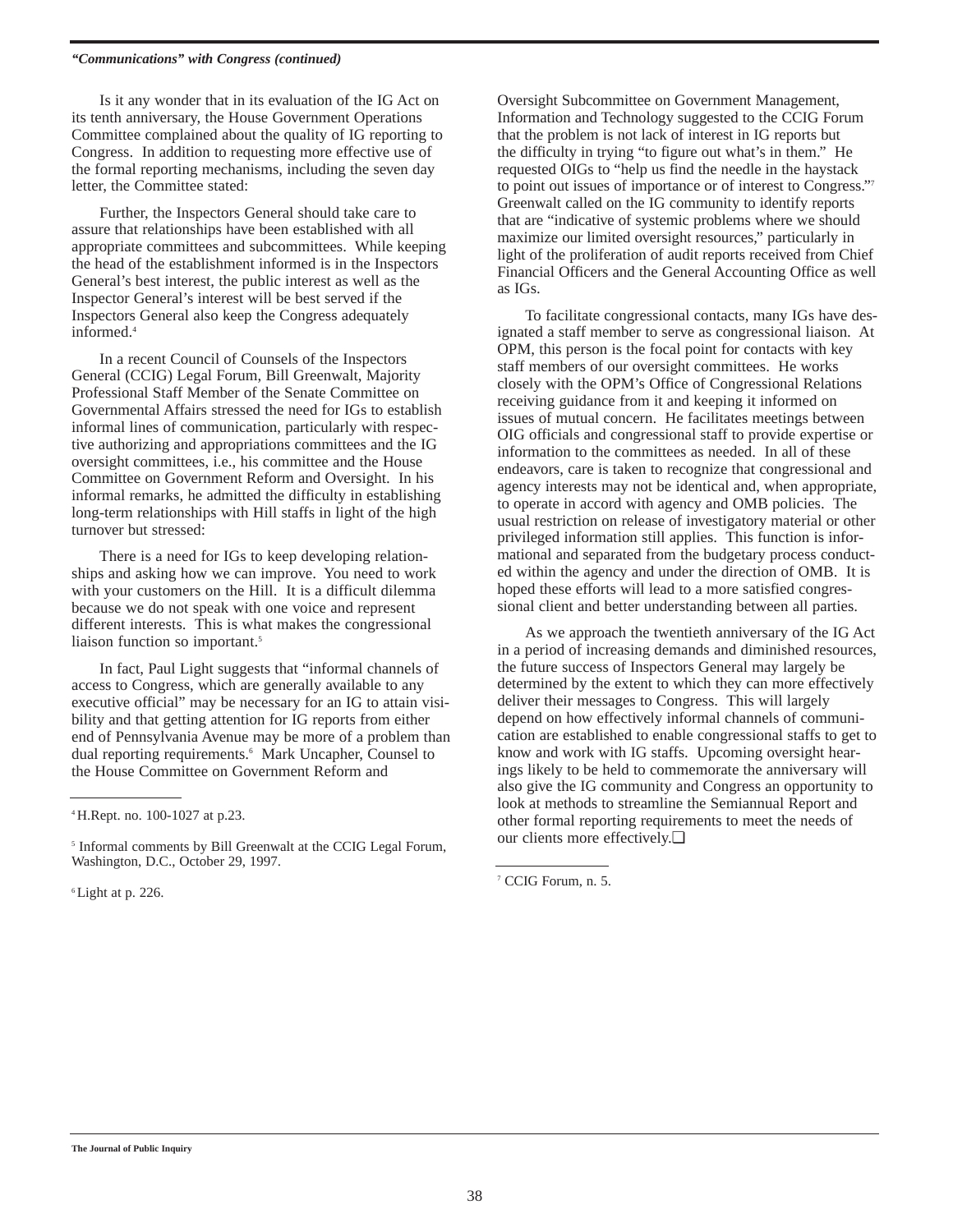***"Communications" with Congress (continued)***

Is it any wonder that in its evaluation of the IG Act on its tenth anniversary, the House Government Operations Committee complained about the quality of IG reporting to Congress. In addition to requesting more effective use of the formal reporting mechanisms, including the seven day letter, the Committee stated:

> Further, the Inspectors General should take care to assure that relationships have been established with all appropriate committees and subcommittees. While keeping the head of the establishment informed is in the Inspectors General's best interest, the public interest as well as the Inspector General's interest will be best served if the Inspectors General also keep the Congress adequately informed.[4]

In a recent Council of Counsels of the Inspectors General (CCIG) Legal Forum, Bill Greenwalt, Majority Professional Staff Member of the Senate Committee on Governmental Affairs stressed the need for IGs to establish informal lines of communication, particularly with respective authorizing and appropriations committees and the IG oversight committees, i.e., his committee and the House Committee on Government Reform and Oversight. In his informal remarks, he admitted the difficulty in establishing long-term relationships with Hill staffs in light of the high turnover but stressed:

> There is a need for IGs to keep developing relationships and asking how we can improve. You need to work with your customers on the Hill. It is a difficult dilemma because we do not speak with one voice and represent different interests. This is what makes the congressional liaison function so important.[5]

In fact, Paul Light suggests that "informal channels of access to Congress, which are generally available to any executive official" may be necessary for an IG to attain visibility and that getting attention for IG reports from either end of Pennsylvania Avenue may be more of a problem than dual reporting requirements.[6] Mark Uncapher, Counsel to the House Committee on Government Reform and Oversight Subcommittee on Government Management, Information and Technology suggested to the CCIG Forum that the problem is not lack of interest in IG reports but the difficulty in trying "to figure out what's in them." He requested OIGs to "help us find the needle in the haystack to point out issues of importance or of interest to Congress."[7] Greenwalt called on the IG community to identify reports that are "indicative of systemic problems where we should maximize our limited oversight resources," particularly in light of the proliferation of audit reports received from Chief Financial Officers and the General Accounting Office as well as IGs.

To facilitate congressional contacts, many IGs have designated a staff member to serve as congressional liaison. At OPM, this person is the focal point for contacts with key staff members of our oversight committees. He works closely with the OPM's Office of Congressional Relations receiving guidance from it and keeping it informed on issues of mutual concern. He facilitates meetings between OIG officials and congressional staff to provide expertise or information to the committees as needed. In all of these endeavors, care is taken to recognize that congressional and agency interests may not be identical and, when appropriate, to operate in accord with agency and OMB policies. The usual restriction on release of investigatory material or other privileged information still applies. This function is informational and separated from the budgetary process conducted within the agency and under the direction of OMB. It is hoped these efforts will lead to a more satisfied congressional client and better understanding between all parties.

As we approach the twentieth anniversary of the IG Act in a period of increasing demands and diminished resources, the future success of Inspectors General may largely be determined by the extent to which they can more effectively deliver their messages to Congress. This will largely depend on how effectively informal channels of communication are established to enable congressional staffs to get to know and work with IG staffs. Upcoming oversight hearings likely to be held to commemorate the anniversary will also give the IG community and Congress an opportunity to look at methods to streamline the Semiannual Report and other formal reporting requirements to meet the needs of our clients more effectively.❑

---

[4] H.Rept. no. 100-1027 at p.23.

[5] Informal comments by Bill Greenwalt at the CCIG Legal Forum, Washington, D.C., October 29, 1997.

[6] Light at p. 226.

[7] CCIG Forum, n. 5.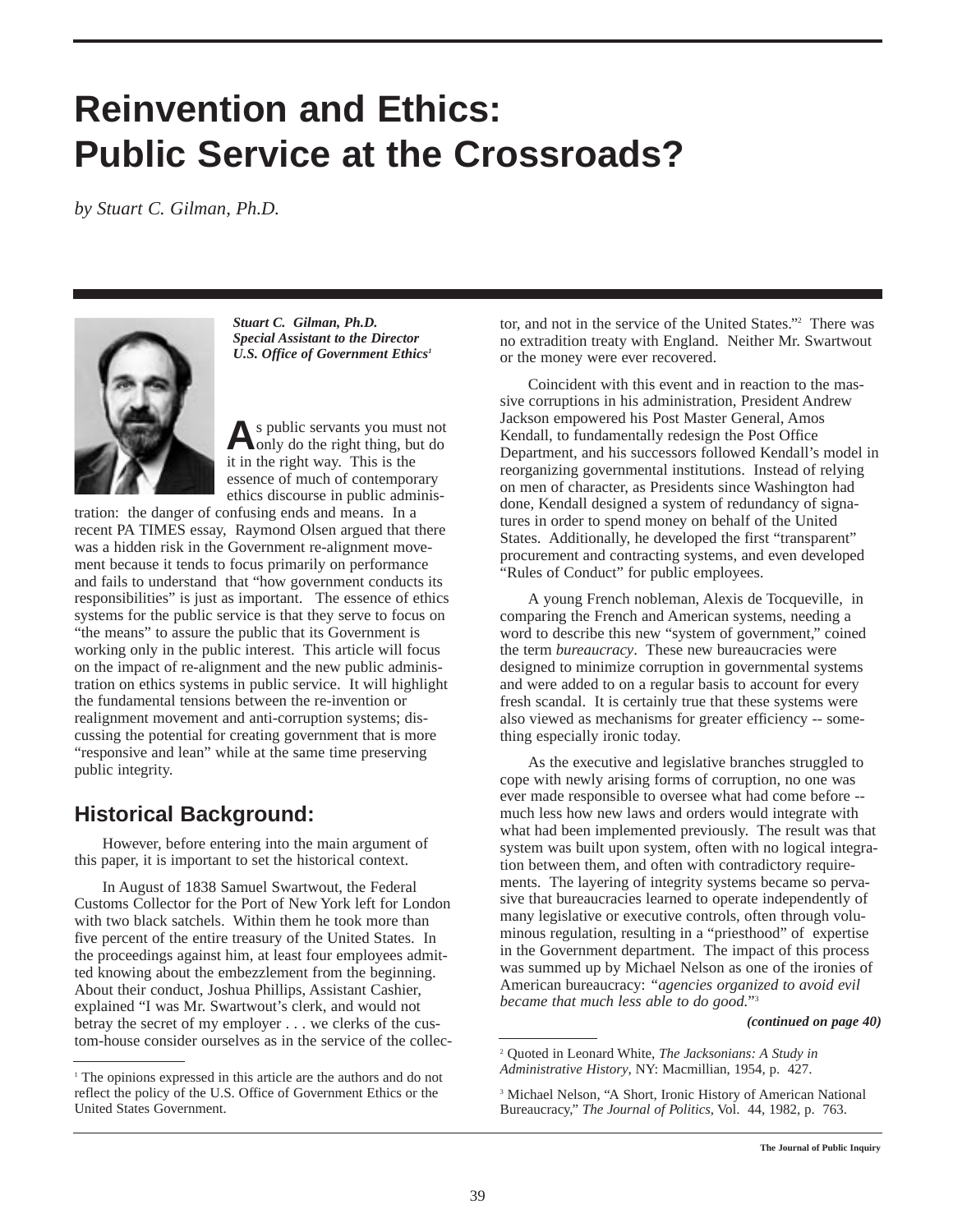# Reinvention and Ethics: Public Service at the Crossroads?

*by Stuart C. Gilman, Ph.D.*

***Stuart C. Gilman, Ph.D.***
***Special Assistant to the Director***
***U.S. Office of Government Ethics[1]***

As public servants you must not only do the right thing, but do it in the right way. This is the essence of much of contemporary ethics discourse in public administration: the danger of confusing ends and means. In a recent PA TIMES essay, Raymond Olsen argued that there was a hidden risk in the Government re-alignment movement because it tends to focus primarily on performance and fails to understand that "how government conducts its responsibilities" is just as important. The essence of ethics systems for the public service is that they serve to focus on "the means" to assure the public that its Government is working only in the public interest. This article will focus on the impact of re-alignment and the new public administration on ethics systems in public service. It will highlight the fundamental tensions between the re-invention or realignment movement and anti-corruption systems; discussing the potential for creating government that is more "responsive and lean" while at the same time preserving public integrity.

## Historical Background:

However, before entering into the main argument of this paper, it is important to set the historical context.

In August of 1838 Samuel Swartwout, the Federal Customs Collector for the Port of New York left for London with two black satchels. Within them he took more than five percent of the entire treasury of the United States. In the proceedings against him, at least four employees admitted knowing about the embezzlement from the beginning. About their conduct, Joshua Phillips, Assistant Cashier, explained "I was Mr. Swartwout's clerk, and would not betray the secret of my employer . . . we clerks of the custom-house consider ourselves as in the service of the collector, and not in the service of the United States."[2] There was no extradition treaty with England. Neither Mr. Swartwout or the money were ever recovered.

Coincident with this event and in reaction to the massive corruptions in his administration, President Andrew Jackson empowered his Post Master General, Amos Kendall, to fundamentally redesign the Post Office Department, and his successors followed Kendall's model in reorganizing governmental institutions. Instead of relying on men of character, as Presidents since Washington had done, Kendall designed a system of redundancy of signatures in order to spend money on behalf of the United States. Additionally, he developed the first "transparent" procurement and contracting systems, and even developed "Rules of Conduct" for public employees.

A young French nobleman, Alexis de Tocqueville, in comparing the French and American systems, needing a word to describe this new "system of government," coined the term *bureaucracy*. These new bureaucracies were designed to minimize corruption in governmental systems and were added to on a regular basis to account for every fresh scandal. It is certainly true that these systems were also viewed as mechanisms for greater efficiency -- something especially ironic today.

As the executive and legislative branches struggled to cope with newly arising forms of corruption, no one was ever made responsible to oversee what had come before -- much less how new laws and orders would integrate with what had been implemented previously. The result was that system was built upon system, often with no logical integration between them, and often with contradictory requirements. The layering of integrity systems became so pervasive that bureaucracies learned to operate independently of many legislative or executive controls, often through voluminous regulation, resulting in a "priesthood" of expertise in the Government department. The impact of this process was summed up by Michael Nelson as one of the ironies of American bureaucracy: *"agencies organized to avoid evil became that much less able to do good."*[3]

***(continued on page 40)***

---

[1] The opinions expressed in this article are the authors and do not reflect the policy of the U.S. Office of Government Ethics or the United States Government.

[2] Quoted in Leonard White, *The Jacksonians: A Study in Administrative History*, NY: Macmillian, 1954, p. 427.

[3] Michael Nelson, "A Short, Ironic History of American National Bureaucracy," *The Journal of Politics*, Vol. 44, 1982, p. 763.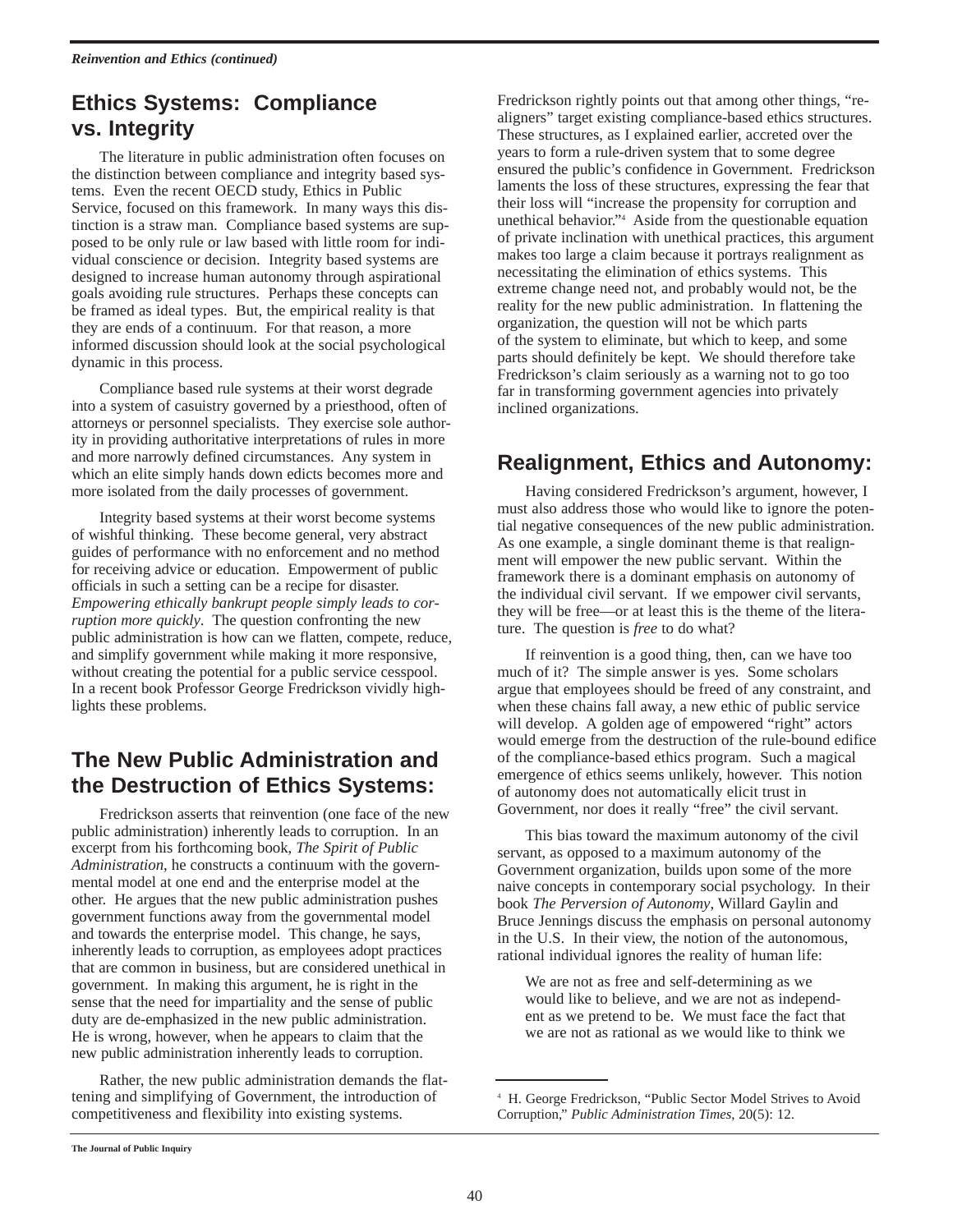## Ethics Systems: Compliance vs. Integrity

The literature in public administration often focuses on the distinction between compliance and integrity based systems. Even the recent OECD study, Ethics in Public Service, focused on this framework. In many ways this distinction is a straw man. Compliance based systems are supposed to be only rule or law based with little room for individual conscience or decision. Integrity based systems are designed to increase human autonomy through aspirational goals avoiding rule structures. Perhaps these concepts can be framed as ideal types. But, the empirical reality is that they are ends of a continuum. For that reason, a more informed discussion should look at the social psychological dynamic in this process.

Compliance based rule systems at their worst degrade into a system of casuistry governed by a priesthood, often of attorneys or personnel specialists. They exercise sole authority in providing authoritative interpretations of rules in more and more narrowly defined circumstances. Any system in which an elite simply hands down edicts becomes more and more isolated from the daily processes of government.

Integrity based systems at their worst become systems of wishful thinking. These become general, very abstract guides of performance with no enforcement and no method for receiving advice or education. Empowerment of public officials in such a setting can be a recipe for disaster. *Empowering ethically bankrupt people simply leads to corruption more quickly*. The question confronting the new public administration is how can we flatten, compete, reduce, and simplify government while making it more responsive, without creating the potential for a public service cesspool. In a recent book Professor George Fredrickson vividly highlights these problems.

## The New Public Administration and the Destruction of Ethics Systems:

Fredrickson asserts that reinvention (one face of the new public administration) inherently leads to corruption. In an excerpt from his forthcoming book, *The Spirit of Public Administration*, he constructs a continuum with the governmental model at one end and the enterprise model at the other. He argues that the new public administration pushes government functions away from the governmental model and towards the enterprise model. This change, he says, inherently leads to corruption, as employees adopt practices that are common in business, but are considered unethical in government. In making this argument, he is right in the sense that the need for impartiality and the sense of public duty are de-emphasized in the new public administration. He is wrong, however, when he appears to claim that the new public administration inherently leads to corruption.

Rather, the new public administration demands the flattening and simplifying of Government, the introduction of competitiveness and flexibility into existing systems. Fredrickson rightly points out that among other things, "re-aligners" target existing compliance-based ethics structures. These structures, as I explained earlier, accreted over the years to form a rule-driven system that to some degree ensured the public's confidence in Government. Fredrickson laments the loss of these structures, expressing the fear that their loss will "increase the propensity for corruption and unethical behavior."[4] Aside from the questionable equation of private inclination with unethical practices, this argument makes too large a claim because it portrays realignment as necessitating the elimination of ethics systems. This extreme change need not, and probably would not, be the reality for the new public administration. In flattening the organization, the question will not be which parts of the system to eliminate, but which to keep, and some parts should definitely be kept. We should therefore take Fredrickson's claim seriously as a warning not to go too far in transforming government agencies into privately inclined organizations.

## Realignment, Ethics and Autonomy:

Having considered Fredrickson's argument, however, I must also address those who would like to ignore the potential negative consequences of the new public administration. As one example, a single dominant theme is that realignment will empower the new public servant. Within the framework there is a dominant emphasis on autonomy of the individual civil servant. If we empower civil servants, they will be free—or at least this is the theme of the literature. The question is *free* to do what?

If reinvention is a good thing, then, can we have too much of it? The simple answer is yes. Some scholars argue that employees should be freed of any constraint, and when these chains fall away, a new ethic of public service will develop. A golden age of empowered "right" actors would emerge from the destruction of the rule-bound edifice of the compliance-based ethics program. Such a magical emergence of ethics seems unlikely, however. This notion of autonomy does not automatically elicit trust in Government, nor does it really "free" the civil servant.

This bias toward the maximum autonomy of the civil servant, as opposed to a maximum autonomy of the Government organization, builds upon some of the more naive concepts in contemporary social psychology. In their book *The Perversion of Autonomy*, Willard Gaylin and Bruce Jennings discuss the emphasis on personal autonomy in the U.S. In their view, the notion of the autonomous, rational individual ignores the reality of human life:

> We are not as free and self-determining as we would like to believe, and we are not as independent as we pretend to be. We must face the fact that we are not as rational as we would like to think we

---

[4] H. George Fredrickson, "Public Sector Model Strives to Avoid Corruption," *Public Administration Times*, 20(5): 12.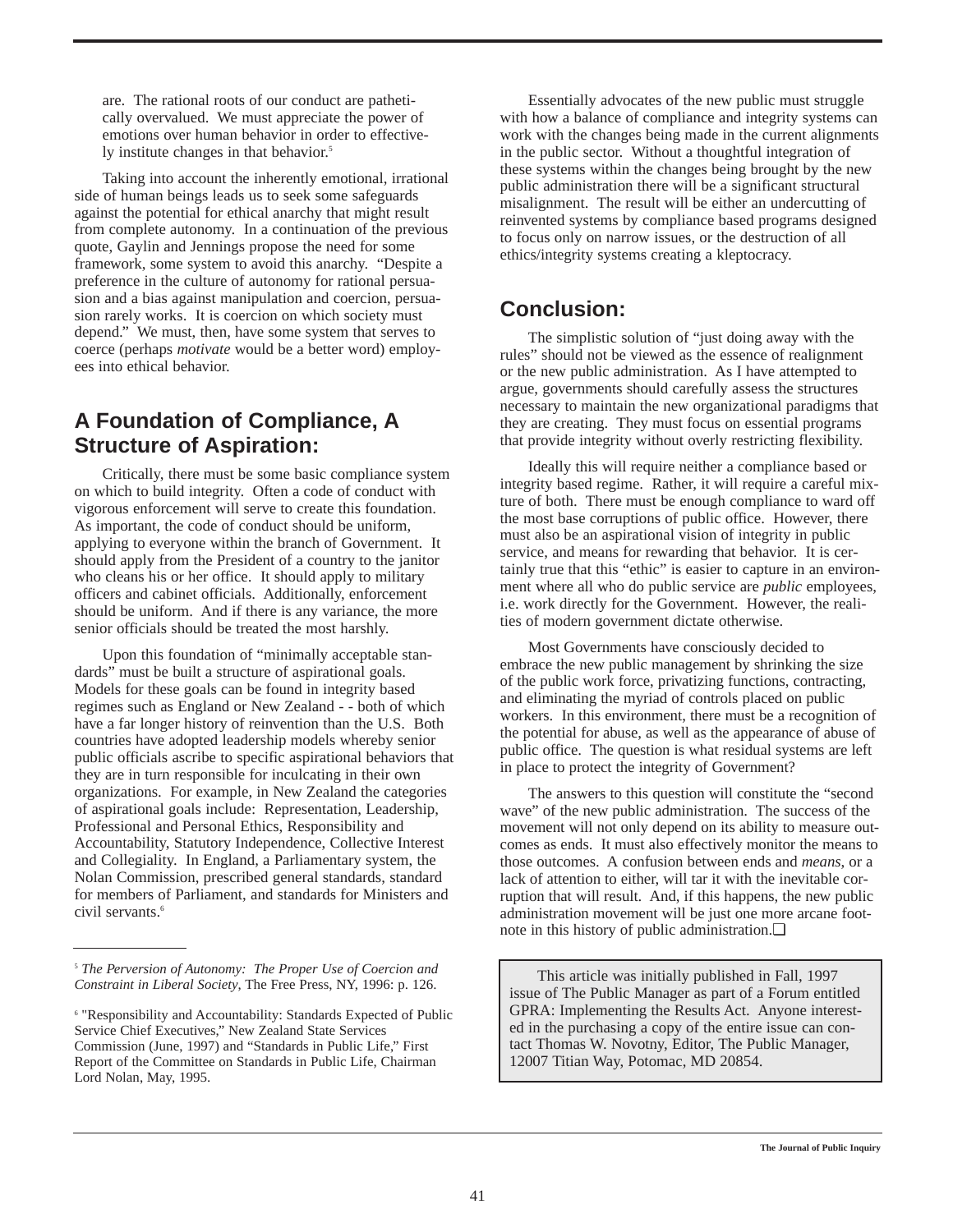are. The rational roots of our conduct are pathetically overvalued. We must appreciate the power of emotions over human behavior in order to effectively institute changes in that behavior.[5]

Taking into account the inherently emotional, irrational side of human beings leads us to seek some safeguards against the potential for ethical anarchy that might result from complete autonomy. In a continuation of the previous quote, Gaylin and Jennings propose the need for some framework, some system to avoid this anarchy. "Despite a preference in the culture of autonomy for rational persuasion and a bias against manipulation and coercion, persuasion rarely works. It is coercion on which society must depend." We must, then, have some system that serves to coerce (perhaps *motivate* would be a better word) employees into ethical behavior.

## A Foundation of Compliance, A Structure of Aspiration:

Critically, there must be some basic compliance system on which to build integrity. Often a code of conduct with vigorous enforcement will serve to create this foundation. As important, the code of conduct should be uniform, applying to everyone within the branch of Government. It should apply from the President of a country to the janitor who cleans his or her office. It should apply to military officers and cabinet officials. Additionally, enforcement should be uniform. And if there is any variance, the more senior officials should be treated the most harshly.

Upon this foundation of "minimally acceptable standards" must be built a structure of aspirational goals. Models for these goals can be found in integrity based regimes such as England or New Zealand - - both of which have a far longer history of reinvention than the U.S. Both countries have adopted leadership models whereby senior public officials ascribe to specific aspirational behaviors that they are in turn responsible for inculcating in their own organizations. For example, in New Zealand the categories of aspirational goals include: Representation, Leadership, Professional and Personal Ethics, Responsibility and Accountability, Statutory Independence, Collective Interest and Collegiality. In England, a Parliamentary system, the Nolan Commission, prescribed general standards, standard for members of Parliament, and standards for Ministers and civil servants.[6]

Essentially advocates of the new public must struggle with how a balance of compliance and integrity systems can work with the changes being made in the current alignments in the public sector. Without a thoughtful integration of these systems within the changes being brought by the new public administration there will be a significant structural misalignment. The result will be either an undercutting of reinvented systems by compliance based programs designed to focus only on narrow issues, or the destruction of all ethics/integrity systems creating a kleptocracy.

## Conclusion:

The simplistic solution of "just doing away with the rules" should not be viewed as the essence of realignment or the new public administration. As I have attempted to argue, governments should carefully assess the structures necessary to maintain the new organizational paradigms that they are creating. They must focus on essential programs that provide integrity without overly restricting flexibility.

Ideally this will require neither a compliance based or integrity based regime. Rather, it will require a careful mixture of both. There must be enough compliance to ward off the most base corruptions of public office. However, there must also be an aspirational vision of integrity in public service, and means for rewarding that behavior. It is certainly true that this "ethic" is easier to capture in an environment where all who do public service are *public* employees, i.e. work directly for the Government. However, the realities of modern government dictate otherwise.

Most Governments have consciously decided to embrace the new public management by shrinking the size of the public work force, privatizing functions, contracting, and eliminating the myriad of controls placed on public workers. In this environment, there must be a recognition of the potential for abuse, as well as the appearance of abuse of public office. The question is what residual systems are left in place to protect the integrity of Government?

The answers to this question will constitute the "second wave" of the new public administration. The success of the movement will not only depend on its ability to measure outcomes as ends. It must also effectively monitor the means to those outcomes. A confusion between ends and *means*, or a lack of attention to either, will tar it with the inevitable corruption that will result. And, if this happens, the new public administration movement will be just one more arcane footnote in this history of public administration.❑

> This article was initially published in Fall, 1997 issue of The Public Manager as part of a Forum entitled GPRA: Implementing the Results Act. Anyone interested in the purchasing a copy of the entire issue can contact Thomas W. Novotny, Editor, The Public Manager, 12007 Titian Way, Potomac, MD 20854.

---

[5] *The Perversion of Autonomy: The Proper Use of Coercion and Constraint in Liberal Society*, The Free Press, NY, 1996: p. 126.

[6] "Responsibility and Accountability: Standards Expected of Public Service Chief Executives," New Zealand State Services Commission (June, 1997) and "Standards in Public Life," First Report of the Committee on Standards in Public Life, Chairman Lord Nolan, May, 1995.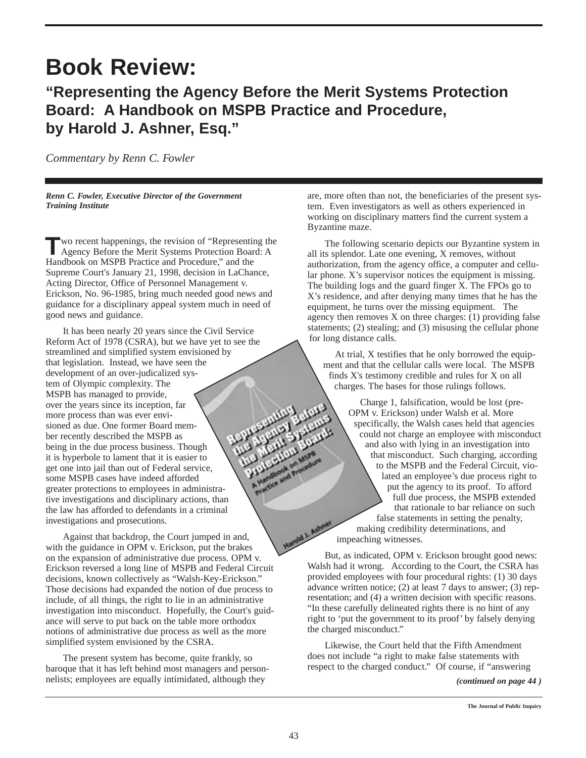# Book Review:

## "Representing the Agency Before the Merit Systems Protection Board: A Handbook on MSPB Practice and Procedure, by Harold J. Ashner, Esq."

*Commentary by Renn C. Fowler*

***Renn C. Fowler, Executive Director of the Government Training Institute***

Two recent happenings, the revision of "Representing the Agency Before the Merit Systems Protection Board: A Handbook on MSPB Practice and Procedure," and the Supreme Court's January 21, 1998, decision in LaChance, Acting Director, Office of Personnel Management v. Erickson, No. 96-1985, bring much needed good news and guidance for a disciplinary appeal system much in need of good news and guidance.

It has been nearly 20 years since the Civil Service Reform Act of 1978 (CSRA), but we have yet to see the streamlined and simplified system envisioned by that legislation. Instead, we have seen the development of an over-judicalized system of Olympic complexity. The MSPB has managed to provide, over the years since its inception, far more process than was ever envisioned as due. One former Board member recently described the MSPB as being in the due process business. Though it is hyperbole to lament that it is easier to get one into jail than out of Federal service, some MSPB cases have indeed afforded greater protections to employees in administrative investigations and disciplinary actions, than the law has afforded to defendants in a criminal investigations and prosecutions.

Against that backdrop, the Court jumped in and, with the guidance in OPM v. Erickson, put the brakes on the expansion of administrative due process. OPM v. Erickson reversed a long line of MSPB and Federal Circuit decisions, known collectively as "Walsh-Key-Erickson." Those decisions had expanded the notion of due process to include, of all things, the right to lie in an administrative investigation into misconduct. Hopefully, the Court's guidance will serve to put back on the table more orthodox notions of administrative due process as well as the more simplified system envisioned by the CSRA.

The present system has become, quite frankly, so baroque that it has left behind most managers and personnelists; employees are equally intimidated, although they are, more often than not, the beneficiaries of the present system. Even investigators as well as others experienced in working on disciplinary matters find the current system a Byzantine maze.

The following scenario depicts our Byzantine system in all its splendor. Late one evening, X removes, without authorization, from the agency office, a computer and cellular phone. X's supervisor notices the equipment is missing. The building logs and the guard finger X. The FPOs go to X's residence, and after denying many times that he has the equipment, he turns over the missing equipment. The agency then removes X on three charges: (1) providing false statements; (2) stealing; and (3) misusing the cellular phone for long distance calls.

At trial, X testifies that he only borrowed the equipment and that the cellular calls were local. The MSPB finds X's testimony credible and rules for X on all charges. The bases for those rulings follows.

Charge 1, falsification, would be lost (pre-OPM v. Erickson) under Walsh et al. More specifically, the Walsh cases held that agencies could not charge an employee with misconduct and also with lying in an investigation into that misconduct. Such charging, according to the MSPB and the Federal Circuit, violated an employee's due process right to put the agency to its proof. To afford full due process, the MSPB extended that rationale to bar reliance on such false statements in setting the penalty, making credibility determinations, and impeaching witnesses.

But, as indicated, OPM v. Erickson brought good news: Walsh had it wrong. According to the Court, the CSRA has provided employees with four procedural rights: (1) 30 days advance written notice; (2) at least 7 days to answer; (3) representation; and (4) a written decision with specific reasons. "In these carefully delineated rights there is no hint of any right to 'put the government to its proof' by falsely denying the charged misconduct."

Likewise, the Court held that the Fifth Amendment does not include "a right to make false statements with respect to the charged conduct." Of course, if "answering

***(continued on page 44 )***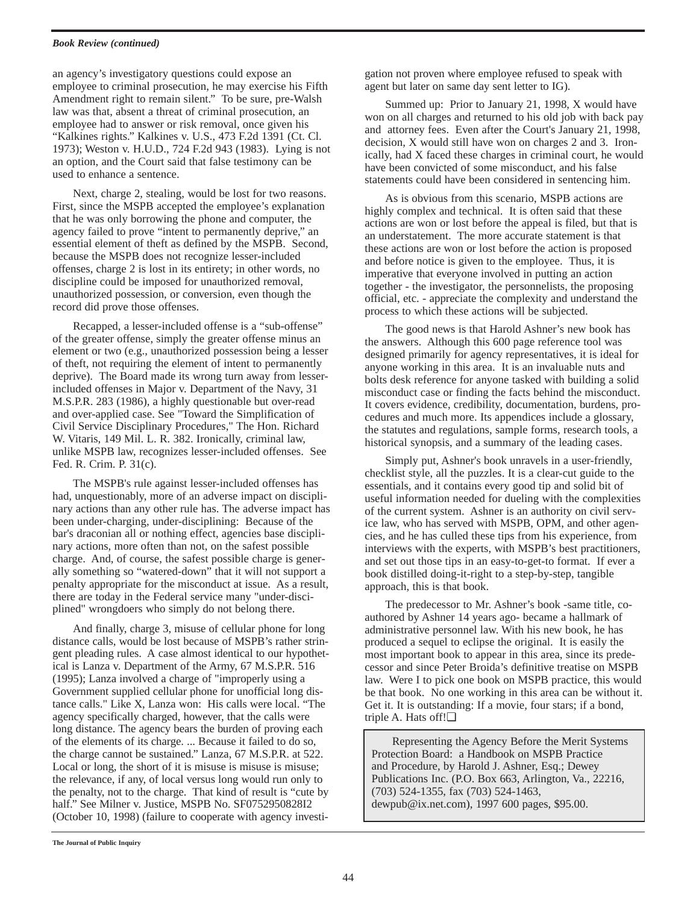*Book Review (continued)*

an agency's investigatory questions could expose an employee to criminal prosecution, he may exercise his Fifth Amendment right to remain silent." To be sure, pre-Walsh law was that, absent a threat of criminal prosecution, an employee had to answer or risk removal, once given his "Kalkines rights." Kalkines v. U.S., 473 F.2d 1391 (Ct. Cl. 1973); Weston v. H.U.D., 724 F.2d 943 (1983). Lying is not an option, and the Court said that false testimony can be used to enhance a sentence.

Next, charge 2, stealing, would be lost for two reasons. First, since the MSPB accepted the employee's explanation that he was only borrowing the phone and computer, the agency failed to prove "intent to permanently deprive," an essential element of theft as defined by the MSPB. Second, because the MSPB does not recognize lesser-included offenses, charge 2 is lost in its entirety; in other words, no discipline could be imposed for unauthorized removal, unauthorized possession, or conversion, even though the record did prove those offenses.

Recapped, a lesser-included offense is a "sub-offense" of the greater offense, simply the greater offense minus an element or two (e.g., unauthorized possession being a lesser of theft, not requiring the element of intent to permanently deprive). The Board made its wrong turn away from lesser-included offenses in Major v. Department of the Navy, 31 M.S.P.R. 283 (1986), a highly questionable but over-read and over-applied case. See "Toward the Simplification of Civil Service Disciplinary Procedures," The Hon. Richard W. Vitaris, 149 Mil. L. R. 382. Ironically, criminal law, unlike MSPB law, recognizes lesser-included offenses. See Fed. R. Crim. P. 31(c).

The MSPB's rule against lesser-included offenses has had, unquestionably, more of an adverse impact on disciplinary actions than any other rule has. The adverse impact has been under-charging, under-disciplining: Because of the bar's draconian all or nothing effect, agencies base disciplinary actions, more often than not, on the safest possible charge. And, of course, the safest possible charge is generally something so "watered-down" that it will not support a penalty appropriate for the misconduct at issue. As a result, there are today in the Federal service many "under-disciplined" wrongdoers who simply do not belong there.

And finally, charge 3, misuse of cellular phone for long distance calls, would be lost because of MSPB's rather stringent pleading rules. A case almost identical to our hypothetical is Lanza v. Department of the Army, 67 M.S.P.R. 516 (1995); Lanza involved a charge of "improperly using a Government supplied cellular phone for unofficial long distance calls." Like X, Lanza won: His calls were local. "The agency specifically charged, however, that the calls were long distance. The agency bears the burden of proving each of the elements of its charge. ... Because it failed to do so, the charge cannot be sustained." Lanza, 67 M.S.P.R. at 522. Local or long, the short of it is misuse is misuse is misuse; the relevance, if any, of local versus long would run only to the penalty, not to the charge. That kind of result is "cute by half." See Milner v. Justice, MSPB No. SF0752950828I2 (October 10, 1998) (failure to cooperate with agency investigation not proven where employee refused to speak with agent but later on same day sent letter to IG).

Summed up: Prior to January 21, 1998, X would have won on all charges and returned to his old job with back pay and attorney fees. Even after the Court's January 21, 1998, decision, X would still have won on charges 2 and 3. Ironically, had X faced these charges in criminal court, he would have been convicted of some misconduct, and his false statements could have been considered in sentencing him.

As is obvious from this scenario, MSPB actions are highly complex and technical. It is often said that these actions are won or lost before the appeal is filed, but that is an understatement. The more accurate statement is that these actions are won or lost before the action is proposed and before notice is given to the employee. Thus, it is imperative that everyone involved in putting an action together - the investigator, the personnelists, the proposing official, etc. - appreciate the complexity and understand the process to which these actions will be subjected.

The good news is that Harold Ashner's new book has the answers. Although this 600 page reference tool was designed primarily for agency representatives, it is ideal for anyone working in this area. It is an invaluable nuts and bolts desk reference for anyone tasked with building a solid misconduct case or finding the facts behind the misconduct. It covers evidence, credibility, documentation, burdens, procedures and much more. Its appendices include a glossary, the statutes and regulations, sample forms, research tools, a historical synopsis, and a summary of the leading cases.

Simply put, Ashner's book unravels in a user-friendly, checklist style, all the puzzles. It is a clear-cut guide to the essentials, and it contains every good tip and solid bit of useful information needed for dueling with the complexities of the current system. Ashner is an authority on civil service law, who has served with MSPB, OPM, and other agencies, and he has culled these tips from his experience, from interviews with the experts, with MSPB's best practitioners, and set out those tips in an easy-to-get-to format. If ever a book distilled doing-it-right to a step-by-step, tangible approach, this is that book.

The predecessor to Mr. Ashner's book -same title, co-authored by Ashner 14 years ago- became a hallmark of administrative personnel law. With his new book, he has produced a sequel to eclipse the original. It is easily the most important book to appear in this area, since its predecessor and since Peter Broida's definitive treatise on MSPB law. Were I to pick one book on MSPB practice, this would be that book. No one working in this area can be without it. Get it. It is outstanding: If a movie, four stars; if a bond, triple A. Hats off!❑

Representing the Agency Before the Merit Systems Protection Board: a Handbook on MSPB Practice and Procedure, by Harold J. Ashner, Esq.; Dewey Publications Inc. (P.O. Box 663, Arlington, Va., 22216, (703) 524-1355, fax (703) 524-1463, dewpub@ix.net.com), 1997 600 pages, $95.00.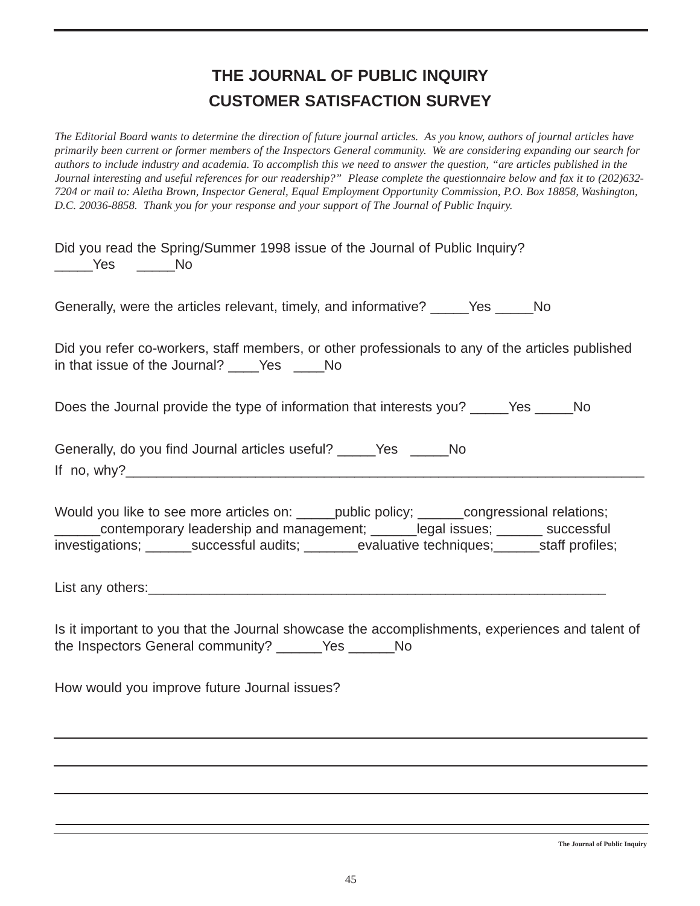# THE JOURNAL OF PUBLIC INQUIRY
## CUSTOMER SATISFACTION SURVEY

*The Editorial Board wants to determine the direction of future journal articles. As you know, authors of journal articles have primarily been current or former members of the Inspectors General community. We are considering expanding our search for authors to include industry and academia. To accomplish this we need to answer the question, "are articles published in the Journal interesting and useful references for our readership?" Please complete the questionnaire below and fax it to (202)632-7204 or mail to: Aletha Brown, Inspector General, Equal Employment Opportunity Commission, P.O. Box 18858, Washington, D.C. 20036-8858. Thank you for your response and your support of The Journal of Public Inquiry.*

Did you read the Spring/Summer 1998 issue of the Journal of Public Inquiry?
_____Yes _____No

Generally, were the articles relevant, timely, and informative? _____Yes _____No

Did you refer co-workers, staff members, or other professionals to any of the articles published in that issue of the Journal? ____Yes ____No

Does the Journal provide the type of information that interests you? _____Yes _____No

Generally, do you find Journal articles useful? _____Yes _____No
If no, why?______________________________________________________________________

Would you like to see more articles on: _____public policy; ______congressional relations; ______contemporary leadership and management; ______legal issues; ______ successful investigations; ______successful audits; _______evaluative techniques;______staff profiles;

List any others:____________________________________________________________

Is it important to you that the Journal showcase the accomplishments, experiences and talent of the Inspectors General community? ______Yes ______No

How would you improve future Journal issues?

______________________________________________________________________________

______________________________________________________________________________

______________________________________________________________________________

______________________________________________________________________________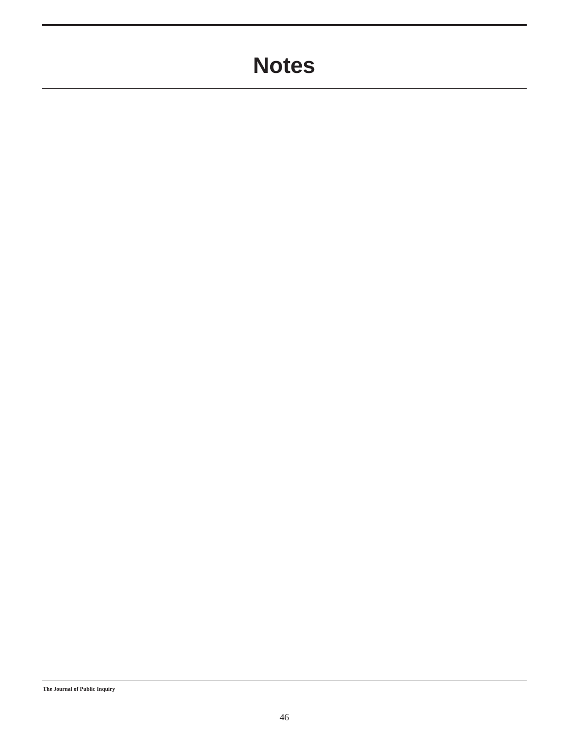# Notes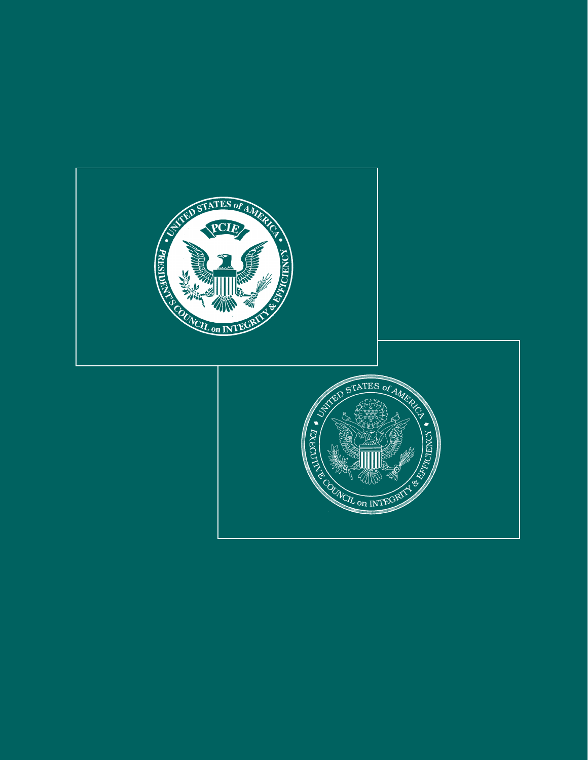UNITED STATES of AMERICA

PCIE

PRESIDENT'S COUNCIL on INTEGRITY & EFFICIENCY

UNITED STATES of AMERICA

EXECUTIVE COUNCIL on INTEGRITY & EFFICIENCY